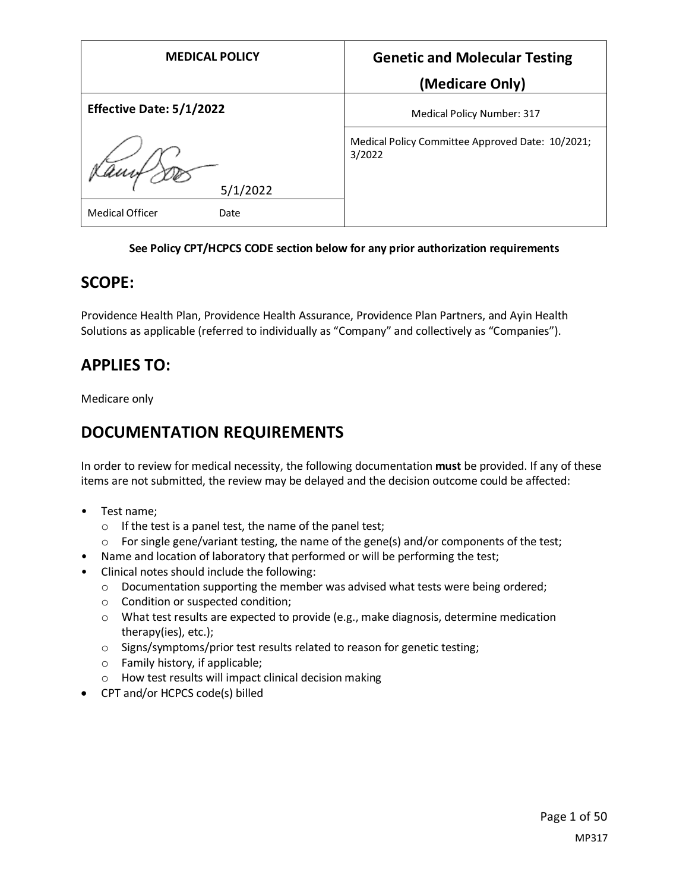| MEDICAL POLICY | Genetic and Molecular Testing (Medicare Only) |
|---|---|
| **Effective Date: 5/1/2022** | Medical Policy Number: 317 |
| 5/1/2022 | Medical Policy Committee Approved Date: 10/2021; 3/2022 |
| Medical Officer Date | |

**See Policy CPT/HCPCS CODE section below for any prior authorization requirements**

## SCOPE:

Providence Health Plan, Providence Health Assurance, Providence Plan Partners, and Ayin Health Solutions as applicable (referred to individually as "Company" and collectively as "Companies").

## APPLIES TO:

Medicare only

## DOCUMENTATION REQUIREMENTS

In order to review for medical necessity, the following documentation **must** be provided. If any of these items are not submitted, the review may be delayed and the decision outcome could be affected:

- Test name;
  - If the test is a panel test, the name of the panel test;
  - For single gene/variant testing, the name of the gene(s) and/or components of the test;
- Name and location of laboratory that performed or will be performing the test;
- Clinical notes should include the following:
  - Documentation supporting the member was advised what tests were being ordered;
  - Condition or suspected condition;
  - What test results are expected to provide (e.g., make diagnosis, determine medication therapy(ies), etc.);
  - Signs/symptoms/prior test results related to reason for genetic testing;
  - Family history, if applicable;
  - How test results will impact clinical decision making
- CPT and/or HCPCS code(s) billed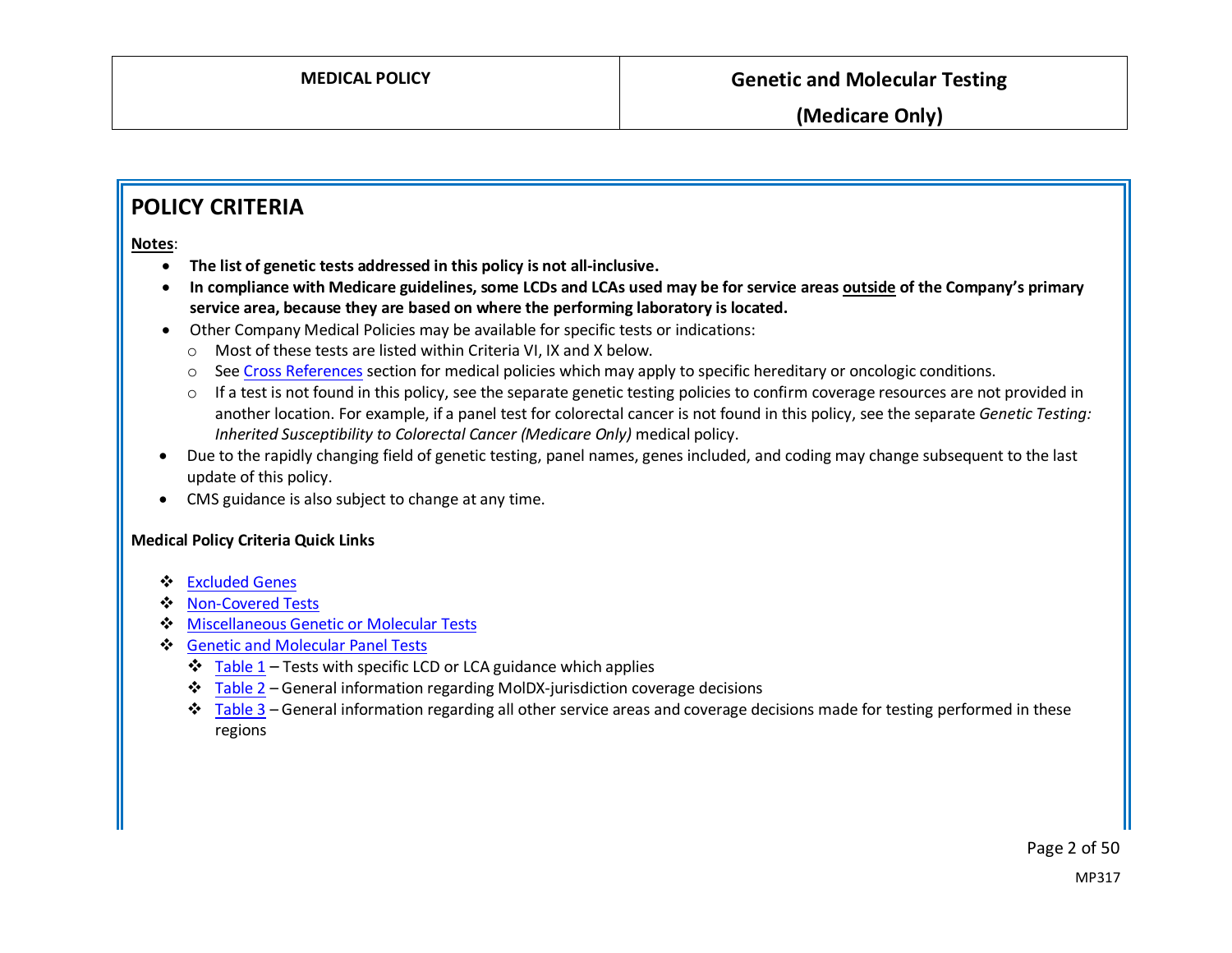# POLICY CRITERIA

**<u>Notes</u>**:

- **The list of genetic tests addressed in this policy is not all-inclusive.**
- **In compliance with Medicare guidelines, some LCDs and LCAs used may be for service areas <u>outside</u> of the Company's primary service area, because they are based on where the performing laboratory is located.**
- Other Company Medical Policies may be available for specific tests or indications:
  - Most of these tests are listed within Criteria VI, IX and X below.
  - See Cross References section for medical policies which may apply to specific hereditary or oncologic conditions.
  - If a test is not found in this policy, see the separate genetic testing policies to confirm coverage resources are not provided in another location. For example, if a panel test for colorectal cancer is not found in this policy, see the separate *Genetic Testing: Inherited Susceptibility to Colorectal Cancer (Medicare Only)* medical policy.
- Due to the rapidly changing field of genetic testing, panel names, genes included, and coding may change subsequent to the last update of this policy.
- CMS guidance is also subject to change at any time.

**Medical Policy Criteria Quick Links**

- Excluded Genes
- Non-Covered Tests
- Miscellaneous Genetic or Molecular Tests
- Genetic and Molecular Panel Tests
  - Table 1 – Tests with specific LCD or LCA guidance which applies
  - Table 2 – General information regarding MolDX-jurisdiction coverage decisions
  - Table 3 – General information regarding all other service areas and coverage decisions made for testing performed in these regions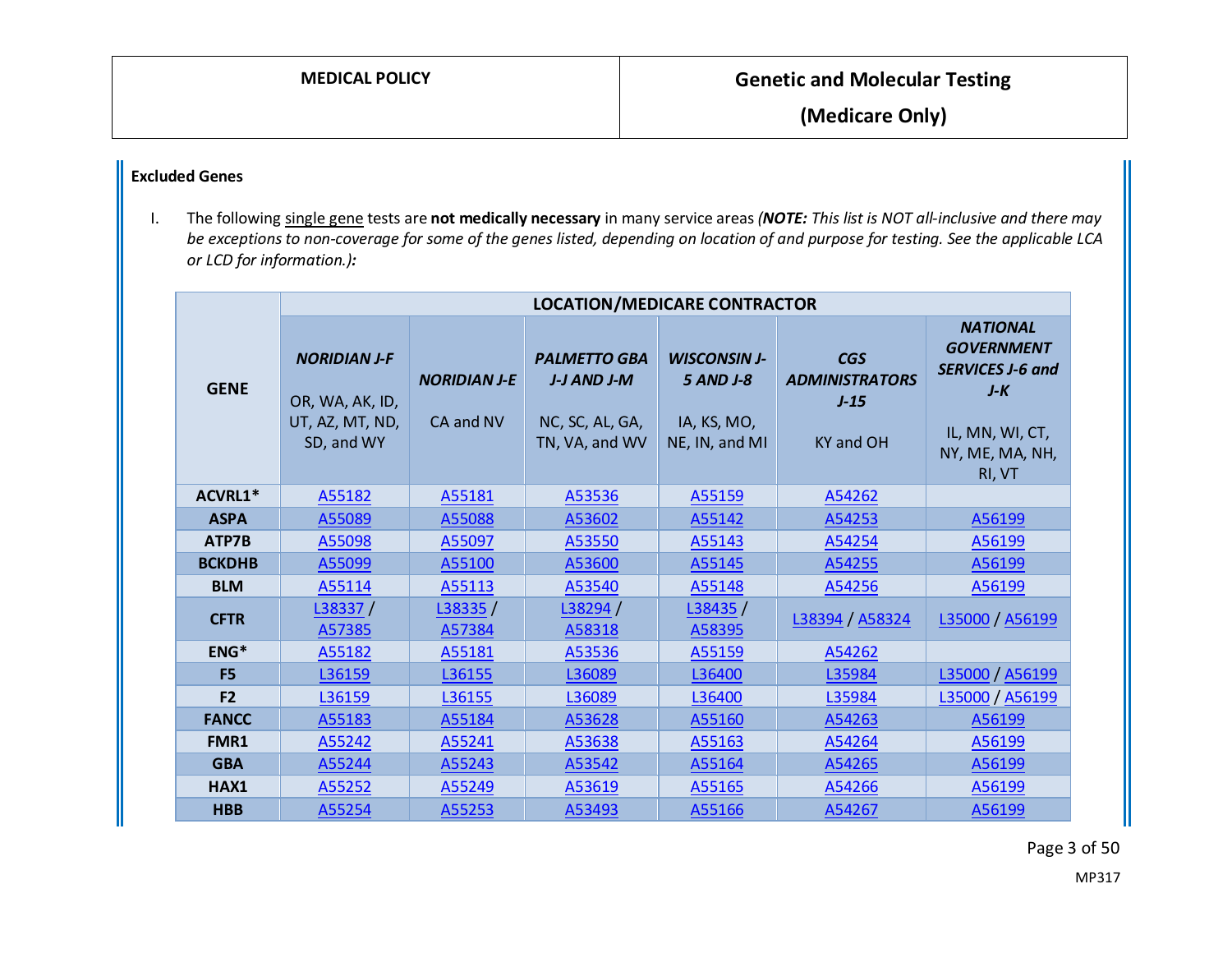## Excluded Genes

I. The following <u>single gene</u> tests are **not medically necessary** in many service areas *(**NOTE:** This list is NOT all-inclusive and there may be exceptions to non-coverage for some of the genes listed, depending on location of and purpose for testing. See the applicable LCA or LCD for information.)**:***

| GENE | LOCATION/MEDICARE CONTRACTOR | | | | | |
|---|---|---|---|---|---|---|
| | ***NORIDIAN J-F*** OR, WA, AK, ID, UT, AZ, MT, ND, SD, and WY | ***NORIDIAN J-E*** CA and NV | ***PALMETTO GBA J-J AND J-M*** NC, SC, AL, GA, TN, VA, and WV | ***WISCONSIN J-5 AND J-8*** IA, KS, MO, NE, IN, and MI | ***CGS ADMINISTRATORS J-15*** KY and OH | ***NATIONAL GOVERNMENT SERVICES J-6 and J-K*** IL, MN, WI, CT, NY, ME, MA, NH, RI, VT |
| **ACVRL1*** | A55182 | A55181 | A53536 | A55159 | A54262 | |
| **ASPA** | A55089 | A55088 | A53602 | A55142 | A54253 | A56199 |
| **ATP7B** | A55098 | A55097 | A53550 | A55143 | A54254 | A56199 |
| **BCKDHB** | A55099 | A55100 | A53600 | A55145 | A54255 | A56199 |
| **BLM** | A55114 | A55113 | A53540 | A55148 | A54256 | A56199 |
| **CFTR** | L38337 / A57385 | L38335 / A57384 | L38294 / A58318 | L38435 / A58395 | L38394 / A58324 | L35000 / A56199 |
| **ENG*** | A55182 | A55181 | A53536 | A55159 | A54262 | |
| **F5** | L36159 | L36155 | L36089 | L36400 | L35984 | L35000 / A56199 |
| **F2** | L36159 | L36155 | L36089 | L36400 | L35984 | L35000 / A56199 |
| **FANCC** | A55183 | A55184 | A53628 | A55160 | A54263 | A56199 |
| **FMR1** | A55242 | A55241 | A53638 | A55163 | A54264 | A56199 |
| **GBA** | A55244 | A55243 | A53542 | A55164 | A54265 | A56199 |
| **HAX1** | A55252 | A55249 | A53619 | A55165 | A54266 | A56199 |
| **HBB** | A55254 | A55253 | A53493 | A55166 | A54267 | A56199 |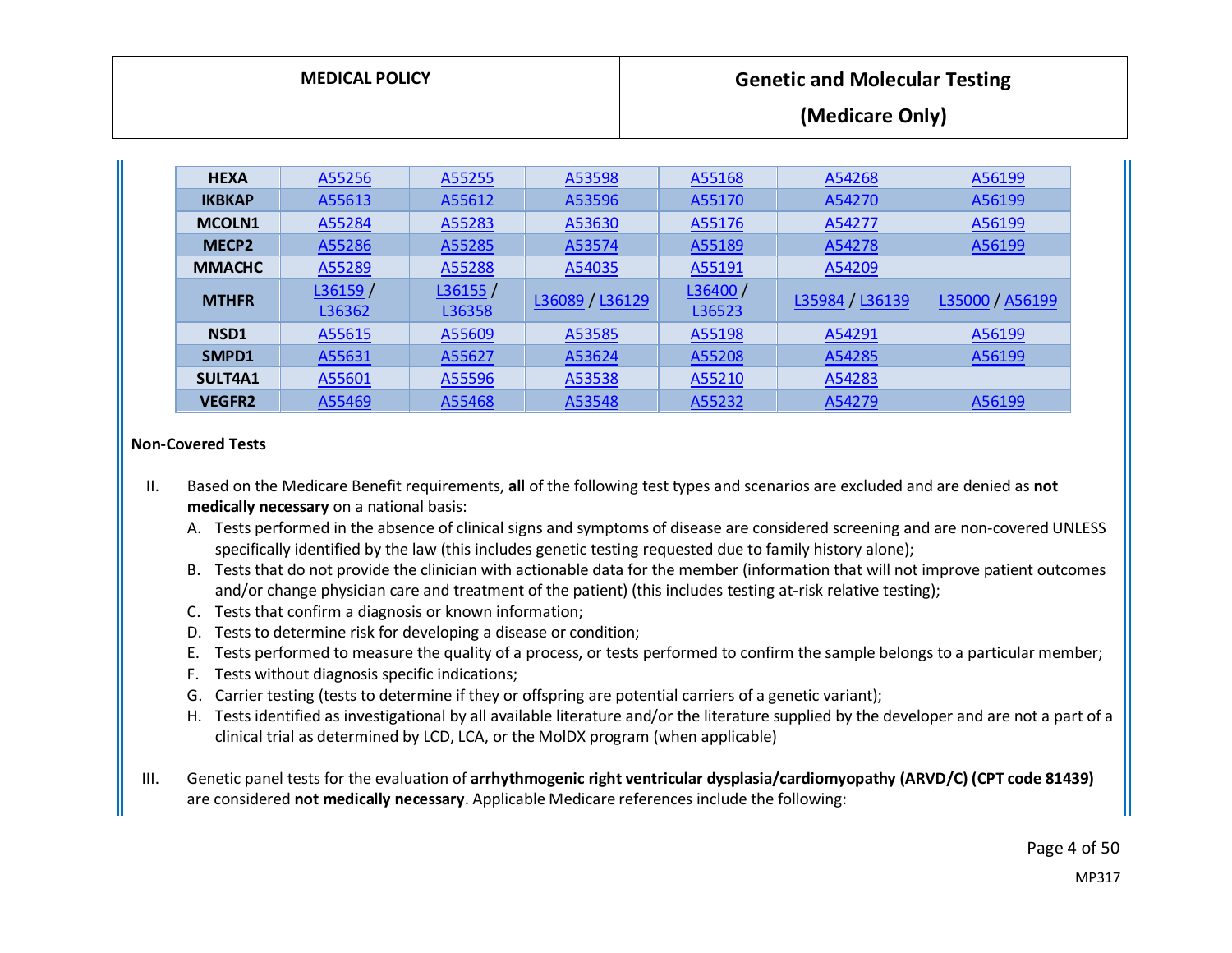| HEXA | A55256 | A55255 | A53598 | A55168 | A54268 | A56199 |
|---|---|---|---|---|---|---|
| IKBKAP | A55613 | A55612 | A53596 | A55170 | A54270 | A56199 |
| MCOLN1 | A55284 | A55283 | A53630 | A55176 | A54277 | A56199 |
| MECP2 | A55286 | A55285 | A53574 | A55189 | A54278 | A56199 |
| MMACHC | A55289 | A55288 | A54035 | A55191 | A54209 | |
| MTHFR | L36159 / L36362 | L36155 / L36358 | L36089 / L36129 | L36400 / L36523 | L35984 / L36139 | L35000 / A56199 |
| NSD1 | A55615 | A55609 | A53585 | A55198 | A54291 | A56199 |
| SMPD1 | A55631 | A55627 | A53624 | A55208 | A54285 | A56199 |
| SULT4A1 | A55601 | A55596 | A53538 | A55210 | A54283 | |
| VEGFR2 | A55469 | A55468 | A53548 | A55232 | A54279 | A56199 |

**Non-Covered Tests**

II. Based on the Medicare Benefit requirements, **all** of the following test types and scenarios are excluded and are denied as **not medically necessary** on a national basis:
   A. Tests performed in the absence of clinical signs and symptoms of disease are considered screening and are non-covered UNLESS specifically identified by the law (this includes genetic testing requested due to family history alone);
   B. Tests that do not provide the clinician with actionable data for the member (information that will not improve patient outcomes and/or change physician care and treatment of the patient) (this includes testing at-risk relative testing);
   C. Tests that confirm a diagnosis or known information;
   D. Tests to determine risk for developing a disease or condition;
   E. Tests performed to measure the quality of a process, or tests performed to confirm the sample belongs to a particular member;
   F. Tests without diagnosis specific indications;
   G. Carrier testing (tests to determine if they or offspring are potential carriers of a genetic variant);
   H. Tests identified as investigational by all available literature and/or the literature supplied by the developer and are not a part of a clinical trial as determined by LCD, LCA, or the MolDX program (when applicable)

III. Genetic panel tests for the evaluation of **arrhythmogenic right ventricular dysplasia/cardiomyopathy (ARVD/C) (CPT code 81439)** are considered **not medically necessary**. Applicable Medicare references include the following: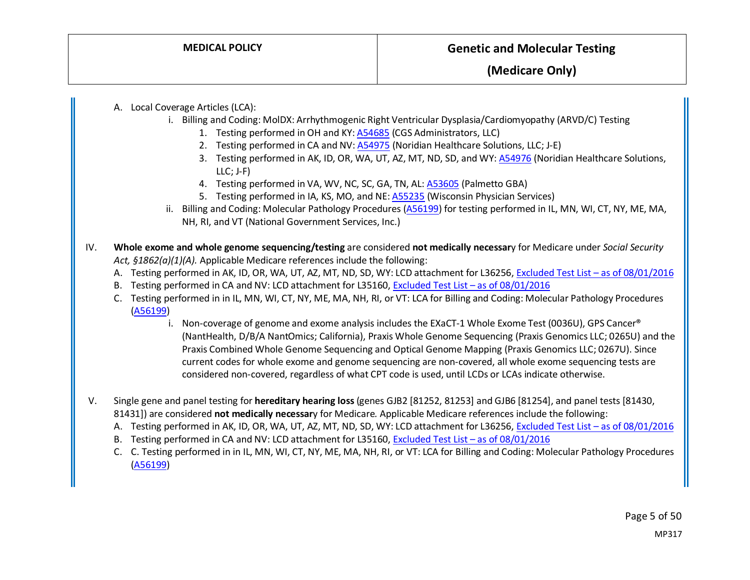A. Local Coverage Articles (LCA):
   i. Billing and Coding: MolDX: Arrhythmogenic Right Ventricular Dysplasia/Cardiomyopathy (ARVD/C) Testing
      1. Testing performed in OH and KY: A54685 (CGS Administrators, LLC)
      2. Testing performed in CA and NV: A54975 (Noridian Healthcare Solutions, LLC; J-E)
      3. Testing performed in AK, ID, OR, WA, UT, AZ, MT, ND, SD, and WY: A54976 (Noridian Healthcare Solutions, LLC; J-F)
      4. Testing performed in VA, WV, NC, SC, GA, TN, AL: A53605 (Palmetto GBA)
      5. Testing performed in IA, KS, MO, and NE: A55235 (Wisconsin Physician Services)
   ii. Billing and Coding: Molecular Pathology Procedures (A56199) for testing performed in IL, MN, WI, CT, NY, ME, MA, NH, RI, and VT (National Government Services, Inc.)

IV. **Whole exome and whole genome sequencing/testing** are considered **not medically necessar**y for Medicare under *Social Security Act, §1862(a)(1)(A).* Applicable Medicare references include the following:
   A. Testing performed in AK, ID, OR, WA, UT, AZ, MT, ND, SD, WY: LCD attachment for L36256, Excluded Test List – as of 08/01/2016
   B. Testing performed in CA and NV: LCD attachment for L35160, Excluded Test List – as of 08/01/2016
   C. Testing performed in in IL, MN, WI, CT, NY, ME, MA, NH, RI, or VT: LCA for Billing and Coding: Molecular Pathology Procedures (A56199)
      i. Non-coverage of genome and exome analysis includes the EXaCT-1 Whole Exome Test (0036U), GPS Cancer® (NantHealth, D/B/A NantOmics; California), Praxis Whole Genome Sequencing (Praxis Genomics LLC; 0265U) and the Praxis Combined Whole Genome Sequencing and Optical Genome Mapping (Praxis Genomics LLC; 0267U). Since current codes for whole exome and genome sequencing are non-covered, all whole exome sequencing tests are considered non-covered, regardless of what CPT code is used, until LCDs or LCAs indicate otherwise.

V. Single gene and panel testing for **hereditary hearing loss** (genes GJB2 [81252, 81253] and GJB6 [81254], and panel tests [81430, 81431]) are considered **not medically necessar**y for Medicare. Applicable Medicare references include the following:
   A. Testing performed in AK, ID, OR, WA, UT, AZ, MT, ND, SD, WY: LCD attachment for L36256, Excluded Test List – as of 08/01/2016
   B. Testing performed in CA and NV: LCD attachment for L35160, Excluded Test List – as of 08/01/2016
   C. C. Testing performed in in IL, MN, WI, CT, NY, ME, MA, NH, RI, or VT: LCA for Billing and Coding: Molecular Pathology Procedures (A56199)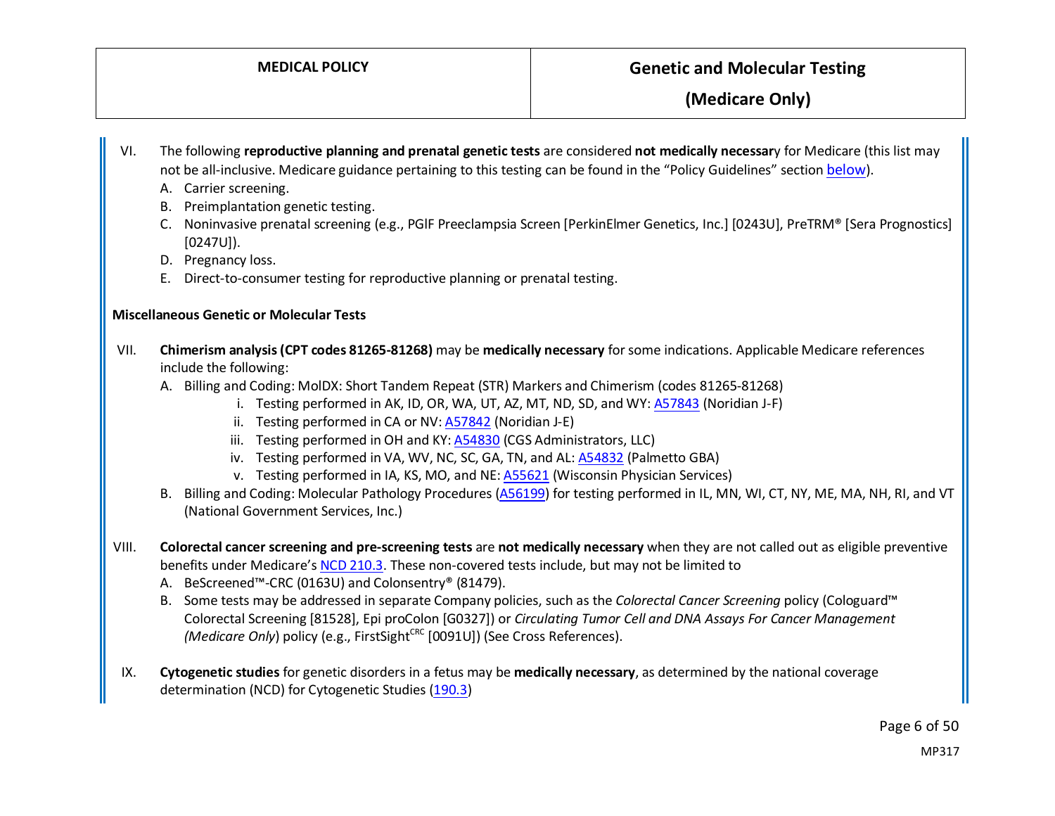VI. The following **reproductive planning and prenatal genetic tests** are considered **not medically necessar**y for Medicare (this list may not be all-inclusive. Medicare guidance pertaining to this testing can be found in the "Policy Guidelines" section below).

   A. Carrier screening.
   B. Preimplantation genetic testing.
   C. Noninvasive prenatal screening (e.g., PGlF Preeclampsia Screen [PerkinElmer Genetics, Inc.] [0243U], PreTRM® [Sera Prognostics] [0247U]).
   D. Pregnancy loss.
   E. Direct-to-consumer testing for reproductive planning or prenatal testing.

**Miscellaneous Genetic or Molecular Tests**

VII. **Chimerism analysis (CPT codes 81265-81268)** may be **medically necessary** for some indications. Applicable Medicare references include the following:

   A. Billing and Coding: MolDX: Short Tandem Repeat (STR) Markers and Chimerism (codes 81265-81268)
      i. Testing performed in AK, ID, OR, WA, UT, AZ, MT, ND, SD, and WY: A57843 (Noridian J-F)
      ii. Testing performed in CA or NV: A57842 (Noridian J-E)
      iii. Testing performed in OH and KY: A54830 (CGS Administrators, LLC)
      iv. Testing performed in VA, WV, NC, SC, GA, TN, and AL: A54832 (Palmetto GBA)
      v. Testing performed in IA, KS, MO, and NE: A55621 (Wisconsin Physician Services)
   B. Billing and Coding: Molecular Pathology Procedures (A56199) for testing performed in IL, MN, WI, CT, NY, ME, MA, NH, RI, and VT (National Government Services, Inc.)

VIII. **Colorectal cancer screening and pre-screening tests** are **not medically necessary** when they are not called out as eligible preventive benefits under Medicare's NCD 210.3. These non-covered tests include, but may not be limited to

   A. BeScreened™-CRC (0163U) and Colonsentry® (81479).
   B. Some tests may be addressed in separate Company policies, such as the *Colorectal Cancer Screening* policy (Cologuard™ Colorectal Screening [81528], Epi proColon [G0327]) or *Circulating Tumor Cell and DNA Assays For Cancer Management (Medicare Only*) policy (e.g., FirstSight[CRC] [0091U]) (See Cross References).

IX. **Cytogenetic studies** for genetic disorders in a fetus may be **medically necessary**, as determined by the national coverage determination (NCD) for Cytogenetic Studies (190.3)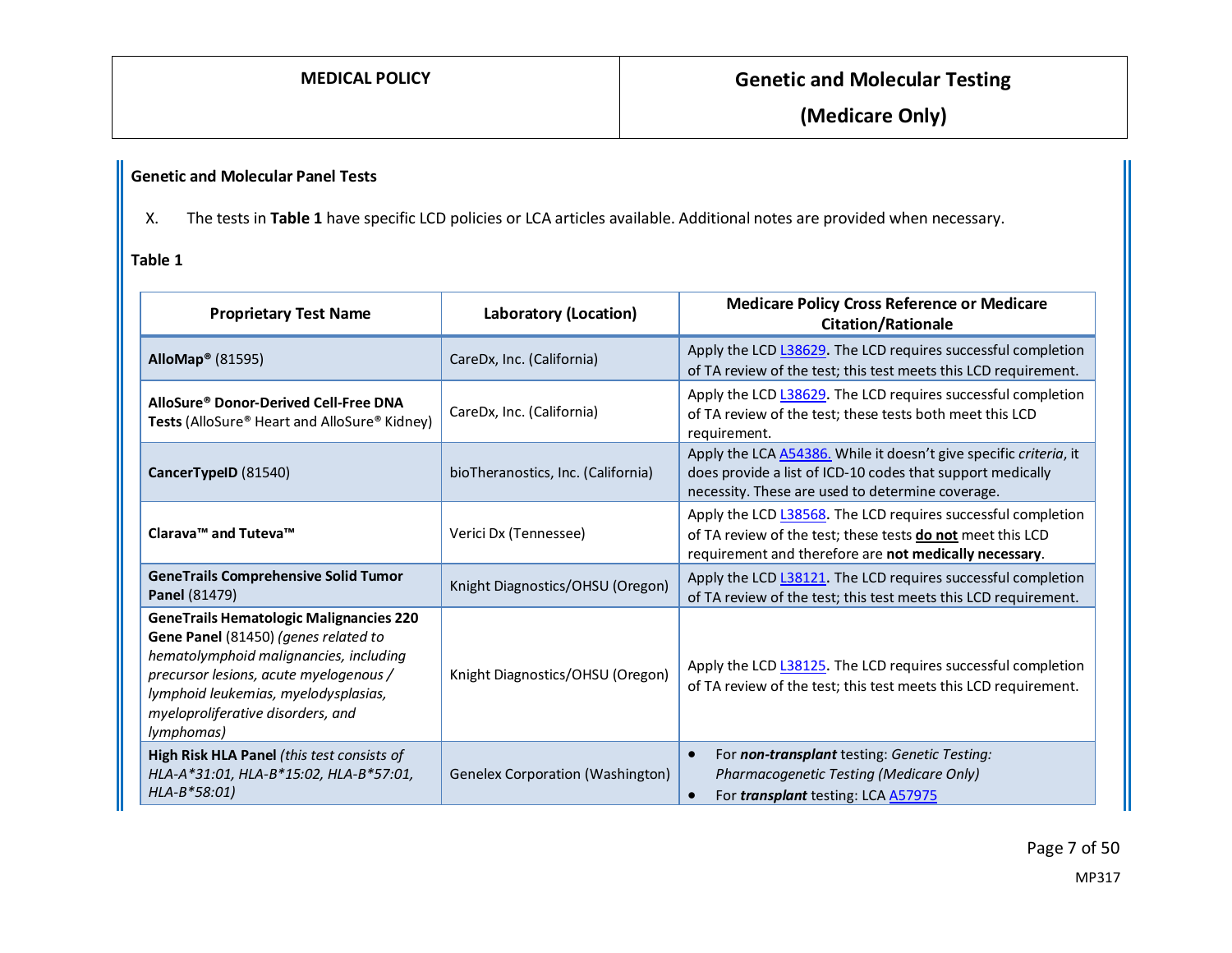**Genetic and Molecular Panel Tests**

X. The tests in **Table 1** have specific LCD policies or LCA articles available. Additional notes are provided when necessary.

**Table 1**

| Proprietary Test Name | Laboratory (Location) | Medicare Policy Cross Reference or Medicare Citation/Rationale |
|---|---|---|
| **AlloMap®** (81595) | CareDx, Inc. (California) | Apply the LCD L38629. The LCD requires successful completion of TA review of the test; this test meets this LCD requirement. |
| **AlloSure® Donor-Derived Cell-Free DNA Tests** (AlloSure® Heart and AlloSure® Kidney) | CareDx, Inc. (California) | Apply the LCD L38629. The LCD requires successful completion of TA review of the test; these tests both meet this LCD requirement. |
| **CancerTypeID** (81540) | bioTheranostics, Inc. (California) | Apply the LCA A54386. While it doesn't give specific *criteria*, it does provide a list of ICD-10 codes that support medically necessity. These are used to determine coverage. |
| **Clarava™ and Tuteva™** | Verici Dx (Tennessee) | Apply the LCD L38568. The LCD requires successful completion of TA review of the test; these tests **do not** meet this LCD requirement and therefore are **not medically necessary**. |
| **GeneTrails Comprehensive Solid Tumor Panel** (81479) | Knight Diagnostics/OHSU (Oregon) | Apply the LCD L38121. The LCD requires successful completion of TA review of the test; this test meets this LCD requirement. |
| **GeneTrails Hematologic Malignancies 220 Gene Panel** (81450) *(genes related to hematolymphoid malignancies, including precursor lesions, acute myelogenous / lymphoid leukemias, myelodysplasias, myeloproliferative disorders, and lymphomas)* | Knight Diagnostics/OHSU (Oregon) | Apply the LCD L38125. The LCD requires successful completion of TA review of the test; this test meets this LCD requirement. |
| **High Risk HLA Panel** *(this test consists of HLA-A*31:01, HLA-B*15:02, HLA-B*57:01, HLA-B*58:01)* | Genelex Corporation (Washington) | • For ***non-transplant*** testing: *Genetic Testing: Pharmacogenetic Testing (Medicare Only)* <br> • For ***transplant*** testing: LCA A57975 |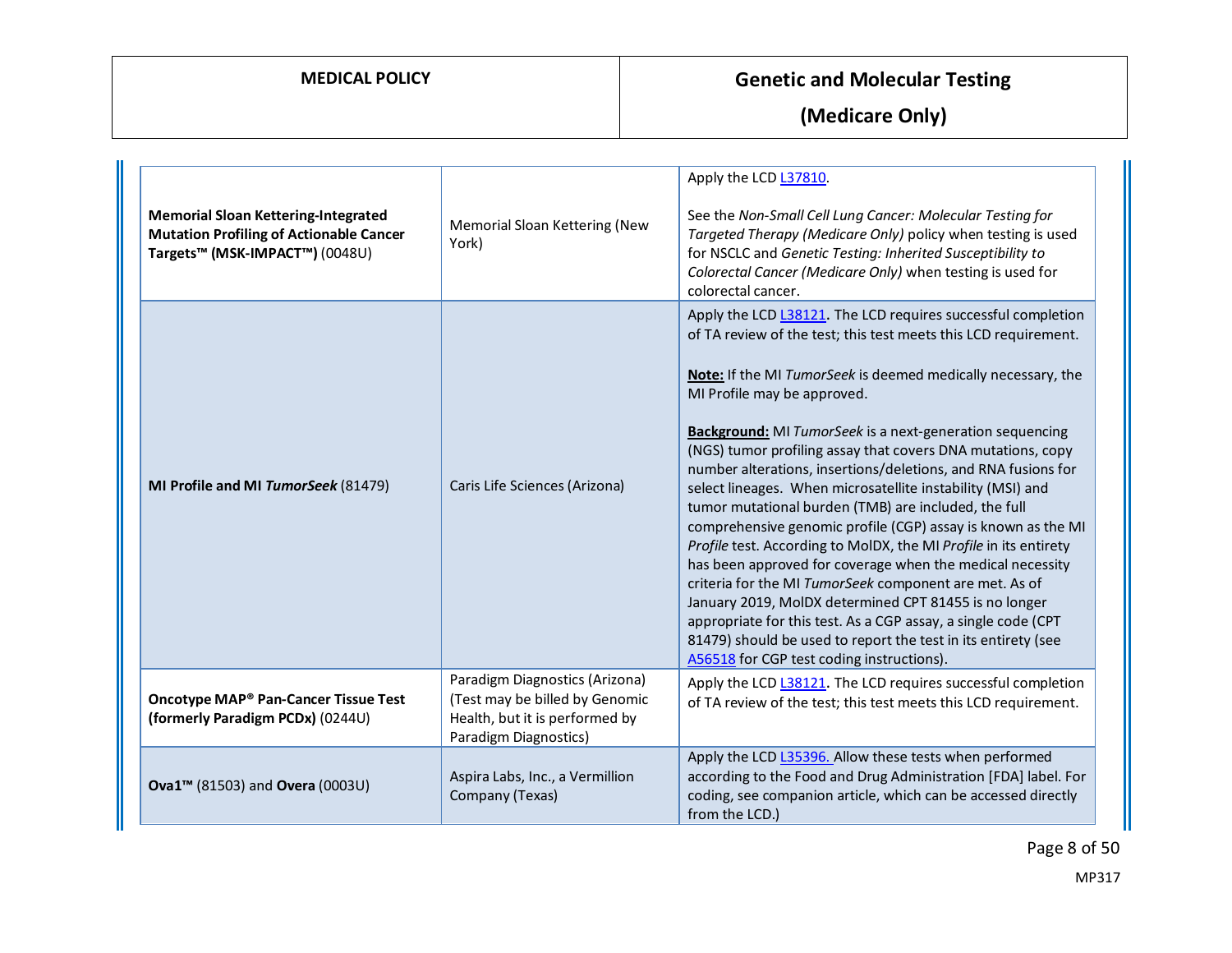| | | |
|---|---|---|
| **Memorial Sloan Kettering-Integrated Mutation Profiling of Actionable Cancer Targets™ (MSK-IMPACT™)** (0048U) | Memorial Sloan Kettering (New York) | Apply the LCD L37810.<br><br>See the *Non-Small Cell Lung Cancer: Molecular Testing for Targeted Therapy (Medicare Only)* policy when testing is used for NSCLC and *Genetic Testing: Inherited Susceptibility to Colorectal Cancer (Medicare Only)* when testing is used for colorectal cancer. |
| **MI Profile and MI *TumorSeek*** (81479) | Caris Life Sciences (Arizona) | Apply the LCD L38121. The LCD requires successful completion of TA review of the test; this test meets this LCD requirement.<br><br>**Note:** If the MI *TumorSeek* is deemed medically necessary, the MI Profile may be approved.<br><br>**Background:** MI *TumorSeek* is a next-generation sequencing (NGS) tumor profiling assay that covers DNA mutations, copy number alterations, insertions/deletions, and RNA fusions for select lineages. When microsatellite instability (MSI) and tumor mutational burden (TMB) are included, the full comprehensive genomic profile (CGP) assay is known as the MI *Profile* test. According to MolDX, the MI *Profile* in its entirety has been approved for coverage when the medical necessity criteria for the MI *TumorSeek* component are met. As of January 2019, MolDX determined CPT 81455 is no longer appropriate for this test. As a CGP assay, a single code (CPT 81479) should be used to report the test in its entirety (see A56518 for CGP test coding instructions). |
| **Oncotype MAP® Pan-Cancer Tissue Test (formerly Paradigm PCDx)** (0244U) | Paradigm Diagnostics (Arizona) (Test may be billed by Genomic Health, but it is performed by Paradigm Diagnostics) | Apply the LCD L38121. The LCD requires successful completion of TA review of the test; this test meets this LCD requirement. |
| **Ova1™** (81503) and **Overa** (0003U) | Aspira Labs, Inc., a Vermillion Company (Texas) | Apply the LCD L35396. Allow these tests when performed according to the Food and Drug Administration [FDA] label. For coding, see companion article, which can be accessed directly from the LCD.) |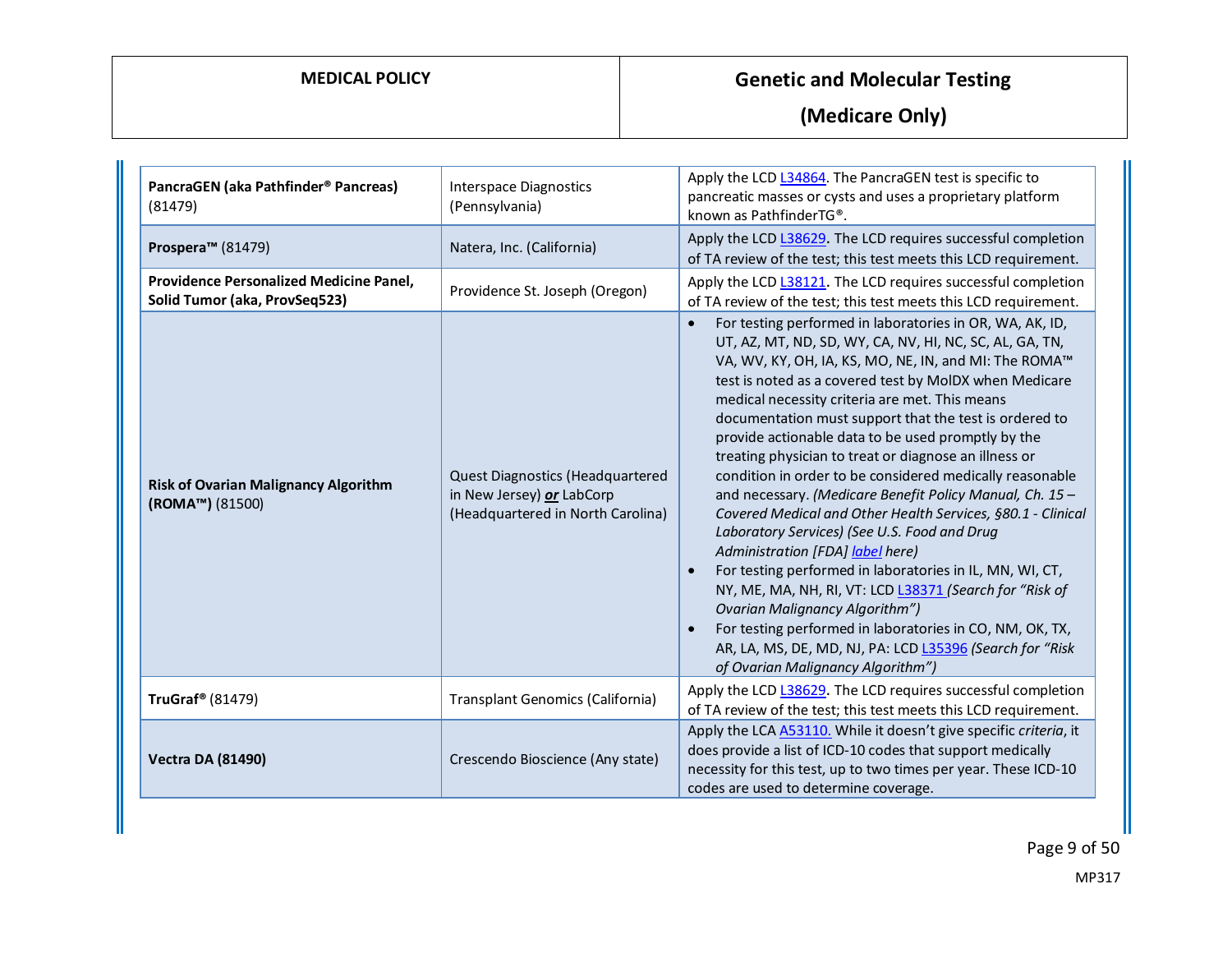| | | |
|---|---|---|
| **PancraGEN (aka Pathfinder® Pancreas)** (81479) | Interspace Diagnostics (Pennsylvania) | Apply the LCD L34864. The PancraGEN test is specific to pancreatic masses or cysts and uses a proprietary platform known as PathfinderTG®. |
| **Prospera™** (81479) | Natera, Inc. (California) | Apply the LCD L38629. The LCD requires successful completion of TA review of the test; this test meets this LCD requirement. |
| **Providence Personalized Medicine Panel, Solid Tumor (aka, ProvSeq523)** | Providence St. Joseph (Oregon) | Apply the LCD L38121. The LCD requires successful completion of TA review of the test; this test meets this LCD requirement. |
| **Risk of Ovarian Malignancy Algorithm (ROMA™)** (81500) | Quest Diagnostics (Headquartered in New Jersey) ***or*** LabCorp (Headquartered in North Carolina) | • For testing performed in laboratories in OR, WA, AK, ID, UT, AZ, MT, ND, SD, WY, CA, NV, HI, NC, SC, AL, GA, TN, VA, WV, KY, OH, IA, KS, MO, NE, IN, and MI: The ROMA™ test is noted as a covered test by MolDX when Medicare medical necessity criteria are met. This means documentation must support that the test is ordered to provide actionable data to be used promptly by the treating physician to treat or diagnose an illness or condition in order to be considered medically reasonable and necessary. *(Medicare Benefit Policy Manual, Ch. 15 – Covered Medical and Other Health Services, §80.1 - Clinical Laboratory Services) (See U.S. Food and Drug Administration [FDA] label here)*<br>• For testing performed in laboratories in IL, MN, WI, CT, NY, ME, MA, NH, RI, VT: LCD L38371 *(Search for "Risk of Ovarian Malignancy Algorithm")*<br>• For testing performed in laboratories in CO, NM, OK, TX, AR, LA, MS, DE, MD, NJ, PA: LCD L35396 *(Search for "Risk of Ovarian Malignancy Algorithm")* |
| **TruGraf®** (81479) | Transplant Genomics (California) | Apply the LCD L38629. The LCD requires successful completion of TA review of the test; this test meets this LCD requirement. |
| **Vectra DA (81490)** | Crescendo Bioscience (Any state) | Apply the LCA A53110. While it doesn't give specific *criteria*, it does provide a list of ICD-10 codes that support medically necessity for this test, up to two times per year. These ICD-10 codes are used to determine coverage. |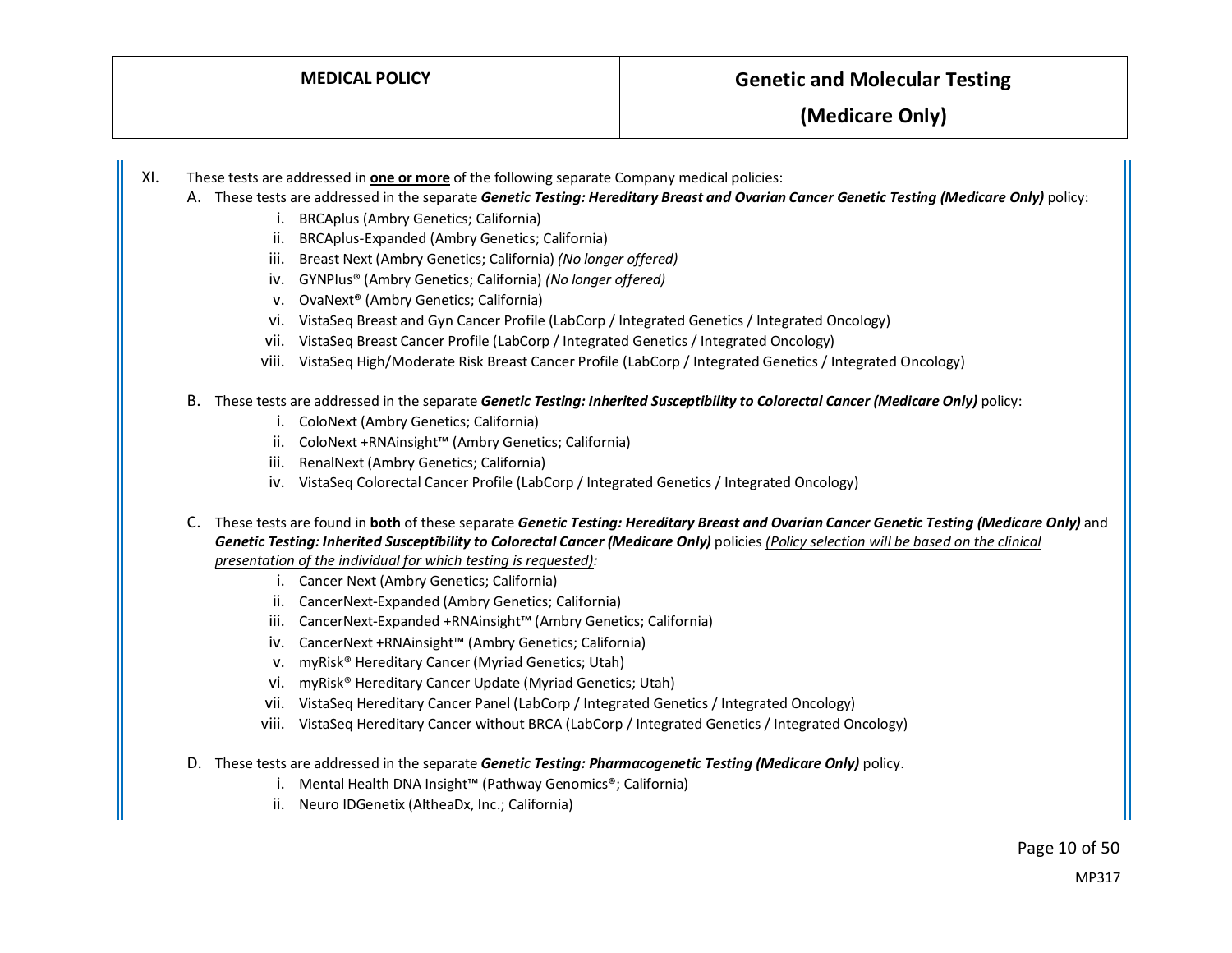XI. These tests are addressed in **<u>one or more</u>** of the following separate Company medical policies:

A. These tests are addressed in the separate ***Genetic Testing: Hereditary Breast and Ovarian Cancer Genetic Testing (Medicare Only)*** policy:

   i. BRCAplus (Ambry Genetics; California)
   ii. BRCAplus-Expanded (Ambry Genetics; California)
   iii. Breast Next (Ambry Genetics; California) *(No longer offered)*
   iv. GYNPlus® (Ambry Genetics; California) *(No longer offered)*
   v. OvaNext® (Ambry Genetics; California)
   vi. VistaSeq Breast and Gyn Cancer Profile (LabCorp / Integrated Genetics / Integrated Oncology)
   vii. VistaSeq Breast Cancer Profile (LabCorp / Integrated Genetics / Integrated Oncology)
   viii. VistaSeq High/Moderate Risk Breast Cancer Profile (LabCorp / Integrated Genetics / Integrated Oncology)

B. These tests are addressed in the separate ***Genetic Testing: Inherited Susceptibility to Colorectal Cancer (Medicare Only)*** policy:

   i. ColoNext (Ambry Genetics; California)
   ii. ColoNext +RNAinsight™ (Ambry Genetics; California)
   iii. RenalNext (Ambry Genetics; California)
   iv. VistaSeq Colorectal Cancer Profile (LabCorp / Integrated Genetics / Integrated Oncology)

C. These tests are found in **both** of these separate ***Genetic Testing: Hereditary Breast and Ovarian Cancer Genetic Testing (Medicare Only)*** and ***Genetic Testing: Inherited Susceptibility to Colorectal Cancer (Medicare Only)*** policies *<u>(Policy selection will be based on the clinical presentation of the individual for which testing is requested)</u>:*

   i. Cancer Next (Ambry Genetics; California)
   ii. CancerNext-Expanded (Ambry Genetics; California)
   iii. CancerNext-Expanded +RNAinsight™ (Ambry Genetics; California)
   iv. CancerNext +RNAinsight™ (Ambry Genetics; California)
   v. myRisk® Hereditary Cancer (Myriad Genetics; Utah)
   vi. myRisk® Hereditary Cancer Update (Myriad Genetics; Utah)
   vii. VistaSeq Hereditary Cancer Panel (LabCorp / Integrated Genetics / Integrated Oncology)
   viii. VistaSeq Hereditary Cancer without BRCA (LabCorp / Integrated Genetics / Integrated Oncology)

D. These tests are addressed in the separate ***Genetic Testing: Pharmacogenetic Testing (Medicare Only)*** policy.

   i. Mental Health DNA Insight™ (Pathway Genomics®; California)
   ii. Neuro IDGenetix (AltheaDx, Inc.; California)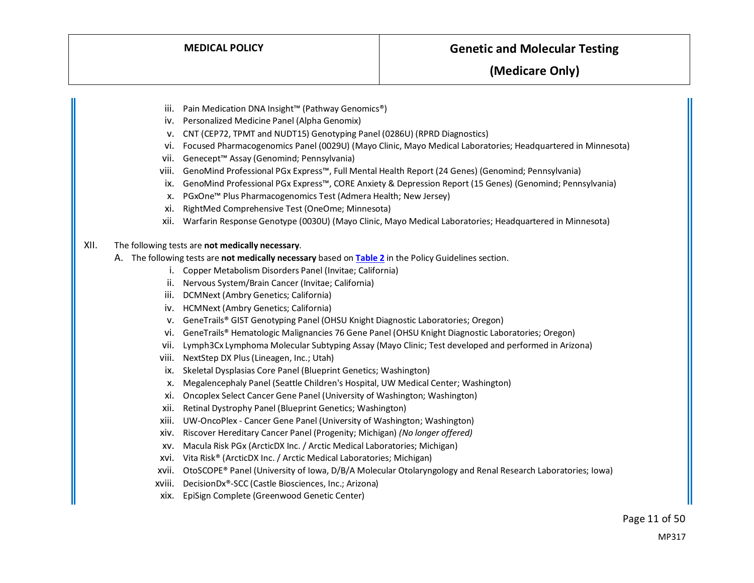iii. Pain Medication DNA Insight™ (Pathway Genomics®)
iv. Personalized Medicine Panel (Alpha Genomix)
v. CNT (CEP72, TPMT and NUDT15) Genotyping Panel (0286U) (RPRD Diagnostics)
vi. Focused Pharmacogenomics Panel (0029U) (Mayo Clinic, Mayo Medical Laboratories; Headquartered in Minnesota)
vii. Genecept™ Assay (Genomind; Pennsylvania)
viii. GenoMind Professional PGx Express™, Full Mental Health Report (24 Genes) (Genomind; Pennsylvania)
ix. GenoMind Professional PGx Express™, CORE Anxiety & Depression Report (15 Genes) (Genomind; Pennsylvania)
x. PGxOne™ Plus Pharmacogenomics Test (Admera Health; New Jersey)
xi. RightMed Comprehensive Test (OneOme; Minnesota)
xii. Warfarin Response Genotype (0030U) (Mayo Clinic, Mayo Medical Laboratories; Headquartered in Minnesota)

XII. The following tests are **not medically necessary**.

A. The following tests are **not medically necessary** based on **Table 2** in the Policy Guidelines section.

i. Copper Metabolism Disorders Panel (Invitae; California)
ii. Nervous System/Brain Cancer (Invitae; California)
iii. DCMNext (Ambry Genetics; California)
iv. HCMNext (Ambry Genetics; California)
v. GeneTrails® GIST Genotyping Panel (OHSU Knight Diagnostic Laboratories; Oregon)
vi. GeneTrails® Hematologic Malignancies 76 Gene Panel (OHSU Knight Diagnostic Laboratories; Oregon)
vii. Lymph3Cx Lymphoma Molecular Subtyping Assay (Mayo Clinic; Test developed and performed in Arizona)
viii. NextStep DX Plus (Lineagen, Inc.; Utah)
ix. Skeletal Dysplasias Core Panel (Blueprint Genetics; Washington)
x. Megalencephaly Panel (Seattle Children's Hospital, UW Medical Center; Washington)
xi. Oncoplex Select Cancer Gene Panel (University of Washington; Washington)
xii. Retinal Dystrophy Panel (Blueprint Genetics; Washington)
xiii. UW-OncoPlex - Cancer Gene Panel (University of Washington; Washington)
xiv. Riscover Hereditary Cancer Panel (Progenity; Michigan) *(No longer offered)*
xv. Macula Risk PGx (ArcticDX Inc. / Arctic Medical Laboratories; Michigan)
xvi. Vita Risk® (ArcticDX Inc. / Arctic Medical Laboratories; Michigan)
xvii. OtoSCOPE® Panel (University of Iowa, D/B/A Molecular Otolaryngology and Renal Research Laboratories; Iowa)
xviii. DecisionDx®-SCC (Castle Biosciences, Inc.; Arizona)
xix. EpiSign Complete (Greenwood Genetic Center)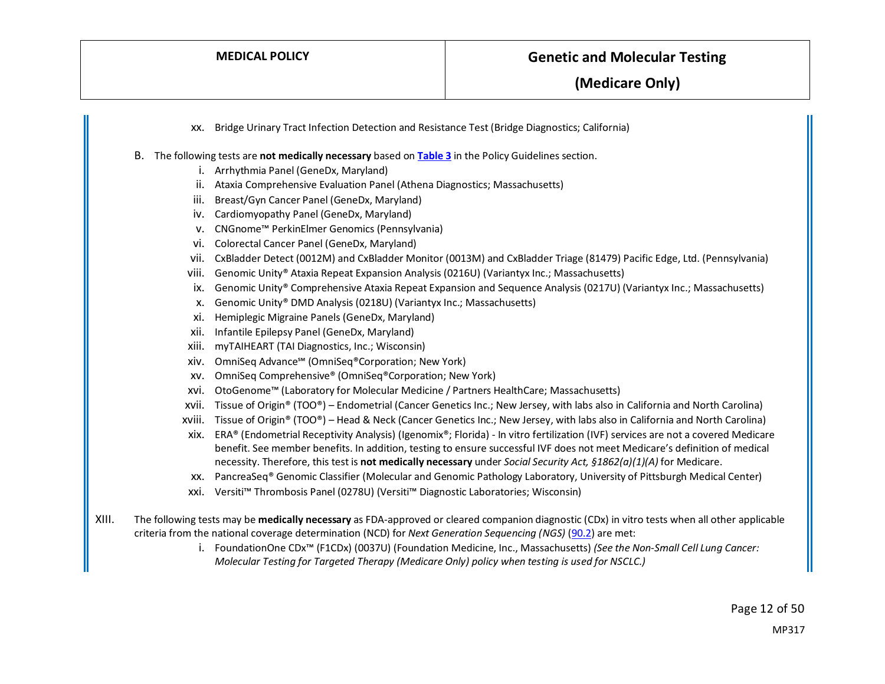xx. Bridge Urinary Tract Infection Detection and Resistance Test (Bridge Diagnostics; California)

B. The following tests are **not medically necessary** based on **Table 3** in the Policy Guidelines section.

i. Arrhythmia Panel (GeneDx, Maryland)
ii. Ataxia Comprehensive Evaluation Panel (Athena Diagnostics; Massachusetts)
iii. Breast/Gyn Cancer Panel (GeneDx, Maryland)
iv. Cardiomyopathy Panel (GeneDx, Maryland)
v. CNGnome™ PerkinElmer Genomics (Pennsylvania)
vi. Colorectal Cancer Panel (GeneDx, Maryland)
vii. CxBladder Detect (0012M) and CxBladder Monitor (0013M) and CxBladder Triage (81479) Pacific Edge, Ltd. (Pennsylvania)
viii. Genomic Unity® Ataxia Repeat Expansion Analysis (0216U) (Variantyx Inc.; Massachusetts)
ix. Genomic Unity® Comprehensive Ataxia Repeat Expansion and Sequence Analysis (0217U) (Variantyx Inc.; Massachusetts)
x. Genomic Unity® DMD Analysis (0218U) (Variantyx Inc.; Massachusetts)
xi. Hemiplegic Migraine Panels (GeneDx, Maryland)
xii. Infantile Epilepsy Panel (GeneDx, Maryland)
xiii. myTAIHEART (TAI Diagnostics, Inc.; Wisconsin)
xiv. OmniSeq Advance℠ (OmniSeq®Corporation; New York)
xv. OmniSeq Comprehensive® (OmniSeq®Corporation; New York)
xvi. OtoGenome™ (Laboratory for Molecular Medicine / Partners HealthCare; Massachusetts)
xvii. Tissue of Origin® (TOO®) – Endometrial (Cancer Genetics Inc.; New Jersey, with labs also in California and North Carolina)
xviii. Tissue of Origin® (TOO®) – Head & Neck (Cancer Genetics Inc.; New Jersey, with labs also in California and North Carolina)
xix. ERA® (Endometrial Receptivity Analysis) (Igenomix®; Florida) - In vitro fertilization (IVF) services are not a covered Medicare benefit. See member benefits. In addition, testing to ensure successful IVF does not meet Medicare's definition of medical necessity. Therefore, this test is **not medically necessary** under *Social Security Act, §1862(a)(1)(A)* for Medicare.
xx. PancreaSeq® Genomic Classifier (Molecular and Genomic Pathology Laboratory, University of Pittsburgh Medical Center)
xxi. Versiti™ Thrombosis Panel (0278U) (Versiti™ Diagnostic Laboratories; Wisconsin)

XIII. The following tests may be **medically necessary** as FDA-approved or cleared companion diagnostic (CDx) in vitro tests when all other applicable criteria from the national coverage determination (NCD) for *Next Generation Sequencing (NGS)* (90.2) are met:

i. FoundationOne CDx™ (F1CDx) (0037U) (Foundation Medicine, Inc., Massachusetts) *(See the Non-Small Cell Lung Cancer: Molecular Testing for Targeted Therapy (Medicare Only) policy when testing is used for NSCLC.)*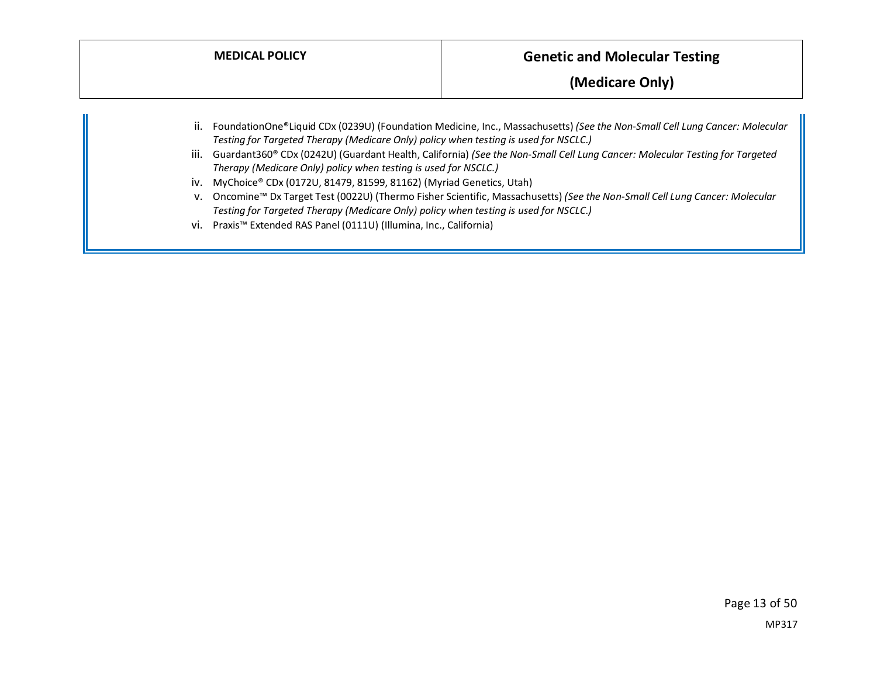ii. FoundationOne®Liquid CDx (0239U) (Foundation Medicine, Inc., Massachusetts) *(See the Non-Small Cell Lung Cancer: Molecular Testing for Targeted Therapy (Medicare Only) policy when testing is used for NSCLC.)*

iii. Guardant360® CDx (0242U) (Guardant Health, California) *(See the Non-Small Cell Lung Cancer: Molecular Testing for Targeted Therapy (Medicare Only) policy when testing is used for NSCLC.)*

iv. MyChoice® CDx (0172U, 81479, 81599, 81162) (Myriad Genetics, Utah)

v. Oncomine™ Dx Target Test (0022U) (Thermo Fisher Scientific, Massachusetts) *(See the Non-Small Cell Lung Cancer: Molecular Testing for Targeted Therapy (Medicare Only) policy when testing is used for NSCLC.)*

vi. Praxis™ Extended RAS Panel (0111U) (Illumina, Inc., California)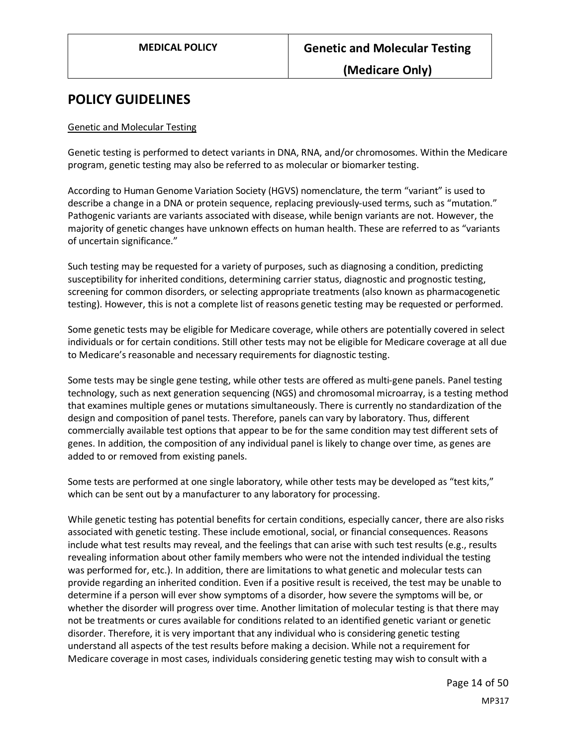## POLICY GUIDELINES

Genetic and Molecular Testing

Genetic testing is performed to detect variants in DNA, RNA, and/or chromosomes. Within the Medicare program, genetic testing may also be referred to as molecular or biomarker testing.

According to Human Genome Variation Society (HGVS) nomenclature, the term "variant" is used to describe a change in a DNA or protein sequence, replacing previously-used terms, such as "mutation." Pathogenic variants are variants associated with disease, while benign variants are not. However, the majority of genetic changes have unknown effects on human health. These are referred to as "variants of uncertain significance."

Such testing may be requested for a variety of purposes, such as diagnosing a condition, predicting susceptibility for inherited conditions, determining carrier status, diagnostic and prognostic testing, screening for common disorders, or selecting appropriate treatments (also known as pharmacogenetic testing). However, this is not a complete list of reasons genetic testing may be requested or performed.

Some genetic tests may be eligible for Medicare coverage, while others are potentially covered in select individuals or for certain conditions. Still other tests may not be eligible for Medicare coverage at all due to Medicare's reasonable and necessary requirements for diagnostic testing.

Some tests may be single gene testing, while other tests are offered as multi-gene panels. Panel testing technology, such as next generation sequencing (NGS) and chromosomal microarray, is a testing method that examines multiple genes or mutations simultaneously. There is currently no standardization of the design and composition of panel tests. Therefore, panels can vary by laboratory. Thus, different commercially available test options that appear to be for the same condition may test different sets of genes. In addition, the composition of any individual panel is likely to change over time, as genes are added to or removed from existing panels.

Some tests are performed at one single laboratory, while other tests may be developed as "test kits," which can be sent out by a manufacturer to any laboratory for processing.

While genetic testing has potential benefits for certain conditions, especially cancer, there are also risks associated with genetic testing. These include emotional, social, or financial consequences. Reasons include what test results may reveal, and the feelings that can arise with such test results (e.g., results revealing information about other family members who were not the intended individual the testing was performed for, etc.). In addition, there are limitations to what genetic and molecular tests can provide regarding an inherited condition. Even if a positive result is received, the test may be unable to determine if a person will ever show symptoms of a disorder, how severe the symptoms will be, or whether the disorder will progress over time. Another limitation of molecular testing is that there may not be treatments or cures available for conditions related to an identified genetic variant or genetic disorder. Therefore, it is very important that any individual who is considering genetic testing understand all aspects of the test results before making a decision. While not a requirement for Medicare coverage in most cases, individuals considering genetic testing may wish to consult with a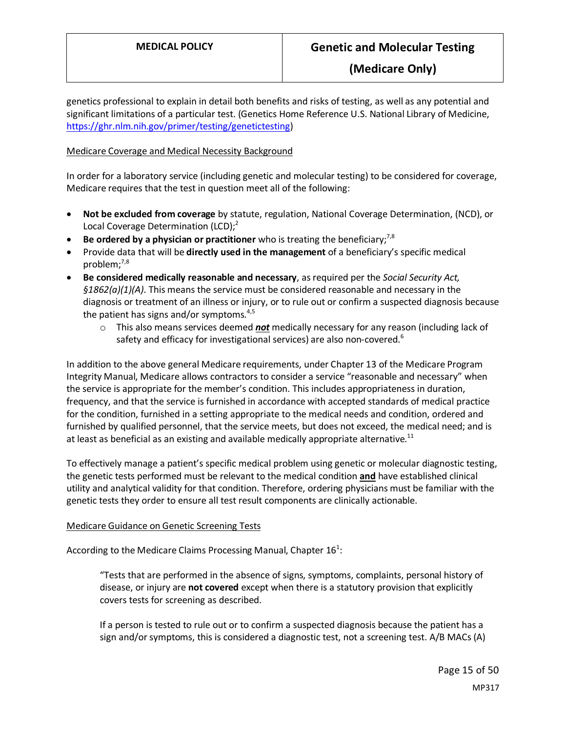genetics professional to explain in detail both benefits and risks of testing, as well as any potential and significant limitations of a particular test. (Genetics Home Reference U.S. National Library of Medicine, https://ghr.nlm.nih.gov/primer/testing/genetictesting)

Medicare Coverage and Medical Necessity Background

In order for a laboratory service (including genetic and molecular testing) to be considered for coverage, Medicare requires that the test in question meet all of the following:

- **Not be excluded from coverage** by statute, regulation, National Coverage Determination, (NCD), or Local Coverage Determination (LCD);[2]
- **Be ordered by a physician or practitioner** who is treating the beneficiary;[7,8]
- Provide data that will be **directly used in the management** of a beneficiary's specific medical problem;[7,8]
- **Be considered medically reasonable and necessary**, as required per the *Social Security Act, §1862(a)(1)(A)*. This means the service must be considered reasonable and necessary in the diagnosis or treatment of an illness or injury, or to rule out or confirm a suspected diagnosis because the patient has signs and/or symptoms.[4,5]
  - This also means services deemed ***not*** medically necessary for any reason (including lack of safety and efficacy for investigational services) are also non-covered.[6]

In addition to the above general Medicare requirements, under Chapter 13 of the Medicare Program Integrity Manual, Medicare allows contractors to consider a service "reasonable and necessary" when the service is appropriate for the member's condition. This includes appropriateness in duration, frequency, and that the service is furnished in accordance with accepted standards of medical practice for the condition, furnished in a setting appropriate to the medical needs and condition, ordered and furnished by qualified personnel, that the service meets, but does not exceed, the medical need; and is at least as beneficial as an existing and available medically appropriate alternative.[11]

To effectively manage a patient's specific medical problem using genetic or molecular diagnostic testing, the genetic tests performed must be relevant to the medical condition **and** have established clinical utility and analytical validity for that condition. Therefore, ordering physicians must be familiar with the genetic tests they order to ensure all test result components are clinically actionable.

Medicare Guidance on Genetic Screening Tests

According to the Medicare Claims Processing Manual, Chapter 16[1]:

> "Tests that are performed in the absence of signs, symptoms, complaints, personal history of disease, or injury are **not covered** except when there is a statutory provision that explicitly covers tests for screening as described.
>
> If a person is tested to rule out or to confirm a suspected diagnosis because the patient has a sign and/or symptoms, this is considered a diagnostic test, not a screening test. A/B MACs (A)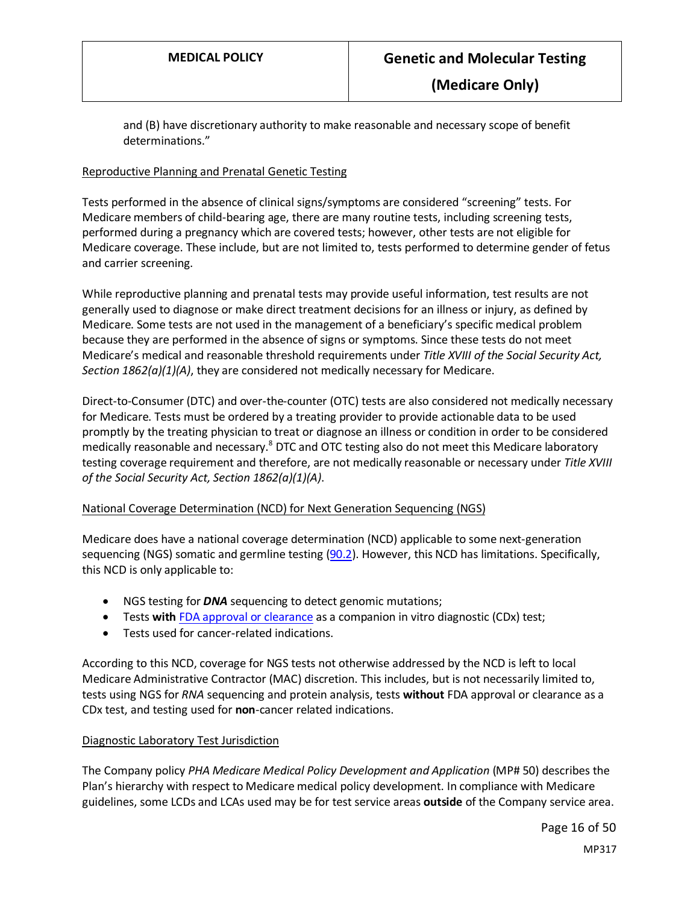and (B) have discretionary authority to make reasonable and necessary scope of benefit determinations."

Reproductive Planning and Prenatal Genetic Testing

Tests performed in the absence of clinical signs/symptoms are considered "screening" tests. For Medicare members of child-bearing age, there are many routine tests, including screening tests, performed during a pregnancy which are covered tests; however, other tests are not eligible for Medicare coverage. These include, but are not limited to, tests performed to determine gender of fetus and carrier screening.

While reproductive planning and prenatal tests may provide useful information, test results are not generally used to diagnose or make direct treatment decisions for an illness or injury, as defined by Medicare. Some tests are not used in the management of a beneficiary's specific medical problem because they are performed in the absence of signs or symptoms. Since these tests do not meet Medicare's medical and reasonable threshold requirements under *Title XVIII of the Social Security Act, Section 1862(a)(1)(A)*, they are considered not medically necessary for Medicare.

Direct-to-Consumer (DTC) and over-the-counter (OTC) tests are also considered not medically necessary for Medicare. Tests must be ordered by a treating provider to provide actionable data to be used promptly by the treating physician to treat or diagnose an illness or condition in order to be considered medically reasonable and necessary.[8] DTC and OTC testing also do not meet this Medicare laboratory testing coverage requirement and therefore, are not medically reasonable or necessary under *Title XVIII of the Social Security Act, Section 1862(a)(1)(A)*.

National Coverage Determination (NCD) for Next Generation Sequencing (NGS)

Medicare does have a national coverage determination (NCD) applicable to some next-generation sequencing (NGS) somatic and germline testing (90.2). However, this NCD has limitations. Specifically, this NCD is only applicable to:

- NGS testing for ***DNA*** sequencing to detect genomic mutations;
- Tests **with** FDA approval or clearance as a companion in vitro diagnostic (CDx) test;
- Tests used for cancer-related indications.

According to this NCD, coverage for NGS tests not otherwise addressed by the NCD is left to local Medicare Administrative Contractor (MAC) discretion. This includes, but is not necessarily limited to, tests using NGS for *RNA* sequencing and protein analysis, tests **without** FDA approval or clearance as a CDx test, and testing used for **non**-cancer related indications.

Diagnostic Laboratory Test Jurisdiction

The Company policy *PHA Medicare Medical Policy Development and Application* (MP# 50) describes the Plan's hierarchy with respect to Medicare medical policy development. In compliance with Medicare guidelines, some LCDs and LCAs used may be for test service areas **outside** of the Company service area.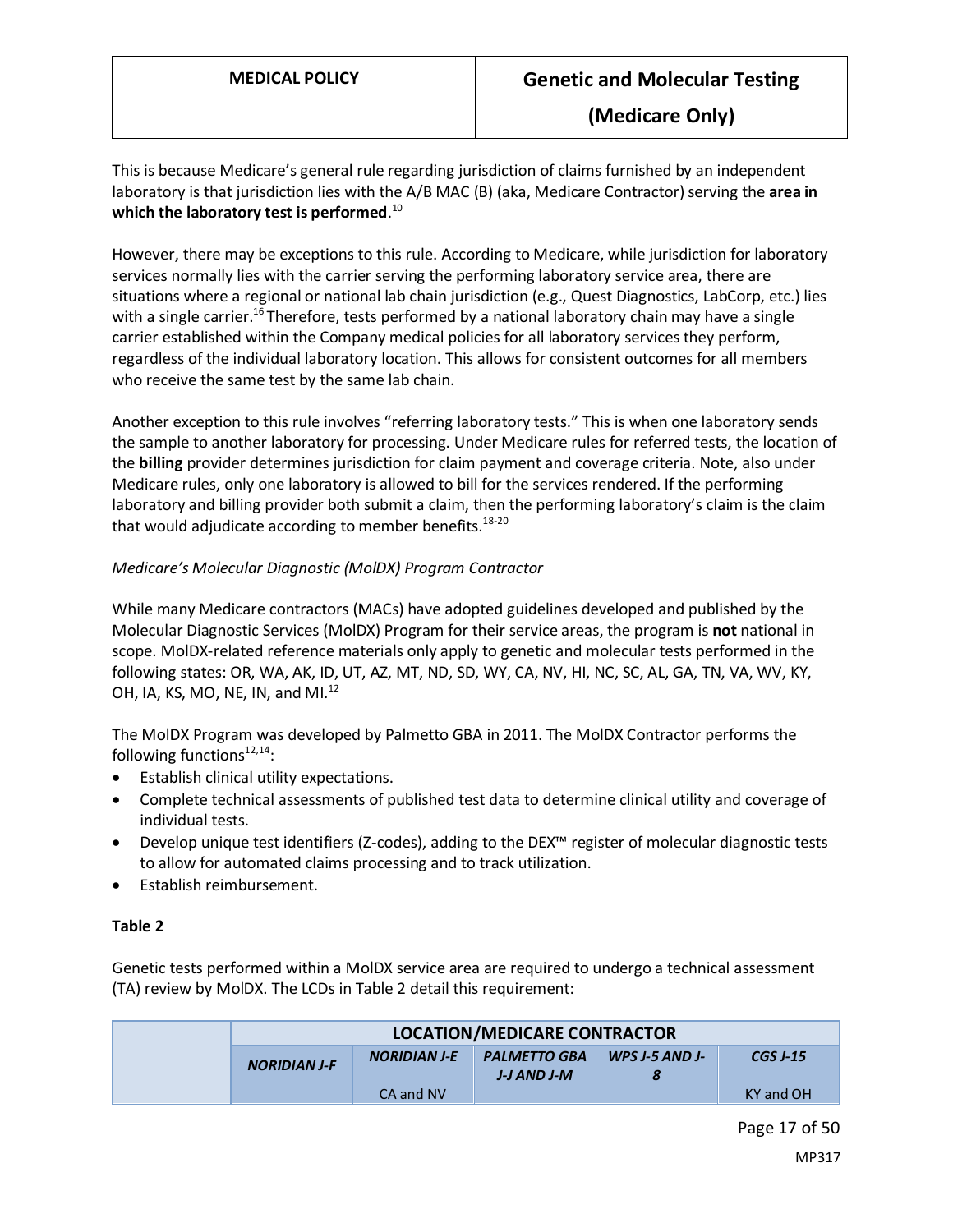This is because Medicare's general rule regarding jurisdiction of claims furnished by an independent laboratory is that jurisdiction lies with the A/B MAC (B) (aka, Medicare Contractor) serving the **area in which the laboratory test is performed**.[10]

However, there may be exceptions to this rule. According to Medicare, while jurisdiction for laboratory services normally lies with the carrier serving the performing laboratory service area, there are situations where a regional or national lab chain jurisdiction (e.g., Quest Diagnostics, LabCorp, etc.) lies with a single carrier.[16] Therefore, tests performed by a national laboratory chain may have a single carrier established within the Company medical policies for all laboratory services they perform, regardless of the individual laboratory location. This allows for consistent outcomes for all members who receive the same test by the same lab chain.

Another exception to this rule involves "referring laboratory tests." This is when one laboratory sends the sample to another laboratory for processing. Under Medicare rules for referred tests, the location of the **billing** provider determines jurisdiction for claim payment and coverage criteria. Note, also under Medicare rules, only one laboratory is allowed to bill for the services rendered. If the performing laboratory and billing provider both submit a claim, then the performing laboratory's claim is the claim that would adjudicate according to member benefits.[18-20]

*Medicare's Molecular Diagnostic (MolDX) Program Contractor*

While many Medicare contractors (MACs) have adopted guidelines developed and published by the Molecular Diagnostic Services (MolDX) Program for their service areas, the program is **not** national in scope. MolDX-related reference materials only apply to genetic and molecular tests performed in the following states: OR, WA, AK, ID, UT, AZ, MT, ND, SD, WY, CA, NV, HI, NC, SC, AL, GA, TN, VA, WV, KY, OH, IA, KS, MO, NE, IN, and MI.[12]

The MolDX Program was developed by Palmetto GBA in 2011. The MolDX Contractor performs the following functions[12,14]:

- Establish clinical utility expectations.
- Complete technical assessments of published test data to determine clinical utility and coverage of individual tests.
- Develop unique test identifiers (Z-codes), adding to the DEX™ register of molecular diagnostic tests to allow for automated claims processing and to track utilization.
- Establish reimbursement.

**Table 2**

Genetic tests performed within a MolDX service area are required to undergo a technical assessment (TA) review by MolDX. The LCDs in Table 2 detail this requirement:

| | LOCATION/MEDICARE CONTRACTOR | | | | |
|---|---|---|---|---|---|
| | ***NORIDIAN J-F*** | ***NORIDIAN J-E*** | ***PALMETTO GBA J-J AND J-M*** | ***WPS J-5 AND J-8*** | ***CGS J-15*** |
| | | CA and NV | | | KY and OH |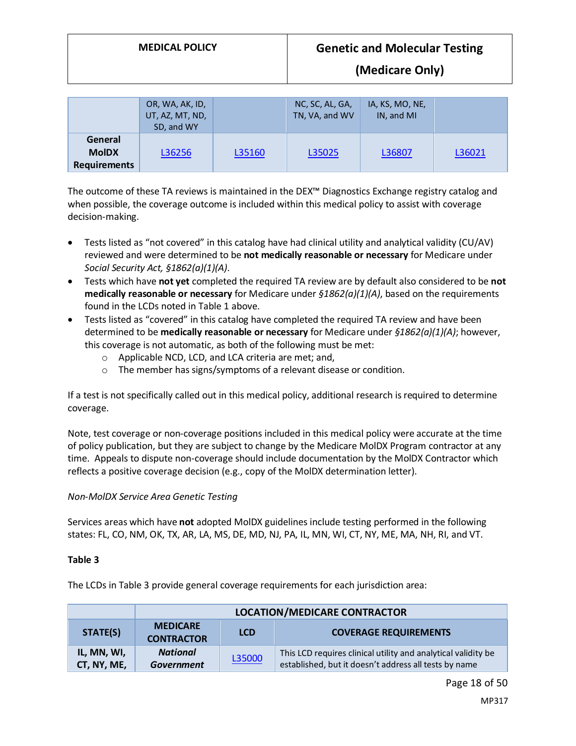| | OR, WA, AK, ID, UT, AZ, MT, ND, SD, and WY | | NC, SC, AL, GA, TN, VA, and WV | IA, KS, MO, NE, IN, and MI | |
|---|---|---|---|---|---|
| **General MolDX Requirements** | L36256 | L35160 | L35025 | L36807 | L36021 |

The outcome of these TA reviews is maintained in the DEX™ Diagnostics Exchange registry catalog and when possible, the coverage outcome is included within this medical policy to assist with coverage decision-making.

- Tests listed as "not covered" in this catalog have had clinical utility and analytical validity (CU/AV) reviewed and were determined to be **not medically reasonable or necessary** for Medicare under *Social Security Act, §1862(a)(1)(A)*.
- Tests which have **not yet** completed the required TA review are by default also considered to be **not medically reasonable or necessary** for Medicare under *§1862(a)(1)(A)*, based on the requirements found in the LCDs noted in Table 1 above.
- Tests listed as "covered" in this catalog have completed the required TA review and have been determined to be **medically reasonable or necessary** for Medicare under *§1862(a)(1)(A)*; however, this coverage is not automatic, as both of the following must be met:
  - Applicable NCD, LCD, and LCA criteria are met; and,
  - The member has signs/symptoms of a relevant disease or condition.

If a test is not specifically called out in this medical policy, additional research is required to determine coverage.

Note, test coverage or non-coverage positions included in this medical policy were accurate at the time of policy publication, but they are subject to change by the Medicare MolDX Program contractor at any time. Appeals to dispute non-coverage should include documentation by the MolDX Contractor which reflects a positive coverage decision (e.g., copy of the MolDX determination letter).

*Non-MolDX Service Area Genetic Testing*

Services areas which have **not** adopted MolDX guidelines include testing performed in the following states: FL, CO, NM, OK, TX, AR, LA, MS, DE, MD, NJ, PA, IL, MN, WI, CT, NY, ME, MA, NH, RI, and VT.

**Table 3**

The LCDs in Table 3 provide general coverage requirements for each jurisdiction area:

| | LOCATION/MEDICARE CONTRACTOR | | |
|---|---|---|---|
| **STATE(S)** | **MEDICARE CONTRACTOR** | **LCD** | **COVERAGE REQUIREMENTS** |
| **IL, MN, WI, CT, NY, ME,** | ***National Government*** | L35000 | This LCD requires clinical utility and analytical validity be established, but it doesn't address all tests by name |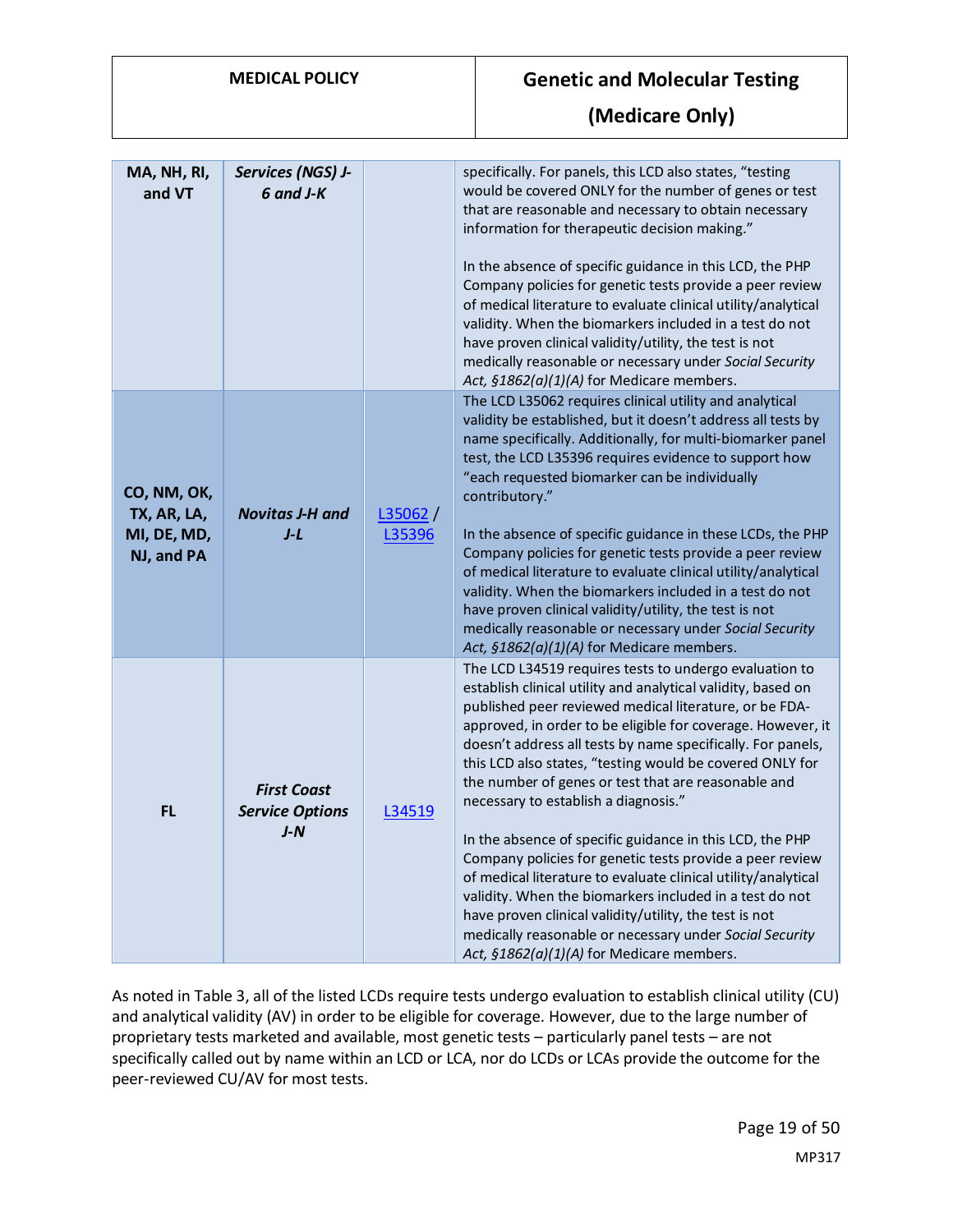| | | | |
|---|---|---|---|
| **MA, NH, RI, and VT** | ***Services (NGS) J-6 and J-K*** | | specifically. For panels, this LCD also states, "testing would be covered ONLY for the number of genes or test that are reasonable and necessary to obtain necessary information for therapeutic decision making."<br><br>In the absence of specific guidance in this LCD, the PHP Company policies for genetic tests provide a peer review of medical literature to evaluate clinical utility/analytical validity. When the biomarkers included in a test do not have proven clinical validity/utility, the test is not medically reasonable or necessary under *Social Security Act, §1862(a)(1)(A)* for Medicare members. |
| **CO, NM, OK, TX, AR, LA, MI, DE, MD, NJ, and PA** | ***Novitas J-H and J-L*** | L35062 / L35396 | The LCD L35062 requires clinical utility and analytical validity be established, but it doesn't address all tests by name specifically. Additionally, for multi-biomarker panel test, the LCD L35396 requires evidence to support how "each requested biomarker can be individually contributory."<br><br>In the absence of specific guidance in these LCDs, the PHP Company policies for genetic tests provide a peer review of medical literature to evaluate clinical utility/analytical validity. When the biomarkers included in a test do not have proven clinical validity/utility, the test is not medically reasonable or necessary under *Social Security Act, §1862(a)(1)(A)* for Medicare members. |
| **FL** | ***First Coast Service Options J-N*** | L34519 | The LCD L34519 requires tests to undergo evaluation to establish clinical utility and analytical validity, based on published peer reviewed medical literature, or be FDA-approved, in order to be eligible for coverage. However, it doesn't address all tests by name specifically. For panels, this LCD also states, "testing would be covered ONLY for the number of genes or test that are reasonable and necessary to establish a diagnosis."<br><br>In the absence of specific guidance in this LCD, the PHP Company policies for genetic tests provide a peer review of medical literature to evaluate clinical utility/analytical validity. When the biomarkers included in a test do not have proven clinical validity/utility, the test is not medically reasonable or necessary under *Social Security Act, §1862(a)(1)(A)* for Medicare members. |

As noted in Table 3, all of the listed LCDs require tests undergo evaluation to establish clinical utility (CU) and analytical validity (AV) in order to be eligible for coverage. However, due to the large number of proprietary tests marketed and available, most genetic tests – particularly panel tests – are not specifically called out by name within an LCD or LCA, nor do LCDs or LCAs provide the outcome for the peer-reviewed CU/AV for most tests.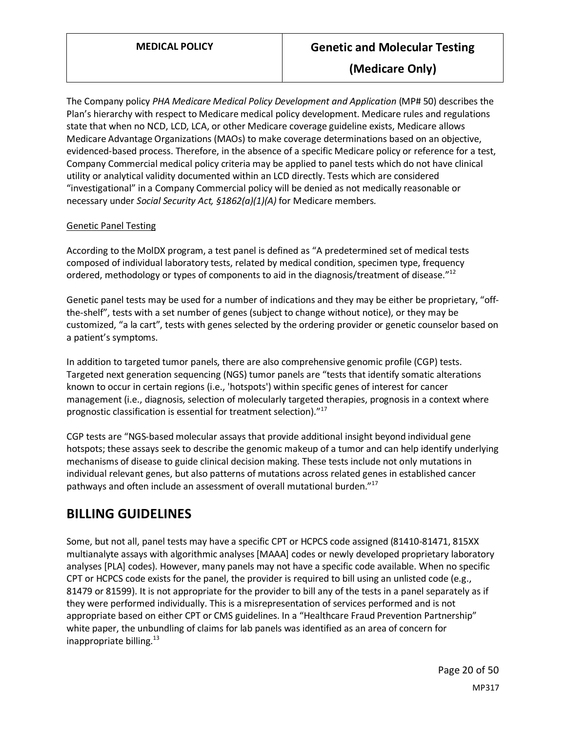The Company policy *PHA Medicare Medical Policy Development and Application* (MP# 50) describes the Plan's hierarchy with respect to Medicare medical policy development. Medicare rules and regulations state that when no NCD, LCD, LCA, or other Medicare coverage guideline exists, Medicare allows Medicare Advantage Organizations (MAOs) to make coverage determinations based on an objective, evidenced-based process. Therefore, in the absence of a specific Medicare policy or reference for a test, Company Commercial medical policy criteria may be applied to panel tests which do not have clinical utility or analytical validity documented within an LCD directly. Tests which are considered "investigational" in a Company Commercial policy will be denied as not medically reasonable or necessary under *Social Security Act, §1862(a)(1)(A)* for Medicare members.

<u>Genetic Panel Testing</u>

According to the MolDX program, a test panel is defined as "A predetermined set of medical tests composed of individual laboratory tests, related by medical condition, specimen type, frequency ordered, methodology or types of components to aid in the diagnosis/treatment of disease."[12]

Genetic panel tests may be used for a number of indications and they may be either be proprietary, "off-the-shelf", tests with a set number of genes (subject to change without notice), or they may be customized, "a la cart", tests with genes selected by the ordering provider or genetic counselor based on a patient's symptoms.

In addition to targeted tumor panels, there are also comprehensive genomic profile (CGP) tests. Targeted next generation sequencing (NGS) tumor panels are "tests that identify somatic alterations known to occur in certain regions (i.e., 'hotspots') within specific genes of interest for cancer management (i.e., diagnosis, selection of molecularly targeted therapies, prognosis in a context where prognostic classification is essential for treatment selection)."[17]

CGP tests are "NGS-based molecular assays that provide additional insight beyond individual gene hotspots; these assays seek to describe the genomic makeup of a tumor and can help identify underlying mechanisms of disease to guide clinical decision making. These tests include not only mutations in individual relevant genes, but also patterns of mutations across related genes in established cancer pathways and often include an assessment of overall mutational burden."[17]

## BILLING GUIDELINES

Some, but not all, panel tests may have a specific CPT or HCPCS code assigned (81410-81471, 815XX multianalyte assays with algorithmic analyses [MAAA] codes or newly developed proprietary laboratory analyses [PLA] codes). However, many panels may not have a specific code available. When no specific CPT or HCPCS code exists for the panel, the provider is required to bill using an unlisted code (e.g., 81479 or 81599). It is not appropriate for the provider to bill any of the tests in a panel separately as if they were performed individually. This is a misrepresentation of services performed and is not appropriate based on either CPT or CMS guidelines. In a "Healthcare Fraud Prevention Partnership" white paper, the unbundling of claims for lab panels was identified as an area of concern for inappropriate billing.[13]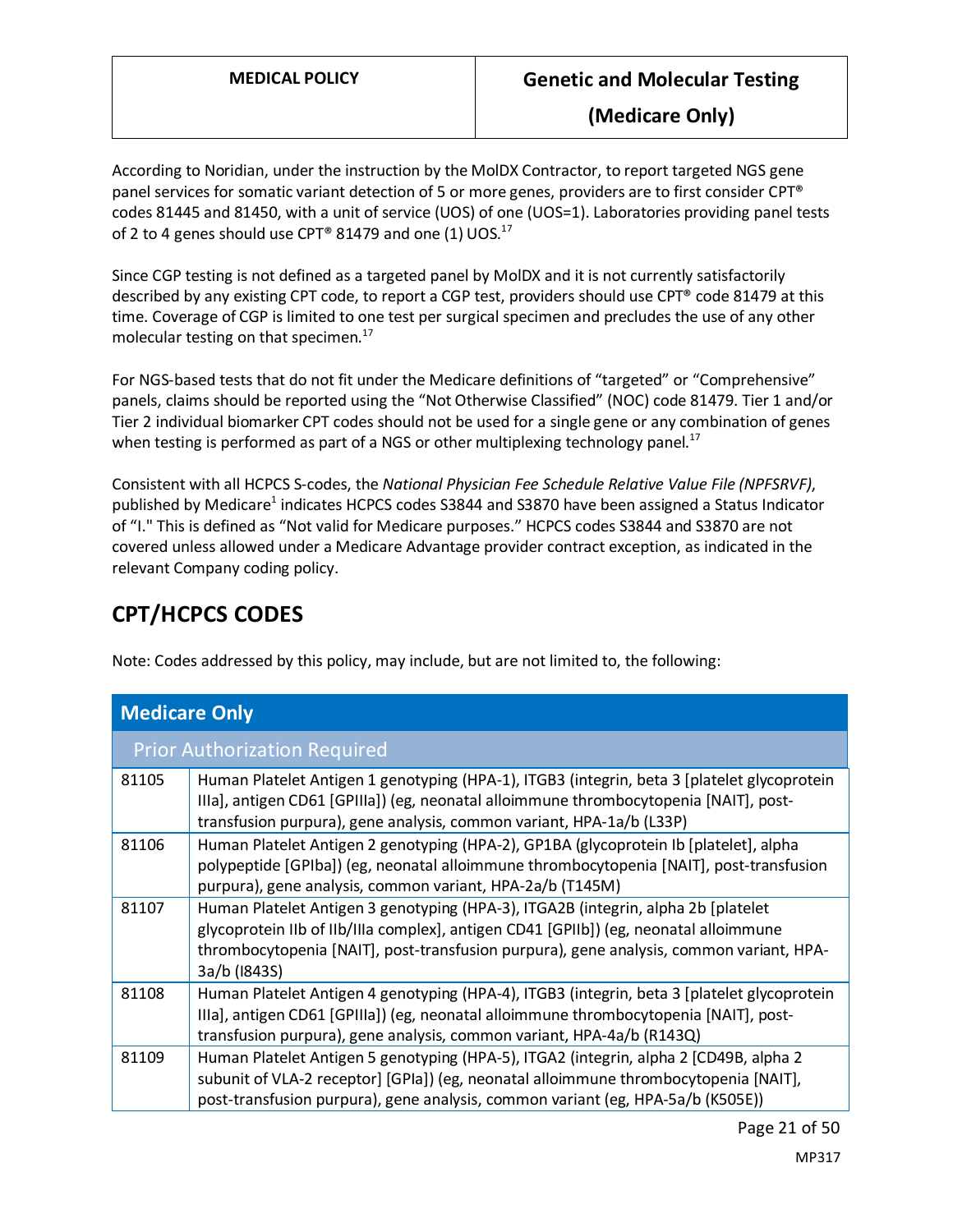According to Noridian, under the instruction by the MolDX Contractor, to report targeted NGS gene panel services for somatic variant detection of 5 or more genes, providers are to first consider CPT® codes 81445 and 81450, with a unit of service (UOS) of one (UOS=1). Laboratories providing panel tests of 2 to 4 genes should use CPT® 81479 and one (1) UOS.[17]

Since CGP testing is not defined as a targeted panel by MolDX and it is not currently satisfactorily described by any existing CPT code, to report a CGP test, providers should use CPT® code 81479 at this time. Coverage of CGP is limited to one test per surgical specimen and precludes the use of any other molecular testing on that specimen.[17]

For NGS-based tests that do not fit under the Medicare definitions of "targeted" or "Comprehensive" panels, claims should be reported using the "Not Otherwise Classified" (NOC) code 81479. Tier 1 and/or Tier 2 individual biomarker CPT codes should not be used for a single gene or any combination of genes when testing is performed as part of a NGS or other multiplexing technology panel.[17]

Consistent with all HCPCS S-codes, the *National Physician Fee Schedule Relative Value File (NPFSRVF)*, published by Medicare[1] indicates HCPCS codes S3844 and S3870 have been assigned a Status Indicator of "I." This is defined as "Not valid for Medicare purposes." HCPCS codes S3844 and S3870 are not covered unless allowed under a Medicare Advantage provider contract exception, as indicated in the relevant Company coding policy.

## CPT/HCPCS CODES

Note: Codes addressed by this policy, may include, but are not limited to, the following:

| **Medicare Only** | |
|---|---|
| Prior Authorization Required | |
| 81105 | Human Platelet Antigen 1 genotyping (HPA-1), ITGB3 (integrin, beta 3 [platelet glycoprotein IIIa], antigen CD61 [GPIIIa]) (eg, neonatal alloimmune thrombocytopenia [NAIT], post-transfusion purpura), gene analysis, common variant, HPA-1a/b (L33P) |
| 81106 | Human Platelet Antigen 2 genotyping (HPA-2), GP1BA (glycoprotein Ib [platelet], alpha polypeptide [GPIba]) (eg, neonatal alloimmune thrombocytopenia [NAIT], post-transfusion purpura), gene analysis, common variant, HPA-2a/b (T145M) |
| 81107 | Human Platelet Antigen 3 genotyping (HPA-3), ITGA2B (integrin, alpha 2b [platelet glycoprotein IIb of IIb/IIIa complex], antigen CD41 [GPIIb]) (eg, neonatal alloimmune thrombocytopenia [NAIT], post-transfusion purpura), gene analysis, common variant, HPA-3a/b (I843S) |
| 81108 | Human Platelet Antigen 4 genotyping (HPA-4), ITGB3 (integrin, beta 3 [platelet glycoprotein IIIa], antigen CD61 [GPIIIa]) (eg, neonatal alloimmune thrombocytopenia [NAIT], post-transfusion purpura), gene analysis, common variant, HPA-4a/b (R143Q) |
| 81109 | Human Platelet Antigen 5 genotyping (HPA-5), ITGA2 (integrin, alpha 2 [CD49B, alpha 2 subunit of VLA-2 receptor] [GPIa]) (eg, neonatal alloimmune thrombocytopenia [NAIT], post-transfusion purpura), gene analysis, common variant (eg, HPA-5a/b (K505E)) |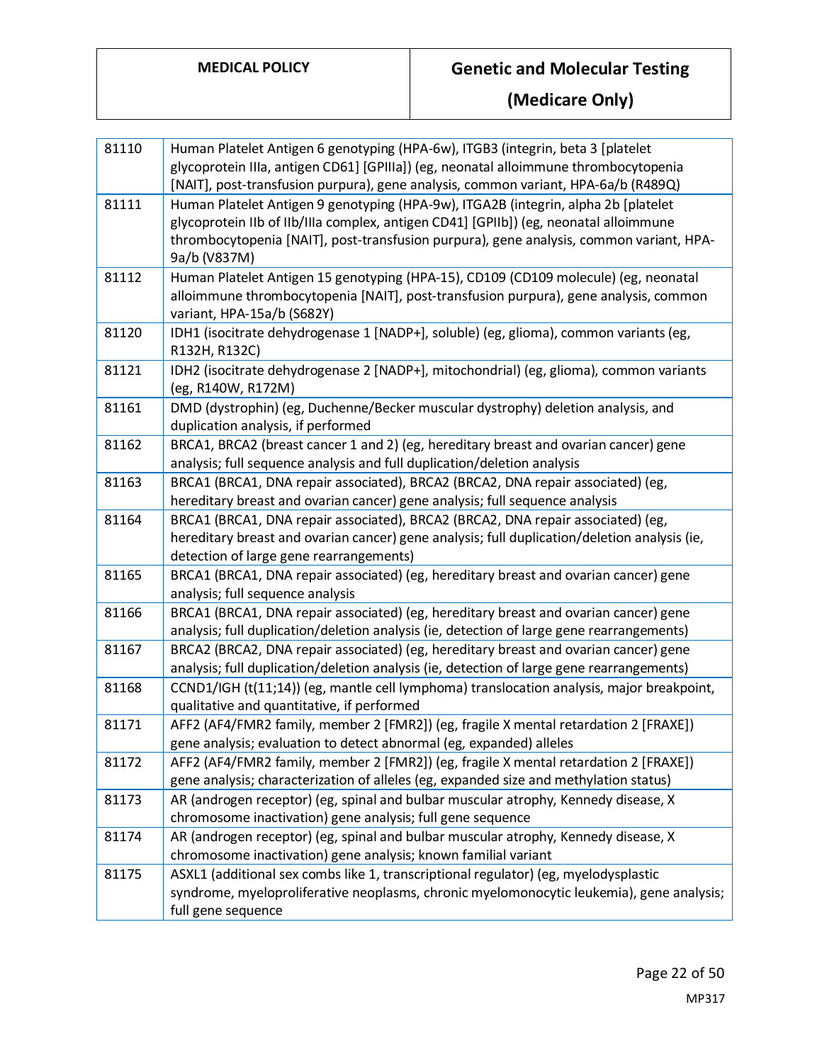| | |
|---|---|
| 81110 | Human Platelet Antigen 6 genotyping (HPA-6w), ITGB3 (integrin, beta 3 [platelet glycoprotein IIIa, antigen CD61] [GPIIIa]) (eg, neonatal alloimmune thrombocytopenia [NAIT], post-transfusion purpura), gene analysis, common variant, HPA-6a/b (R489Q) |
| 81111 | Human Platelet Antigen 9 genotyping (HPA-9w), ITGA2B (integrin, alpha 2b [platelet glycoprotein IIb of IIb/IIIa complex, antigen CD41] [GPIIb]) (eg, neonatal alloimmune thrombocytopenia [NAIT], post-transfusion purpura), gene analysis, common variant, HPA-9a/b (V837M) |
| 81112 | Human Platelet Antigen 15 genotyping (HPA-15), CD109 (CD109 molecule) (eg, neonatal alloimmune thrombocytopenia [NAIT], post-transfusion purpura), gene analysis, common variant, HPA-15a/b (S682Y) |
| 81120 | IDH1 (isocitrate dehydrogenase 1 [NADP+], soluble) (eg, glioma), common variants (eg, R132H, R132C) |
| 81121 | IDH2 (isocitrate dehydrogenase 2 [NADP+], mitochondrial) (eg, glioma), common variants (eg, R140W, R172M) |
| 81161 | DMD (dystrophin) (eg, Duchenne/Becker muscular dystrophy) deletion analysis, and duplication analysis, if performed |
| 81162 | BRCA1, BRCA2 (breast cancer 1 and 2) (eg, hereditary breast and ovarian cancer) gene analysis; full sequence analysis and full duplication/deletion analysis |
| 81163 | BRCA1 (BRCA1, DNA repair associated), BRCA2 (BRCA2, DNA repair associated) (eg, hereditary breast and ovarian cancer) gene analysis; full sequence analysis |
| 81164 | BRCA1 (BRCA1, DNA repair associated), BRCA2 (BRCA2, DNA repair associated) (eg, hereditary breast and ovarian cancer) gene analysis; full duplication/deletion analysis (ie, detection of large gene rearrangements) |
| 81165 | BRCA1 (BRCA1, DNA repair associated) (eg, hereditary breast and ovarian cancer) gene analysis; full sequence analysis |
| 81166 | BRCA1 (BRCA1, DNA repair associated) (eg, hereditary breast and ovarian cancer) gene analysis; full duplication/deletion analysis (ie, detection of large gene rearrangements) |
| 81167 | BRCA2 (BRCA2, DNA repair associated) (eg, hereditary breast and ovarian cancer) gene analysis; full duplication/deletion analysis (ie, detection of large gene rearrangements) |
| 81168 | CCND1/IGH (t(11;14)) (eg, mantle cell lymphoma) translocation analysis, major breakpoint, qualitative and quantitative, if performed |
| 81171 | AFF2 (AF4/FMR2 family, member 2 [FMR2]) (eg, fragile X mental retardation 2 [FRAXE]) gene analysis; evaluation to detect abnormal (eg, expanded) alleles |
| 81172 | AFF2 (AF4/FMR2 family, member 2 [FMR2]) (eg, fragile X mental retardation 2 [FRAXE]) gene analysis; characterization of alleles (eg, expanded size and methylation status) |
| 81173 | AR (androgen receptor) (eg, spinal and bulbar muscular atrophy, Kennedy disease, X chromosome inactivation) gene analysis; full gene sequence |
| 81174 | AR (androgen receptor) (eg, spinal and bulbar muscular atrophy, Kennedy disease, X chromosome inactivation) gene analysis; known familial variant |
| 81175 | ASXL1 (additional sex combs like 1, transcriptional regulator) (eg, myelodysplastic syndrome, myeloproliferative neoplasms, chronic myelomonocytic leukemia), gene analysis; full gene sequence |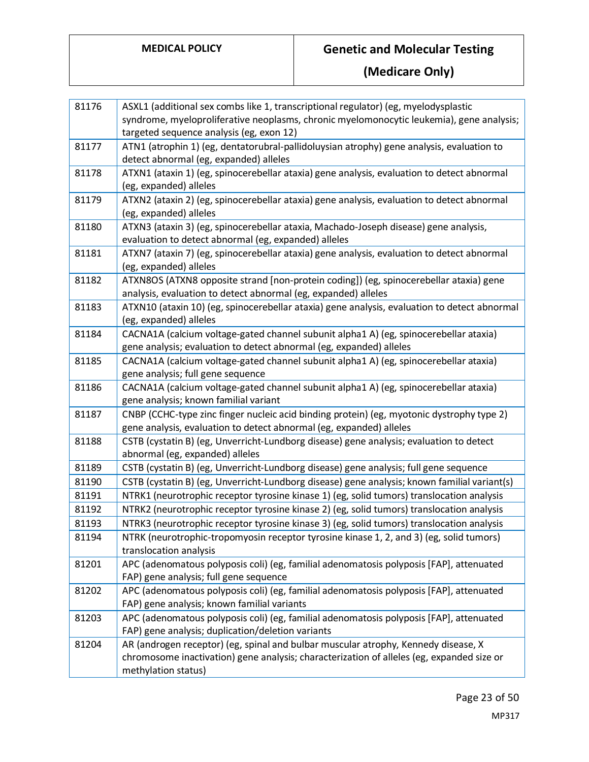| 81176 | ASXL1 (additional sex combs like 1, transcriptional regulator) (eg, myelodysplastic syndrome, myeloproliferative neoplasms, chronic myelomonocytic leukemia), gene analysis; targeted sequence analysis (eg, exon 12) |
|---|---|
| 81177 | ATN1 (atrophin 1) (eg, dentatorubral-pallidoluysian atrophy) gene analysis, evaluation to detect abnormal (eg, expanded) alleles |
| 81178 | ATXN1 (ataxin 1) (eg, spinocerebellar ataxia) gene analysis, evaluation to detect abnormal (eg, expanded) alleles |
| 81179 | ATXN2 (ataxin 2) (eg, spinocerebellar ataxia) gene analysis, evaluation to detect abnormal (eg, expanded) alleles |
| 81180 | ATXN3 (ataxin 3) (eg, spinocerebellar ataxia, Machado-Joseph disease) gene analysis, evaluation to detect abnormal (eg, expanded) alleles |
| 81181 | ATXN7 (ataxin 7) (eg, spinocerebellar ataxia) gene analysis, evaluation to detect abnormal (eg, expanded) alleles |
| 81182 | ATXN8OS (ATXN8 opposite strand [non-protein coding]) (eg, spinocerebellar ataxia) gene analysis, evaluation to detect abnormal (eg, expanded) alleles |
| 81183 | ATXN10 (ataxin 10) (eg, spinocerebellar ataxia) gene analysis, evaluation to detect abnormal (eg, expanded) alleles |
| 81184 | CACNA1A (calcium voltage-gated channel subunit alpha1 A) (eg, spinocerebellar ataxia) gene analysis; evaluation to detect abnormal (eg, expanded) alleles |
| 81185 | CACNA1A (calcium voltage-gated channel subunit alpha1 A) (eg, spinocerebellar ataxia) gene analysis; full gene sequence |
| 81186 | CACNA1A (calcium voltage-gated channel subunit alpha1 A) (eg, spinocerebellar ataxia) gene analysis; known familial variant |
| 81187 | CNBP (CCHC-type zinc finger nucleic acid binding protein) (eg, myotonic dystrophy type 2) gene analysis, evaluation to detect abnormal (eg, expanded) alleles |
| 81188 | CSTB (cystatin B) (eg, Unverricht-Lundborg disease) gene analysis; evaluation to detect abnormal (eg, expanded) alleles |
| 81189 | CSTB (cystatin B) (eg, Unverricht-Lundborg disease) gene analysis; full gene sequence |
| 81190 | CSTB (cystatin B) (eg, Unverricht-Lundborg disease) gene analysis; known familial variant(s) |
| 81191 | NTRK1 (neurotrophic receptor tyrosine kinase 1) (eg, solid tumors) translocation analysis |
| 81192 | NTRK2 (neurotrophic receptor tyrosine kinase 2) (eg, solid tumors) translocation analysis |
| 81193 | NTRK3 (neurotrophic receptor tyrosine kinase 3) (eg, solid tumors) translocation analysis |
| 81194 | NTRK (neurotrophic-tropomyosin receptor tyrosine kinase 1, 2, and 3) (eg, solid tumors) translocation analysis |
| 81201 | APC (adenomatous polyposis coli) (eg, familial adenomatosis polyposis [FAP], attenuated FAP) gene analysis; full gene sequence |
| 81202 | APC (adenomatous polyposis coli) (eg, familial adenomatosis polyposis [FAP], attenuated FAP) gene analysis; known familial variants |
| 81203 | APC (adenomatous polyposis coli) (eg, familial adenomatosis polyposis [FAP], attenuated FAP) gene analysis; duplication/deletion variants |
| 81204 | AR (androgen receptor) (eg, spinal and bulbar muscular atrophy, Kennedy disease, X chromosome inactivation) gene analysis; characterization of alleles (eg, expanded size or methylation status) |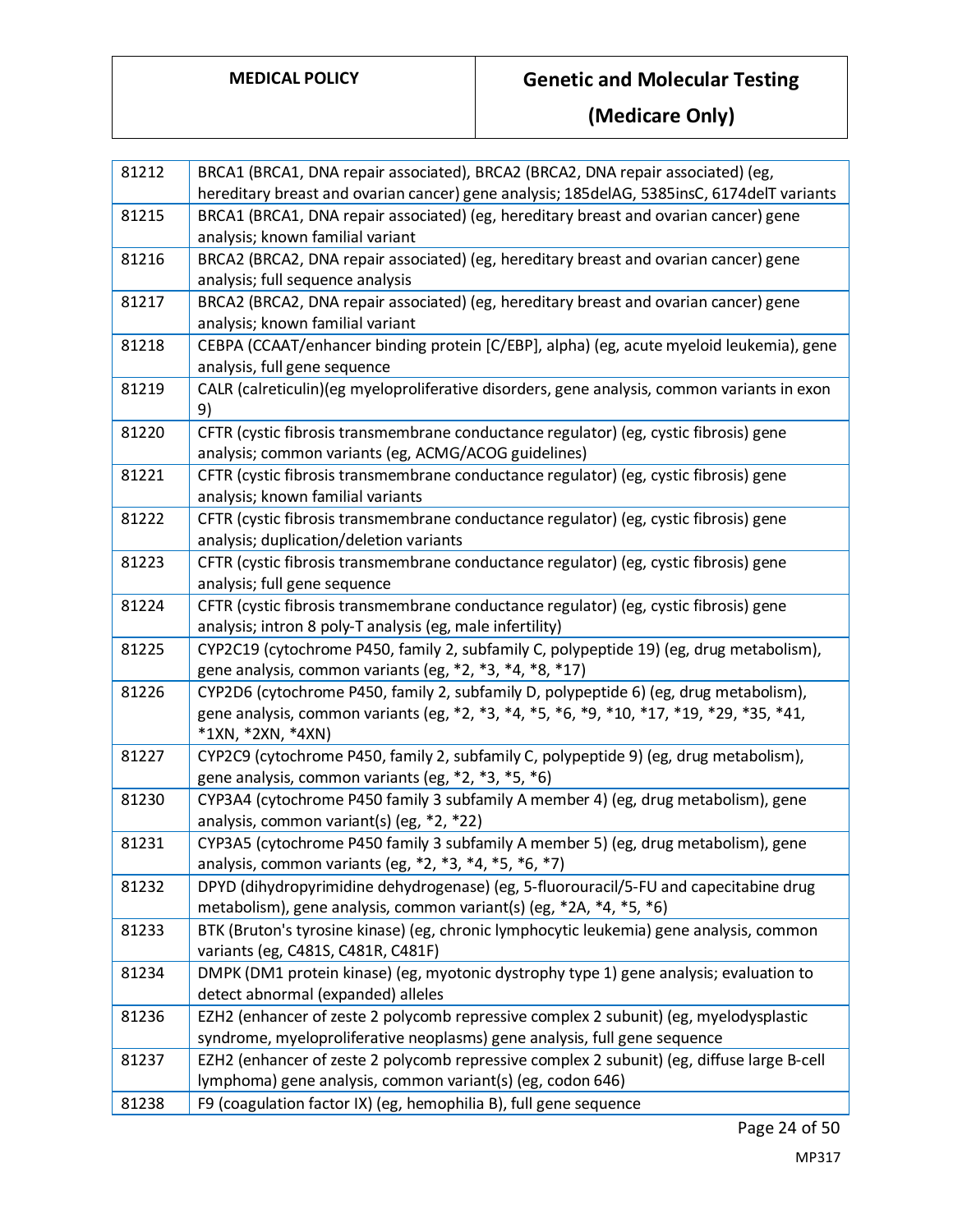| | |
|---|---|
| 81212 | BRCA1 (BRCA1, DNA repair associated), BRCA2 (BRCA2, DNA repair associated) (eg, hereditary breast and ovarian cancer) gene analysis; 185delAG, 5385insC, 6174delT variants |
| 81215 | BRCA1 (BRCA1, DNA repair associated) (eg, hereditary breast and ovarian cancer) gene analysis; known familial variant |
| 81216 | BRCA2 (BRCA2, DNA repair associated) (eg, hereditary breast and ovarian cancer) gene analysis; full sequence analysis |
| 81217 | BRCA2 (BRCA2, DNA repair associated) (eg, hereditary breast and ovarian cancer) gene analysis; known familial variant |
| 81218 | CEBPA (CCAAT/enhancer binding protein [C/EBP], alpha) (eg, acute myeloid leukemia), gene analysis, full gene sequence |
| 81219 | CALR (calreticulin)(eg myeloproliferative disorders, gene analysis, common variants in exon 9) |
| 81220 | CFTR (cystic fibrosis transmembrane conductance regulator) (eg, cystic fibrosis) gene analysis; common variants (eg, ACMG/ACOG guidelines) |
| 81221 | CFTR (cystic fibrosis transmembrane conductance regulator) (eg, cystic fibrosis) gene analysis; known familial variants |
| 81222 | CFTR (cystic fibrosis transmembrane conductance regulator) (eg, cystic fibrosis) gene analysis; duplication/deletion variants |
| 81223 | CFTR (cystic fibrosis transmembrane conductance regulator) (eg, cystic fibrosis) gene analysis; full gene sequence |
| 81224 | CFTR (cystic fibrosis transmembrane conductance regulator) (eg, cystic fibrosis) gene analysis; intron 8 poly-T analysis (eg, male infertility) |
| 81225 | CYP2C19 (cytochrome P450, family 2, subfamily C, polypeptide 19) (eg, drug metabolism), gene analysis, common variants (eg, *2, *3, *4, *8, *17) |
| 81226 | CYP2D6 (cytochrome P450, family 2, subfamily D, polypeptide 6) (eg, drug metabolism), gene analysis, common variants (eg, *2, *3, *4, *5, *6, *9, *10, *17, *19, *29, *35, *41, *1XN, *2XN, *4XN) |
| 81227 | CYP2C9 (cytochrome P450, family 2, subfamily C, polypeptide 9) (eg, drug metabolism), gene analysis, common variants (eg, *2, *3, *5, *6) |
| 81230 | CYP3A4 (cytochrome P450 family 3 subfamily A member 4) (eg, drug metabolism), gene analysis, common variant(s) (eg, *2, *22) |
| 81231 | CYP3A5 (cytochrome P450 family 3 subfamily A member 5) (eg, drug metabolism), gene analysis, common variants (eg, *2, *3, *4, *5, *6, *7) |
| 81232 | DPYD (dihydropyrimidine dehydrogenase) (eg, 5-fluorouracil/5-FU and capecitabine drug metabolism), gene analysis, common variant(s) (eg, *2A, *4, *5, *6) |
| 81233 | BTK (Bruton's tyrosine kinase) (eg, chronic lymphocytic leukemia) gene analysis, common variants (eg, C481S, C481R, C481F) |
| 81234 | DMPK (DM1 protein kinase) (eg, myotonic dystrophy type 1) gene analysis; evaluation to detect abnormal (expanded) alleles |
| 81236 | EZH2 (enhancer of zeste 2 polycomb repressive complex 2 subunit) (eg, myelodysplastic syndrome, myeloproliferative neoplasms) gene analysis, full gene sequence |
| 81237 | EZH2 (enhancer of zeste 2 polycomb repressive complex 2 subunit) (eg, diffuse large B-cell lymphoma) gene analysis, common variant(s) (eg, codon 646) |
| 81238 | F9 (coagulation factor IX) (eg, hemophilia B), full gene sequence |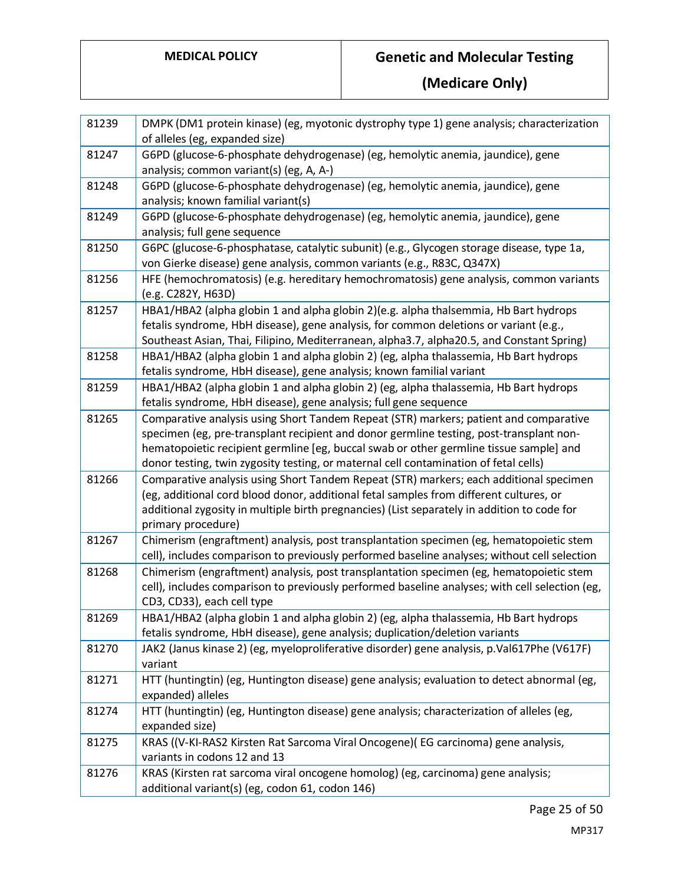| | |
|---|---|
| 81239 | DMPK (DM1 protein kinase) (eg, myotonic dystrophy type 1) gene analysis; characterization of alleles (eg, expanded size) |
| 81247 | G6PD (glucose-6-phosphate dehydrogenase) (eg, hemolytic anemia, jaundice), gene analysis; common variant(s) (eg, A, A-) |
| 81248 | G6PD (glucose-6-phosphate dehydrogenase) (eg, hemolytic anemia, jaundice), gene analysis; known familial variant(s) |
| 81249 | G6PD (glucose-6-phosphate dehydrogenase) (eg, hemolytic anemia, jaundice), gene analysis; full gene sequence |
| 81250 | G6PC (glucose-6-phosphatase, catalytic subunit) (e.g., Glycogen storage disease, type 1a, von Gierke disease) gene analysis, common variants (e.g., R83C, Q347X) |
| 81256 | HFE (hemochromatosis) (e.g. hereditary hemochromatosis) gene analysis, common variants (e.g. C282Y, H63D) |
| 81257 | HBA1/HBA2 (alpha globin 1 and alpha globin 2)(e.g. alpha thalsemmia, Hb Bart hydrops fetalis syndrome, HbH disease), gene analysis, for common deletions or variant (e.g., Southeast Asian, Thai, Filipino, Mediterranean, alpha3.7, alpha20.5, and Constant Spring) |
| 81258 | HBA1/HBA2 (alpha globin 1 and alpha globin 2) (eg, alpha thalassemia, Hb Bart hydrops fetalis syndrome, HbH disease), gene analysis; known familial variant |
| 81259 | HBA1/HBA2 (alpha globin 1 and alpha globin 2) (eg, alpha thalassemia, Hb Bart hydrops fetalis syndrome, HbH disease), gene analysis; full gene sequence |
| 81265 | Comparative analysis using Short Tandem Repeat (STR) markers; patient and comparative specimen (eg, pre-transplant recipient and donor germline testing, post-transplant non-hematopoietic recipient germline [eg, buccal swab or other germline tissue sample] and donor testing, twin zygosity testing, or maternal cell contamination of fetal cells) |
| 81266 | Comparative analysis using Short Tandem Repeat (STR) markers; each additional specimen (eg, additional cord blood donor, additional fetal samples from different cultures, or additional zygosity in multiple birth pregnancies) (List separately in addition to code for primary procedure) |
| 81267 | Chimerism (engraftment) analysis, post transplantation specimen (eg, hematopoietic stem cell), includes comparison to previously performed baseline analyses; without cell selection |
| 81268 | Chimerism (engraftment) analysis, post transplantation specimen (eg, hematopoietic stem cell), includes comparison to previously performed baseline analyses; with cell selection (eg, CD3, CD33), each cell type |
| 81269 | HBA1/HBA2 (alpha globin 1 and alpha globin 2) (eg, alpha thalassemia, Hb Bart hydrops fetalis syndrome, HbH disease), gene analysis; duplication/deletion variants |
| 81270 | JAK2 (Janus kinase 2) (eg, myeloproliferative disorder) gene analysis, p.Val617Phe (V617F) variant |
| 81271 | HTT (huntingtin) (eg, Huntington disease) gene analysis; evaluation to detect abnormal (eg, expanded) alleles |
| 81274 | HTT (huntingtin) (eg, Huntington disease) gene analysis; characterization of alleles (eg, expanded size) |
| 81275 | KRAS ((V-KI-RAS2 Kirsten Rat Sarcoma Viral Oncogene)( EG carcinoma) gene analysis, variants in codons 12 and 13 |
| 81276 | KRAS (Kirsten rat sarcoma viral oncogene homolog) (eg, carcinoma) gene analysis; additional variant(s) (eg, codon 61, codon 146) |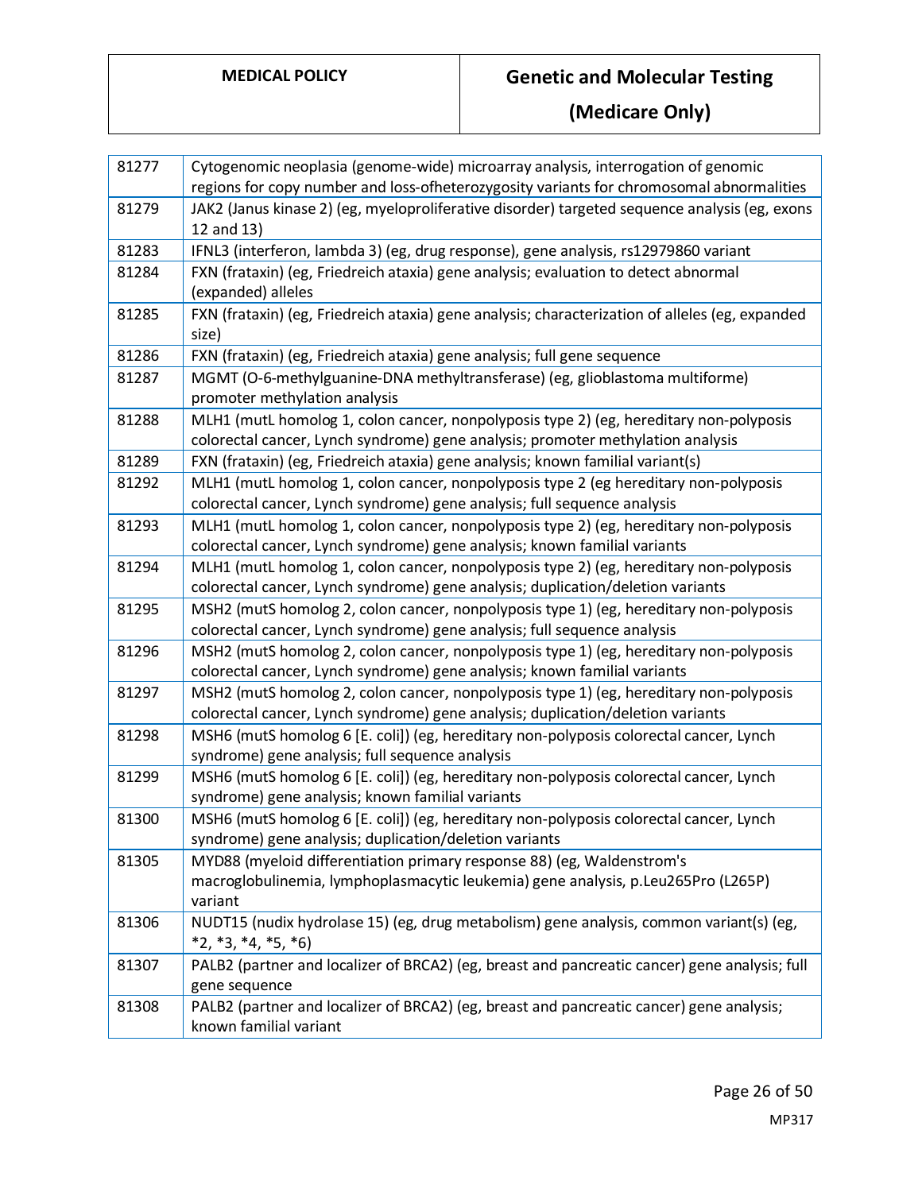| | |
|---|---|
| 81277 | Cytogenomic neoplasia (genome-wide) microarray analysis, interrogation of genomic regions for copy number and loss-ofheterozygosity variants for chromosomal abnormalities |
| 81279 | JAK2 (Janus kinase 2) (eg, myeloproliferative disorder) targeted sequence analysis (eg, exons 12 and 13) |
| 81283 | IFNL3 (interferon, lambda 3) (eg, drug response), gene analysis, rs12979860 variant |
| 81284 | FXN (frataxin) (eg, Friedreich ataxia) gene analysis; evaluation to detect abnormal (expanded) alleles |
| 81285 | FXN (frataxin) (eg, Friedreich ataxia) gene analysis; characterization of alleles (eg, expanded size) |
| 81286 | FXN (frataxin) (eg, Friedreich ataxia) gene analysis; full gene sequence |
| 81287 | MGMT (O-6-methylguanine-DNA methyltransferase) (eg, glioblastoma multiforme) promoter methylation analysis |
| 81288 | MLH1 (mutL homolog 1, colon cancer, nonpolyposis type 2) (eg, hereditary non-polyposis colorectal cancer, Lynch syndrome) gene analysis; promoter methylation analysis |
| 81289 | FXN (frataxin) (eg, Friedreich ataxia) gene analysis; known familial variant(s) |
| 81292 | MLH1 (mutL homolog 1, colon cancer, nonpolyposis type 2 (eg hereditary non-polyposis colorectal cancer, Lynch syndrome) gene analysis; full sequence analysis |
| 81293 | MLH1 (mutL homolog 1, colon cancer, nonpolyposis type 2) (eg, hereditary non-polyposis colorectal cancer, Lynch syndrome) gene analysis; known familial variants |
| 81294 | MLH1 (mutL homolog 1, colon cancer, nonpolyposis type 2) (eg, hereditary non-polyposis colorectal cancer, Lynch syndrome) gene analysis; duplication/deletion variants |
| 81295 | MSH2 (mutS homolog 2, colon cancer, nonpolyposis type 1) (eg, hereditary non-polyposis colorectal cancer, Lynch syndrome) gene analysis; full sequence analysis |
| 81296 | MSH2 (mutS homolog 2, colon cancer, nonpolyposis type 1) (eg, hereditary non-polyposis colorectal cancer, Lynch syndrome) gene analysis; known familial variants |
| 81297 | MSH2 (mutS homolog 2, colon cancer, nonpolyposis type 1) (eg, hereditary non-polyposis colorectal cancer, Lynch syndrome) gene analysis; duplication/deletion variants |
| 81298 | MSH6 (mutS homolog 6 [E. coli]) (eg, hereditary non-polyposis colorectal cancer, Lynch syndrome) gene analysis; full sequence analysis |
| 81299 | MSH6 (mutS homolog 6 [E. coli]) (eg, hereditary non-polyposis colorectal cancer, Lynch syndrome) gene analysis; known familial variants |
| 81300 | MSH6 (mutS homolog 6 [E. coli]) (eg, hereditary non-polyposis colorectal cancer, Lynch syndrome) gene analysis; duplication/deletion variants |
| 81305 | MYD88 (myeloid differentiation primary response 88) (eg, Waldenstrom's macroglobulinemia, lymphoplasmacytic leukemia) gene analysis, p.Leu265Pro (L265P) variant |
| 81306 | NUDT15 (nudix hydrolase 15) (eg, drug metabolism) gene analysis, common variant(s) (eg, *2, *3, *4, *5, *6) |
| 81307 | PALB2 (partner and localizer of BRCA2) (eg, breast and pancreatic cancer) gene analysis; full gene sequence |
| 81308 | PALB2 (partner and localizer of BRCA2) (eg, breast and pancreatic cancer) gene analysis; known familial variant |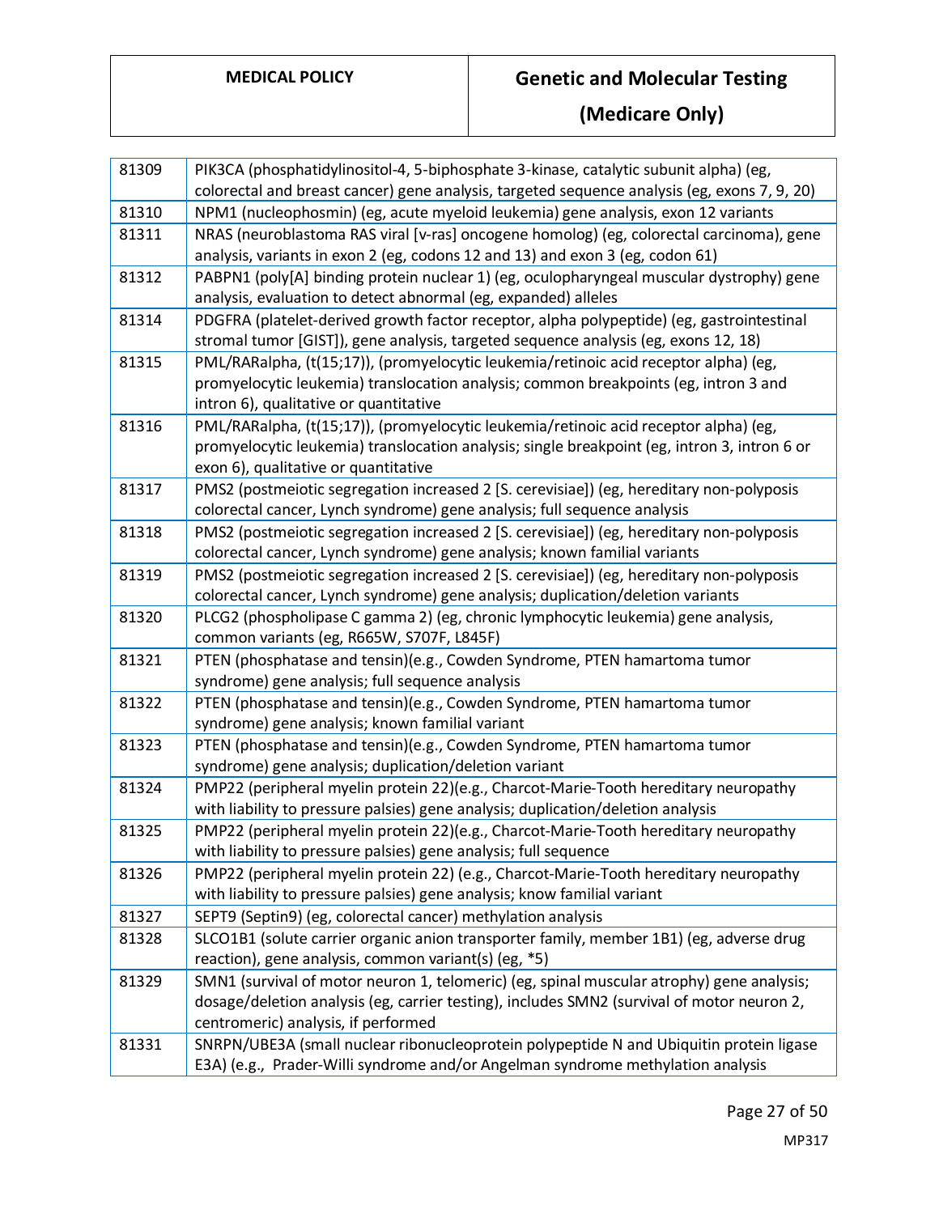| | |
|---|---|
| 81309 | PIK3CA (phosphatidylinositol-4, 5-biphosphate 3-kinase, catalytic subunit alpha) (eg, colorectal and breast cancer) gene analysis, targeted sequence analysis (eg, exons 7, 9, 20) |
| 81310 | NPM1 (nucleophosmin) (eg, acute myeloid leukemia) gene analysis, exon 12 variants |
| 81311 | NRAS (neuroblastoma RAS viral [v-ras] oncogene homolog) (eg, colorectal carcinoma), gene analysis, variants in exon 2 (eg, codons 12 and 13) and exon 3 (eg, codon 61) |
| 81312 | PABPN1 (poly[A] binding protein nuclear 1) (eg, oculopharyngeal muscular dystrophy) gene analysis, evaluation to detect abnormal (eg, expanded) alleles |
| 81314 | PDGFRA (platelet-derived growth factor receptor, alpha polypeptide) (eg, gastrointestinal stromal tumor [GIST]), gene analysis, targeted sequence analysis (eg, exons 12, 18) |
| 81315 | PML/RARalpha, (t(15;17)), (promyelocytic leukemia/retinoic acid receptor alpha) (eg, promyelocytic leukemia) translocation analysis; common breakpoints (eg, intron 3 and intron 6), qualitative or quantitative |
| 81316 | PML/RARalpha, (t(15;17)), (promyelocytic leukemia/retinoic acid receptor alpha) (eg, promyelocytic leukemia) translocation analysis; single breakpoint (eg, intron 3, intron 6 or exon 6), qualitative or quantitative |
| 81317 | PMS2 (postmeiotic segregation increased 2 [S. cerevisiae]) (eg, hereditary non-polyposis colorectal cancer, Lynch syndrome) gene analysis; full sequence analysis |
| 81318 | PMS2 (postmeiotic segregation increased 2 [S. cerevisiae]) (eg, hereditary non-polyposis colorectal cancer, Lynch syndrome) gene analysis; known familial variants |
| 81319 | PMS2 (postmeiotic segregation increased 2 [S. cerevisiae]) (eg, hereditary non-polyposis colorectal cancer, Lynch syndrome) gene analysis; duplication/deletion variants |
| 81320 | PLCG2 (phospholipase C gamma 2) (eg, chronic lymphocytic leukemia) gene analysis, common variants (eg, R665W, S707F, L845F) |
| 81321 | PTEN (phosphatase and tensin)(e.g., Cowden Syndrome, PTEN hamartoma tumor syndrome) gene analysis; full sequence analysis |
| 81322 | PTEN (phosphatase and tensin)(e.g., Cowden Syndrome, PTEN hamartoma tumor syndrome) gene analysis; known familial variant |
| 81323 | PTEN (phosphatase and tensin)(e.g., Cowden Syndrome, PTEN hamartoma tumor syndrome) gene analysis; duplication/deletion variant |
| 81324 | PMP22 (peripheral myelin protein 22)(e.g., Charcot-Marie-Tooth hereditary neuropathy with liability to pressure palsies) gene analysis; duplication/deletion analysis |
| 81325 | PMP22 (peripheral myelin protein 22)(e.g., Charcot-Marie-Tooth hereditary neuropathy with liability to pressure palsies) gene analysis; full sequence |
| 81326 | PMP22 (peripheral myelin protein 22) (e.g., Charcot-Marie-Tooth hereditary neuropathy with liability to pressure palsies) gene analysis; know familial variant |
| 81327 | SEPT9 (Septin9) (eg, colorectal cancer) methylation analysis |
| 81328 | SLCO1B1 (solute carrier organic anion transporter family, member 1B1) (eg, adverse drug reaction), gene analysis, common variant(s) (eg, *5) |
| 81329 | SMN1 (survival of motor neuron 1, telomeric) (eg, spinal muscular atrophy) gene analysis; dosage/deletion analysis (eg, carrier testing), includes SMN2 (survival of motor neuron 2, centromeric) analysis, if performed |
| 81331 | SNRPN/UBE3A (small nuclear ribonucleoprotein polypeptide N and Ubiquitin protein ligase E3A) (e.g., Prader-Willi syndrome and/or Angelman syndrome methylation analysis |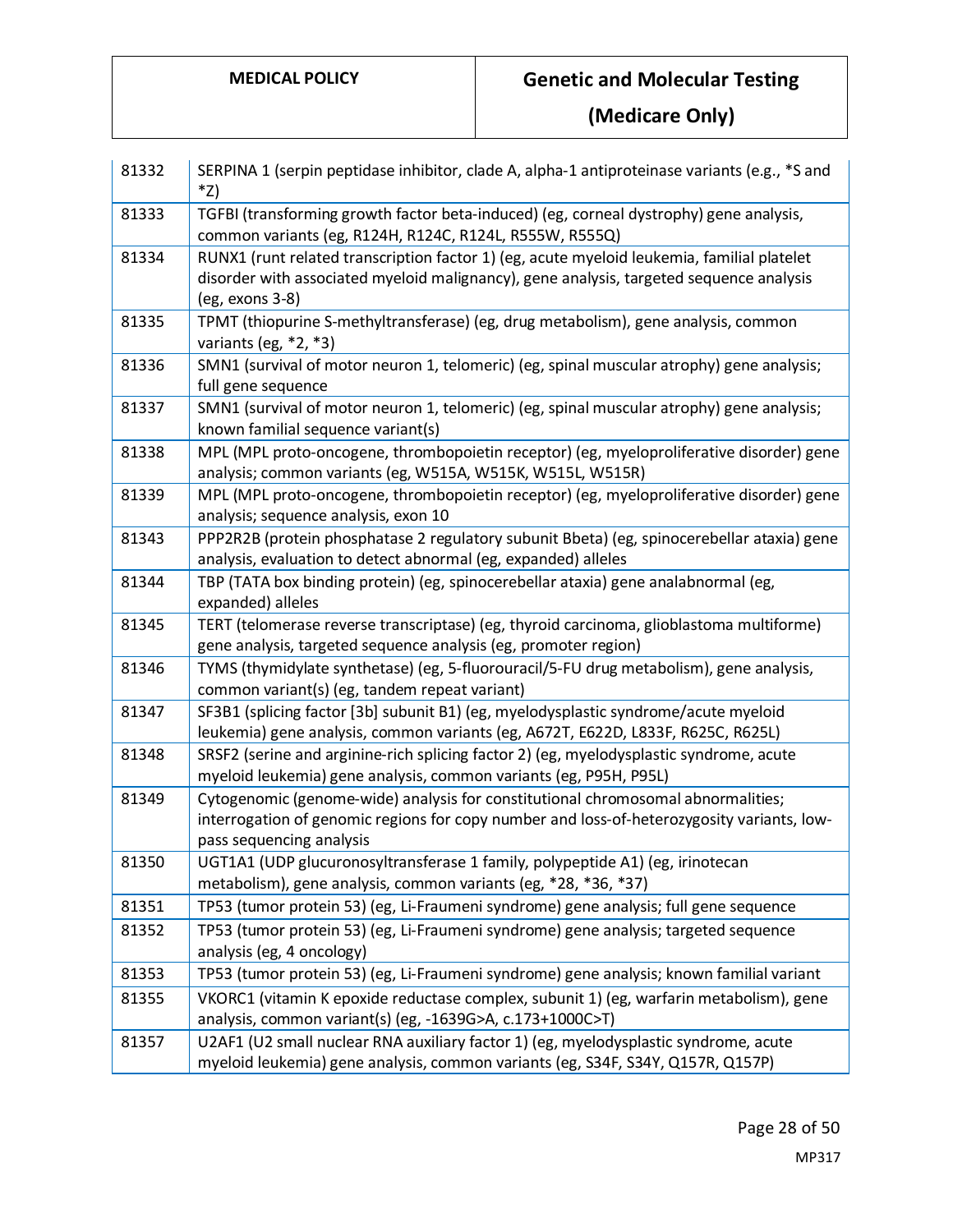| | |
|---|---|
| 81332 | SERPINA 1 (serpin peptidase inhibitor, clade A, alpha-1 antiproteinase variants (e.g., *S and *Z) |
| 81333 | TGFBI (transforming growth factor beta-induced) (eg, corneal dystrophy) gene analysis, common variants (eg, R124H, R124C, R124L, R555W, R555Q) |
| 81334 | RUNX1 (runt related transcription factor 1) (eg, acute myeloid leukemia, familial platelet disorder with associated myeloid malignancy), gene analysis, targeted sequence analysis (eg, exons 3-8) |
| 81335 | TPMT (thiopurine S-methyltransferase) (eg, drug metabolism), gene analysis, common variants (eg, *2, *3) |
| 81336 | SMN1 (survival of motor neuron 1, telomeric) (eg, spinal muscular atrophy) gene analysis; full gene sequence |
| 81337 | SMN1 (survival of motor neuron 1, telomeric) (eg, spinal muscular atrophy) gene analysis; known familial sequence variant(s) |
| 81338 | MPL (MPL proto-oncogene, thrombopoietin receptor) (eg, myeloproliferative disorder) gene analysis; common variants (eg, W515A, W515K, W515L, W515R) |
| 81339 | MPL (MPL proto-oncogene, thrombopoietin receptor) (eg, myeloproliferative disorder) gene analysis; sequence analysis, exon 10 |
| 81343 | PPP2R2B (protein phosphatase 2 regulatory subunit Bbeta) (eg, spinocerebellar ataxia) gene analysis, evaluation to detect abnormal (eg, expanded) alleles |
| 81344 | TBP (TATA box binding protein) (eg, spinocerebellar ataxia) gene analabnormal (eg, expanded) alleles |
| 81345 | TERT (telomerase reverse transcriptase) (eg, thyroid carcinoma, glioblastoma multiforme) gene analysis, targeted sequence analysis (eg, promoter region) |
| 81346 | TYMS (thymidylate synthetase) (eg, 5-fluorouracil/5-FU drug metabolism), gene analysis, common variant(s) (eg, tandem repeat variant) |
| 81347 | SF3B1 (splicing factor [3b] subunit B1) (eg, myelodysplastic syndrome/acute myeloid leukemia) gene analysis, common variants (eg, A672T, E622D, L833F, R625C, R625L) |
| 81348 | SRSF2 (serine and arginine-rich splicing factor 2) (eg, myelodysplastic syndrome, acute myeloid leukemia) gene analysis, common variants (eg, P95H, P95L) |
| 81349 | Cytogenomic (genome-wide) analysis for constitutional chromosomal abnormalities; interrogation of genomic regions for copy number and loss-of-heterozygosity variants, low-pass sequencing analysis |
| 81350 | UGT1A1 (UDP glucuronosyltransferase 1 family, polypeptide A1) (eg, irinotecan metabolism), gene analysis, common variants (eg, *28, *36, *37) |
| 81351 | TP53 (tumor protein 53) (eg, Li-Fraumeni syndrome) gene analysis; full gene sequence |
| 81352 | TP53 (tumor protein 53) (eg, Li-Fraumeni syndrome) gene analysis; targeted sequence analysis (eg, 4 oncology) |
| 81353 | TP53 (tumor protein 53) (eg, Li-Fraumeni syndrome) gene analysis; known familial variant |
| 81355 | VKORC1 (vitamin K epoxide reductase complex, subunit 1) (eg, warfarin metabolism), gene analysis, common variant(s) (eg, -1639G>A, c.173+1000C>T) |
| 81357 | U2AF1 (U2 small nuclear RNA auxiliary factor 1) (eg, myelodysplastic syndrome, acute myeloid leukemia) gene analysis, common variants (eg, S34F, S34Y, Q157R, Q157P) |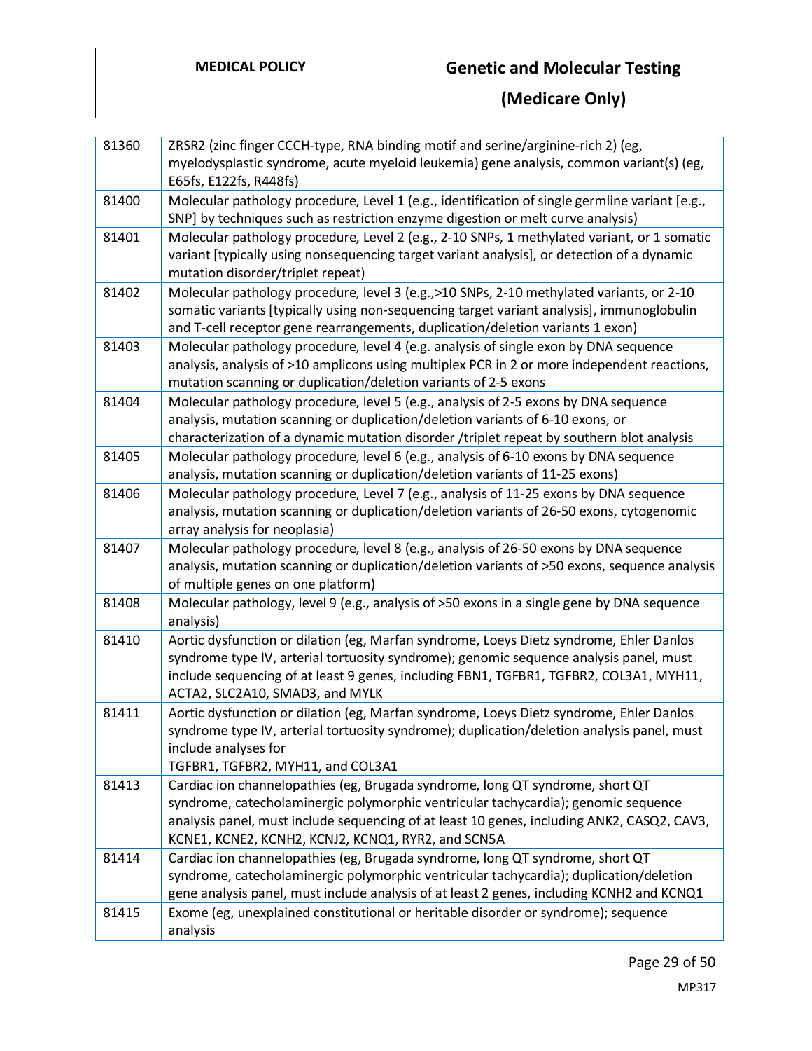| | |
|---|---|
| 81360 | ZRSR2 (zinc finger CCCH-type, RNA binding motif and serine/arginine-rich 2) (eg, myelodysplastic syndrome, acute myeloid leukemia) gene analysis, common variant(s) (eg, E65fs, E122fs, R448fs) |
| 81400 | Molecular pathology procedure, Level 1 (e.g., identification of single germline variant [e.g., SNP] by techniques such as restriction enzyme digestion or melt curve analysis) |
| 81401 | Molecular pathology procedure, Level 2 (e.g., 2-10 SNPs, 1 methylated variant, or 1 somatic variant [typically using nonsequencing target variant analysis], or detection of a dynamic mutation disorder/triplet repeat) |
| 81402 | Molecular pathology procedure, level 3 (e.g.,>10 SNPs, 2-10 methylated variants, or 2-10 somatic variants [typically using non-sequencing target variant analysis], immunoglobulin and T-cell receptor gene rearrangements, duplication/deletion variants 1 exon) |
| 81403 | Molecular pathology procedure, level 4 (e.g. analysis of single exon by DNA sequence analysis, analysis of >10 amplicons using multiplex PCR in 2 or more independent reactions, mutation scanning or duplication/deletion variants of 2-5 exons |
| 81404 | Molecular pathology procedure, level 5 (e.g., analysis of 2-5 exons by DNA sequence analysis, mutation scanning or duplication/deletion variants of 6-10 exons, or characterization of a dynamic mutation disorder /triplet repeat by southern blot analysis |
| 81405 | Molecular pathology procedure, level 6 (e.g., analysis of 6-10 exons by DNA sequence analysis, mutation scanning or duplication/deletion variants of 11-25 exons) |
| 81406 | Molecular pathology procedure, Level 7 (e.g., analysis of 11-25 exons by DNA sequence analysis, mutation scanning or duplication/deletion variants of 26-50 exons, cytogenomic array analysis for neoplasia) |
| 81407 | Molecular pathology procedure, level 8 (e.g., analysis of 26-50 exons by DNA sequence analysis, mutation scanning or duplication/deletion variants of >50 exons, sequence analysis of multiple genes on one platform) |
| 81408 | Molecular pathology, level 9 (e.g., analysis of >50 exons in a single gene by DNA sequence analysis) |
| 81410 | Aortic dysfunction or dilation (eg, Marfan syndrome, Loeys Dietz syndrome, Ehler Danlos syndrome type IV, arterial tortuosity syndrome); genomic sequence analysis panel, must include sequencing of at least 9 genes, including FBN1, TGFBR1, TGFBR2, COL3A1, MYH11, ACTA2, SLC2A10, SMAD3, and MYLK |
| 81411 | Aortic dysfunction or dilation (eg, Marfan syndrome, Loeys Dietz syndrome, Ehler Danlos syndrome type IV, arterial tortuosity syndrome); duplication/deletion analysis panel, must include analyses for TGFBR1, TGFBR2, MYH11, and COL3A1 |
| 81413 | Cardiac ion channelopathies (eg, Brugada syndrome, long QT syndrome, short QT syndrome, catecholaminergic polymorphic ventricular tachycardia); genomic sequence analysis panel, must include sequencing of at least 10 genes, including ANK2, CASQ2, CAV3, KCNE1, KCNE2, KCNH2, KCNJ2, KCNQ1, RYR2, and SCN5A |
| 81414 | Cardiac ion channelopathies (eg, Brugada syndrome, long QT syndrome, short QT syndrome, catecholaminergic polymorphic ventricular tachycardia); duplication/deletion gene analysis panel, must include analysis of at least 2 genes, including KCNH2 and KCNQ1 |
| 81415 | Exome (eg, unexplained constitutional or heritable disorder or syndrome); sequence analysis |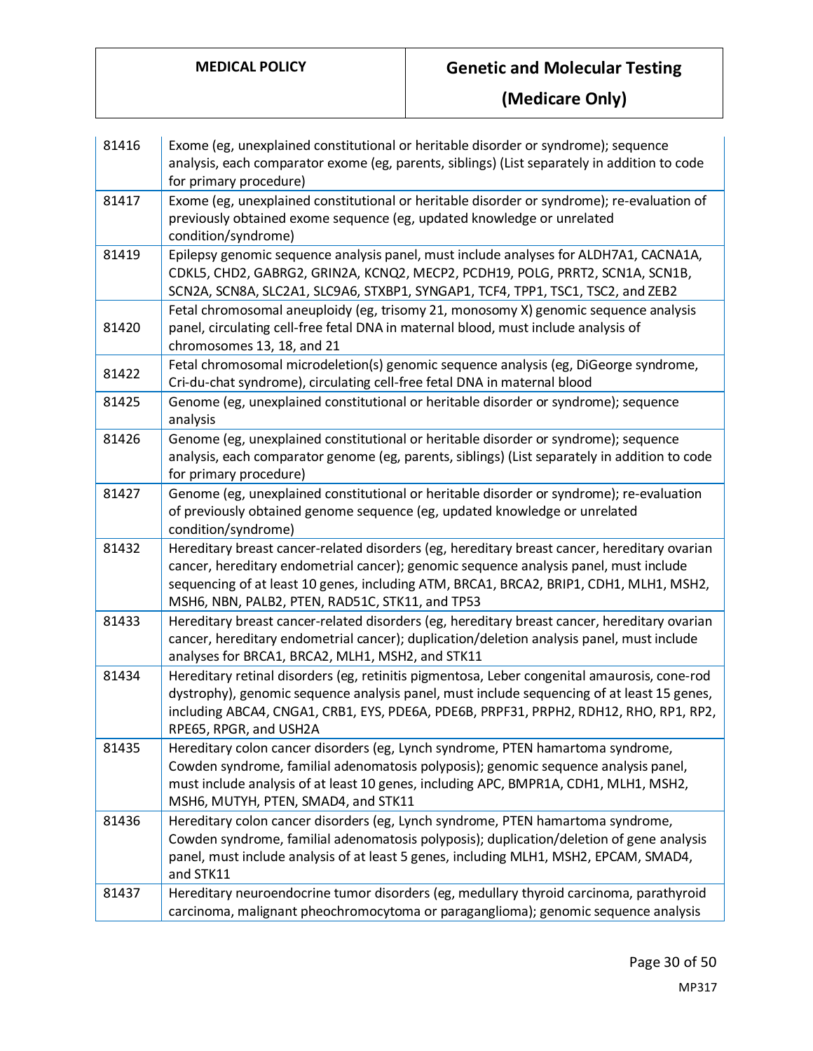| | |
|---|---|
| 81416 | Exome (eg, unexplained constitutional or heritable disorder or syndrome); sequence analysis, each comparator exome (eg, parents, siblings) (List separately in addition to code for primary procedure) |
| 81417 | Exome (eg, unexplained constitutional or heritable disorder or syndrome); re-evaluation of previously obtained exome sequence (eg, updated knowledge or unrelated condition/syndrome) |
| 81419 | Epilepsy genomic sequence analysis panel, must include analyses for ALDH7A1, CACNA1A, CDKL5, CHD2, GABRG2, GRIN2A, KCNQ2, MECP2, PCDH19, POLG, PRRT2, SCN1A, SCN1B, SCN2A, SCN8A, SLC2A1, SLC9A6, STXBP1, SYNGAP1, TCF4, TPP1, TSC1, TSC2, and ZEB2 |
| 81420 | Fetal chromosomal aneuploidy (eg, trisomy 21, monosomy X) genomic sequence analysis panel, circulating cell-free fetal DNA in maternal blood, must include analysis of chromosomes 13, 18, and 21 |
| 81422 | Fetal chromosomal microdeletion(s) genomic sequence analysis (eg, DiGeorge syndrome, Cri-du-chat syndrome), circulating cell-free fetal DNA in maternal blood |
| 81425 | Genome (eg, unexplained constitutional or heritable disorder or syndrome); sequence analysis |
| 81426 | Genome (eg, unexplained constitutional or heritable disorder or syndrome); sequence analysis, each comparator genome (eg, parents, siblings) (List separately in addition to code for primary procedure) |
| 81427 | Genome (eg, unexplained constitutional or heritable disorder or syndrome); re-evaluation of previously obtained genome sequence (eg, updated knowledge or unrelated condition/syndrome) |
| 81432 | Hereditary breast cancer-related disorders (eg, hereditary breast cancer, hereditary ovarian cancer, hereditary endometrial cancer); genomic sequence analysis panel, must include sequencing of at least 10 genes, including ATM, BRCA1, BRCA2, BRIP1, CDH1, MLH1, MSH2, MSH6, NBN, PALB2, PTEN, RAD51C, STK11, and TP53 |
| 81433 | Hereditary breast cancer-related disorders (eg, hereditary breast cancer, hereditary ovarian cancer, hereditary endometrial cancer); duplication/deletion analysis panel, must include analyses for BRCA1, BRCA2, MLH1, MSH2, and STK11 |
| 81434 | Hereditary retinal disorders (eg, retinitis pigmentosa, Leber congenital amaurosis, cone-rod dystrophy), genomic sequence analysis panel, must include sequencing of at least 15 genes, including ABCA4, CNGA1, CRB1, EYS, PDE6A, PDE6B, PRPF31, PRPH2, RDH12, RHO, RP1, RP2, RPE65, RPGR, and USH2A |
| 81435 | Hereditary colon cancer disorders (eg, Lynch syndrome, PTEN hamartoma syndrome, Cowden syndrome, familial adenomatosis polyposis); genomic sequence analysis panel, must include analysis of at least 10 genes, including APC, BMPR1A, CDH1, MLH1, MSH2, MSH6, MUTYH, PTEN, SMAD4, and STK11 |
| 81436 | Hereditary colon cancer disorders (eg, Lynch syndrome, PTEN hamartoma syndrome, Cowden syndrome, familial adenomatosis polyposis); duplication/deletion of gene analysis panel, must include analysis of at least 5 genes, including MLH1, MSH2, EPCAM, SMAD4, and STK11 |
| 81437 | Hereditary neuroendocrine tumor disorders (eg, medullary thyroid carcinoma, parathyroid carcinoma, malignant pheochromocytoma or paraganglioma); genomic sequence analysis |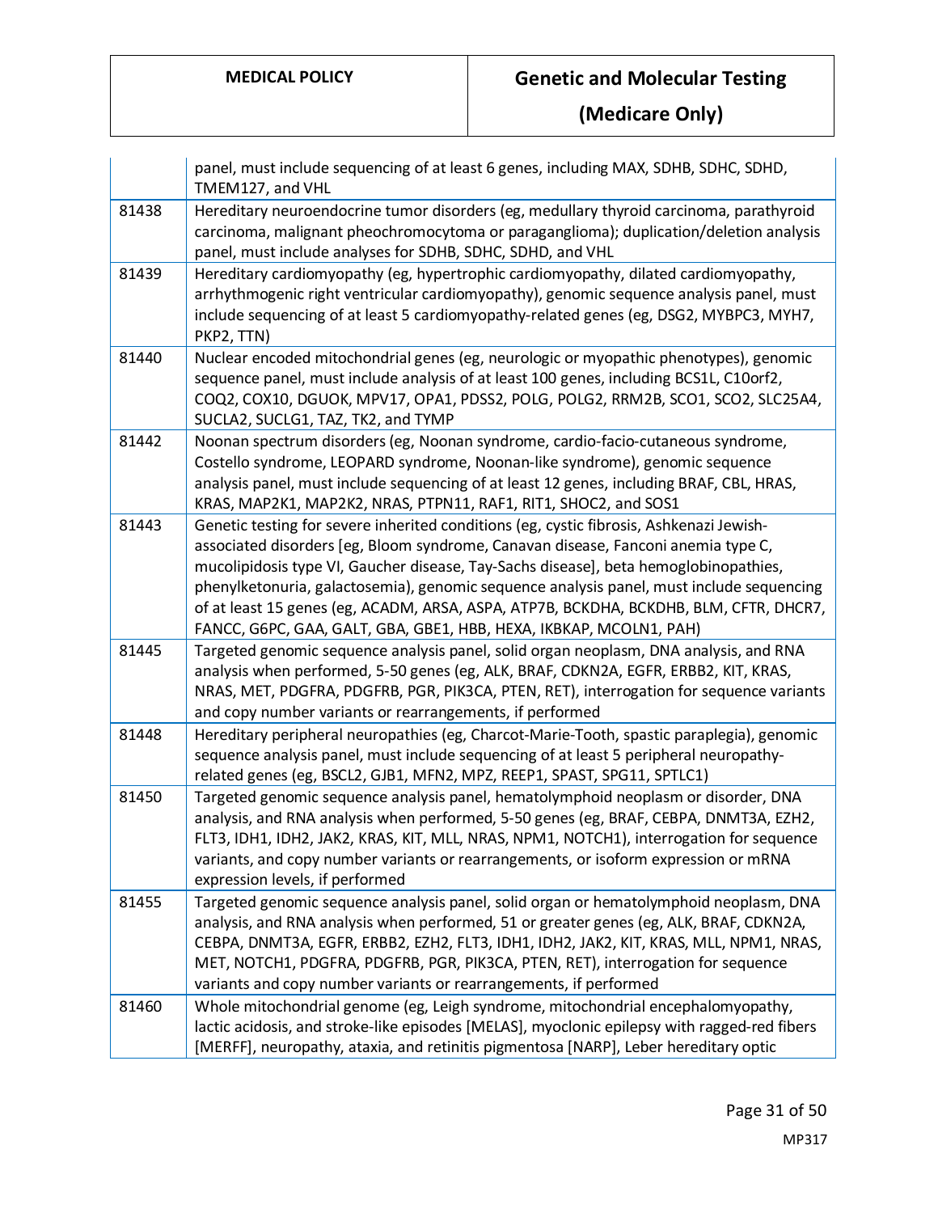| | |
|---|---|
| | panel, must include sequencing of at least 6 genes, including MAX, SDHB, SDHC, SDHD, TMEM127, and VHL |
| 81438 | Hereditary neuroendocrine tumor disorders (eg, medullary thyroid carcinoma, parathyroid carcinoma, malignant pheochromocytoma or paraganglioma); duplication/deletion analysis panel, must include analyses for SDHB, SDHC, SDHD, and VHL |
| 81439 | Hereditary cardiomyopathy (eg, hypertrophic cardiomyopathy, dilated cardiomyopathy, arrhythmogenic right ventricular cardiomyopathy), genomic sequence analysis panel, must include sequencing of at least 5 cardiomyopathy-related genes (eg, DSG2, MYBPC3, MYH7, PKP2, TTN) |
| 81440 | Nuclear encoded mitochondrial genes (eg, neurologic or myopathic phenotypes), genomic sequence panel, must include analysis of at least 100 genes, including BCS1L, C10orf2, COQ2, COX10, DGUOK, MPV17, OPA1, PDSS2, POLG, POLG2, RRM2B, SCO1, SCO2, SLC25A4, SUCLA2, SUCLG1, TAZ, TK2, and TYMP |
| 81442 | Noonan spectrum disorders (eg, Noonan syndrome, cardio-facio-cutaneous syndrome, Costello syndrome, LEOPARD syndrome, Noonan-like syndrome), genomic sequence analysis panel, must include sequencing of at least 12 genes, including BRAF, CBL, HRAS, KRAS, MAP2K1, MAP2K2, NRAS, PTPN11, RAF1, RIT1, SHOC2, and SOS1 |
| 81443 | Genetic testing for severe inherited conditions (eg, cystic fibrosis, Ashkenazi Jewish-associated disorders [eg, Bloom syndrome, Canavan disease, Fanconi anemia type C, mucolipidosis type VI, Gaucher disease, Tay-Sachs disease], beta hemoglobinopathies, phenylketonuria, galactosemia), genomic sequence analysis panel, must include sequencing of at least 15 genes (eg, ACADM, ARSA, ASPA, ATP7B, BCKDHA, BCKDHB, BLM, CFTR, DHCR7, FANCC, G6PC, GAA, GALT, GBA, GBE1, HBB, HEXA, IKBKAP, MCOLN1, PAH) |
| 81445 | Targeted genomic sequence analysis panel, solid organ neoplasm, DNA analysis, and RNA analysis when performed, 5-50 genes (eg, ALK, BRAF, CDKN2A, EGFR, ERBB2, KIT, KRAS, NRAS, MET, PDGFRA, PDGFRB, PGR, PIK3CA, PTEN, RET), interrogation for sequence variants and copy number variants or rearrangements, if performed |
| 81448 | Hereditary peripheral neuropathies (eg, Charcot-Marie-Tooth, spastic paraplegia), genomic sequence analysis panel, must include sequencing of at least 5 peripheral neuropathy-related genes (eg, BSCL2, GJB1, MFN2, MPZ, REEP1, SPAST, SPG11, SPTLC1) |
| 81450 | Targeted genomic sequence analysis panel, hematolymphoid neoplasm or disorder, DNA analysis, and RNA analysis when performed, 5-50 genes (eg, BRAF, CEBPA, DNMT3A, EZH2, FLT3, IDH1, IDH2, JAK2, KRAS, KIT, MLL, NRAS, NPM1, NOTCH1), interrogation for sequence variants, and copy number variants or rearrangements, or isoform expression or mRNA expression levels, if performed |
| 81455 | Targeted genomic sequence analysis panel, solid organ or hematolymphoid neoplasm, DNA analysis, and RNA analysis when performed, 51 or greater genes (eg, ALK, BRAF, CDKN2A, CEBPA, DNMT3A, EGFR, ERBB2, EZH2, FLT3, IDH1, IDH2, JAK2, KIT, KRAS, MLL, NPM1, NRAS, MET, NOTCH1, PDGFRA, PDGFRB, PGR, PIK3CA, PTEN, RET), interrogation for sequence variants and copy number variants or rearrangements, if performed |
| 81460 | Whole mitochondrial genome (eg, Leigh syndrome, mitochondrial encephalomyopathy, lactic acidosis, and stroke-like episodes [MELAS], myoclonic epilepsy with ragged-red fibers [MERFF], neuropathy, ataxia, and retinitis pigmentosa [NARP], Leber hereditary optic |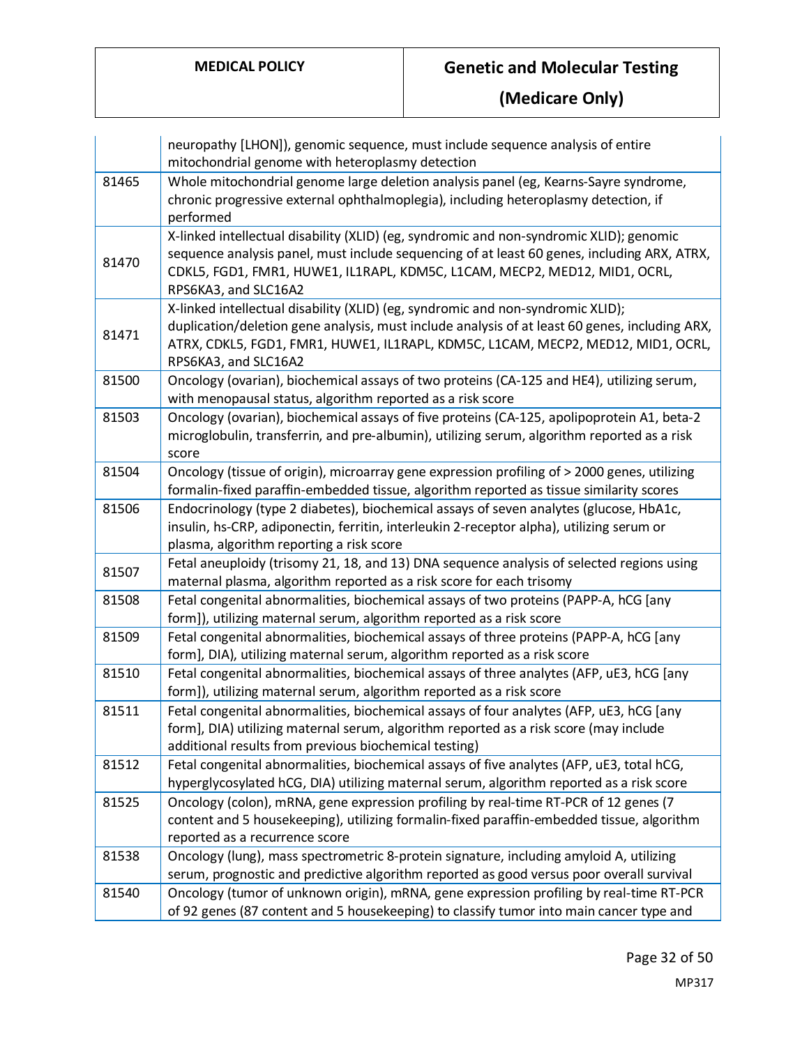| | |
|---|---|
| | neuropathy [LHON]), genomic sequence, must include sequence analysis of entire mitochondrial genome with heteroplasmy detection |
| 81465 | Whole mitochondrial genome large deletion analysis panel (eg, Kearns-Sayre syndrome, chronic progressive external ophthalmoplegia), including heteroplasmy detection, if performed |
| 81470 | X-linked intellectual disability (XLID) (eg, syndromic and non-syndromic XLID); genomic sequence analysis panel, must include sequencing of at least 60 genes, including ARX, ATRX, CDKL5, FGD1, FMR1, HUWE1, IL1RAPL, KDM5C, L1CAM, MECP2, MED12, MID1, OCRL, RPS6KA3, and SLC16A2 |
| 81471 | X-linked intellectual disability (XLID) (eg, syndromic and non-syndromic XLID); duplication/deletion gene analysis, must include analysis of at least 60 genes, including ARX, ATRX, CDKL5, FGD1, FMR1, HUWE1, IL1RAPL, KDM5C, L1CAM, MECP2, MED12, MID1, OCRL, RPS6KA3, and SLC16A2 |
| 81500 | Oncology (ovarian), biochemical assays of two proteins (CA-125 and HE4), utilizing serum, with menopausal status, algorithm reported as a risk score |
| 81503 | Oncology (ovarian), biochemical assays of five proteins (CA-125, apolipoprotein A1, beta-2 microglobulin, transferrin, and pre-albumin), utilizing serum, algorithm reported as a risk score |
| 81504 | Oncology (tissue of origin), microarray gene expression profiling of > 2000 genes, utilizing formalin-fixed paraffin-embedded tissue, algorithm reported as tissue similarity scores |
| 81506 | Endocrinology (type 2 diabetes), biochemical assays of seven analytes (glucose, HbA1c, insulin, hs-CRP, adiponectin, ferritin, interleukin 2-receptor alpha), utilizing serum or plasma, algorithm reporting a risk score |
| 81507 | Fetal aneuploidy (trisomy 21, 18, and 13) DNA sequence analysis of selected regions using maternal plasma, algorithm reported as a risk score for each trisomy |
| 81508 | Fetal congenital abnormalities, biochemical assays of two proteins (PAPP-A, hCG [any form]), utilizing maternal serum, algorithm reported as a risk score |
| 81509 | Fetal congenital abnormalities, biochemical assays of three proteins (PAPP-A, hCG [any form], DIA), utilizing maternal serum, algorithm reported as a risk score |
| 81510 | Fetal congenital abnormalities, biochemical assays of three analytes (AFP, uE3, hCG [any form]), utilizing maternal serum, algorithm reported as a risk score |
| 81511 | Fetal congenital abnormalities, biochemical assays of four analytes (AFP, uE3, hCG [any form], DIA) utilizing maternal serum, algorithm reported as a risk score (may include additional results from previous biochemical testing) |
| 81512 | Fetal congenital abnormalities, biochemical assays of five analytes (AFP, uE3, total hCG, hyperglycosylated hCG, DIA) utilizing maternal serum, algorithm reported as a risk score |
| 81525 | Oncology (colon), mRNA, gene expression profiling by real-time RT-PCR of 12 genes (7 content and 5 housekeeping), utilizing formalin-fixed paraffin-embedded tissue, algorithm reported as a recurrence score |
| 81538 | Oncology (lung), mass spectrometric 8-protein signature, including amyloid A, utilizing serum, prognostic and predictive algorithm reported as good versus poor overall survival |
| 81540 | Oncology (tumor of unknown origin), mRNA, gene expression profiling by real-time RT-PCR of 92 genes (87 content and 5 housekeeping) to classify tumor into main cancer type and |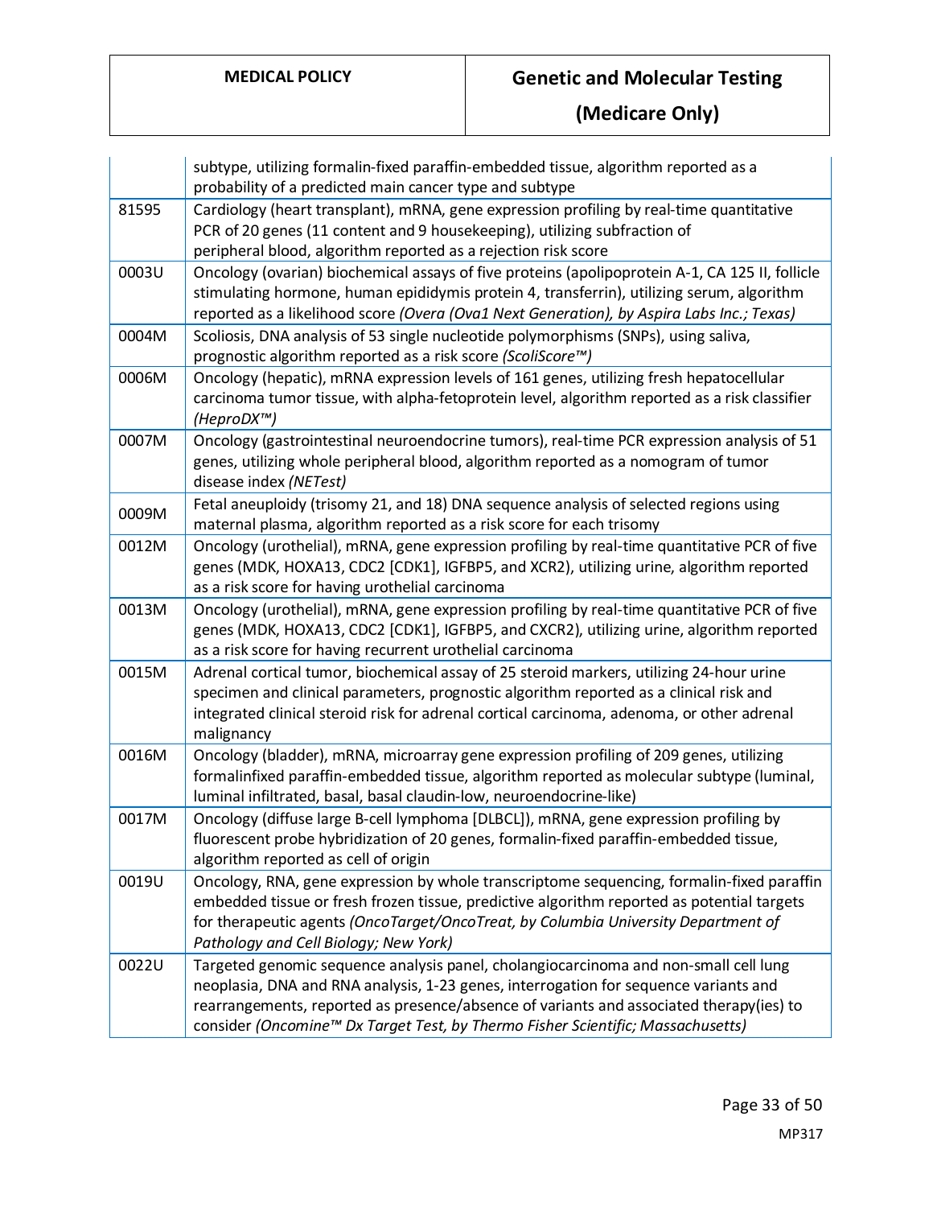| | |
|---|---|
| | subtype, utilizing formalin-fixed paraffin-embedded tissue, algorithm reported as a probability of a predicted main cancer type and subtype |
| 81595 | Cardiology (heart transplant), mRNA, gene expression profiling by real-time quantitative PCR of 20 genes (11 content and 9 housekeeping), utilizing subfraction of peripheral blood, algorithm reported as a rejection risk score |
| 0003U | Oncology (ovarian) biochemical assays of five proteins (apolipoprotein A-1, CA 125 II, follicle stimulating hormone, human epididymis protein 4, transferrin), utilizing serum, algorithm reported as a likelihood score *(Overa (Ova1 Next Generation), by Aspira Labs Inc.; Texas)* |
| 0004M | Scoliosis, DNA analysis of 53 single nucleotide polymorphisms (SNPs), using saliva, prognostic algorithm reported as a risk score *(ScoliScore™)* |
| 0006M | Oncology (hepatic), mRNA expression levels of 161 genes, utilizing fresh hepatocellular carcinoma tumor tissue, with alpha-fetoprotein level, algorithm reported as a risk classifier *(HeproDX™)* |
| 0007M | Oncology (gastrointestinal neuroendocrine tumors), real-time PCR expression analysis of 51 genes, utilizing whole peripheral blood, algorithm reported as a nomogram of tumor disease index *(NETest)* |
| 0009M | Fetal aneuploidy (trisomy 21, and 18) DNA sequence analysis of selected regions using maternal plasma, algorithm reported as a risk score for each trisomy |
| 0012M | Oncology (urothelial), mRNA, gene expression profiling by real-time quantitative PCR of five genes (MDK, HOXA13, CDC2 [CDK1], IGFBP5, and XCR2), utilizing urine, algorithm reported as a risk score for having urothelial carcinoma |
| 0013M | Oncology (urothelial), mRNA, gene expression profiling by real-time quantitative PCR of five genes (MDK, HOXA13, CDC2 [CDK1], IGFBP5, and CXCR2), utilizing urine, algorithm reported as a risk score for having recurrent urothelial carcinoma |
| 0015M | Adrenal cortical tumor, biochemical assay of 25 steroid markers, utilizing 24-hour urine specimen and clinical parameters, prognostic algorithm reported as a clinical risk and integrated clinical steroid risk for adrenal cortical carcinoma, adenoma, or other adrenal malignancy |
| 0016M | Oncology (bladder), mRNA, microarray gene expression profiling of 209 genes, utilizing formalinfixed paraffin-embedded tissue, algorithm reported as molecular subtype (luminal, luminal infiltrated, basal, basal claudin-low, neuroendocrine-like) |
| 0017M | Oncology (diffuse large B-cell lymphoma [DLBCL]), mRNA, gene expression profiling by fluorescent probe hybridization of 20 genes, formalin-fixed paraffin-embedded tissue, algorithm reported as cell of origin |
| 0019U | Oncology, RNA, gene expression by whole transcriptome sequencing, formalin-fixed paraffin embedded tissue or fresh frozen tissue, predictive algorithm reported as potential targets for therapeutic agents *(OncoTarget/OncoTreat, by Columbia University Department of Pathology and Cell Biology; New York)* |
| 0022U | Targeted genomic sequence analysis panel, cholangiocarcinoma and non-small cell lung neoplasia, DNA and RNA analysis, 1-23 genes, interrogation for sequence variants and rearrangements, reported as presence/absence of variants and associated therapy(ies) to consider *(Oncomine™ Dx Target Test, by Thermo Fisher Scientific; Massachusetts)* |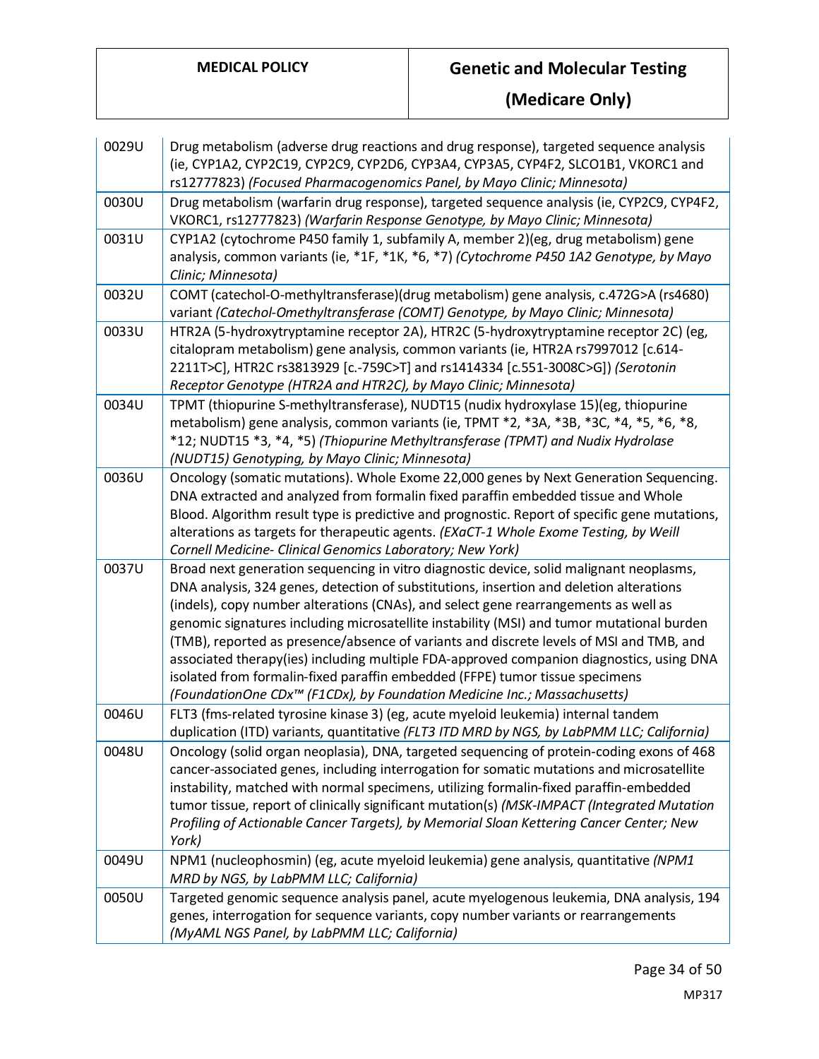| | |
|---|---|
| 0029U | Drug metabolism (adverse drug reactions and drug response), targeted sequence analysis (ie, CYP1A2, CYP2C19, CYP2C9, CYP2D6, CYP3A4, CYP3A5, CYP4F2, SLCO1B1, VKORC1 and rs12777823) *(Focused Pharmacogenomics Panel, by Mayo Clinic; Minnesota)* |
| 0030U | Drug metabolism (warfarin drug response), targeted sequence analysis (ie, CYP2C9, CYP4F2, VKORC1, rs12777823) *(Warfarin Response Genotype, by Mayo Clinic; Minnesota)* |
| 0031U | CYP1A2 (cytochrome P450 family 1, subfamily A, member 2)(eg, drug metabolism) gene analysis, common variants (ie, *1F, *1K, *6, *7) *(Cytochrome P450 1A2 Genotype, by Mayo Clinic; Minnesota)* |
| 0032U | COMT (catechol-O-methyltransferase)(drug metabolism) gene analysis, c.472G>A (rs4680) variant *(Catechol-Omethyltransferase (COMT) Genotype, by Mayo Clinic; Minnesota)* |
| 0033U | HTR2A (5-hydroxytryptamine receptor 2A), HTR2C (5-hydroxytryptamine receptor 2C) (eg, citalopram metabolism) gene analysis, common variants (ie, HTR2A rs7997012 [c.614-2211T>C], HTR2C rs3813929 [c.-759C>T] and rs1414334 [c.551-3008C>G]) *(Serotonin Receptor Genotype (HTR2A and HTR2C), by Mayo Clinic; Minnesota)* |
| 0034U | TPMT (thiopurine S-methyltransferase), NUDT15 (nudix hydroxylase 15)(eg, thiopurine metabolism) gene analysis, common variants (ie, TPMT *2, *3A, *3B, *3C, *4, *5, *6, *8, *12; NUDT15 *3, *4, *5) *(Thiopurine Methyltransferase (TPMT) and Nudix Hydrolase (NUDT15) Genotyping, by Mayo Clinic; Minnesota)* |
| 0036U | Oncology (somatic mutations). Whole Exome 22,000 genes by Next Generation Sequencing. DNA extracted and analyzed from formalin fixed paraffin embedded tissue and Whole Blood. Algorithm result type is predictive and prognostic. Report of specific gene mutations, alterations as targets for therapeutic agents. *(EXaCT-1 Whole Exome Testing, by Weill Cornell Medicine- Clinical Genomics Laboratory; New York)* |
| 0037U | Broad next generation sequencing in vitro diagnostic device, solid malignant neoplasms, DNA analysis, 324 genes, detection of substitutions, insertion and deletion alterations (indels), copy number alterations (CNAs), and select gene rearrangements as well as genomic signatures including microsatellite instability (MSI) and tumor mutational burden (TMB), reported as presence/absence of variants and discrete levels of MSI and TMB, and associated therapy(ies) including multiple FDA-approved companion diagnostics, using DNA isolated from formalin-fixed paraffin embedded (FFPE) tumor tissue specimens *(FoundationOne CDx™ (F1CDx), by Foundation Medicine Inc.; Massachusetts)* |
| 0046U | FLT3 (fms-related tyrosine kinase 3) (eg, acute myeloid leukemia) internal tandem duplication (ITD) variants, quantitative *(FLT3 ITD MRD by NGS, by LabPMM LLC; California)* |
| 0048U | Oncology (solid organ neoplasia), DNA, targeted sequencing of protein-coding exons of 468 cancer-associated genes, including interrogation for somatic mutations and microsatellite instability, matched with normal specimens, utilizing formalin-fixed paraffin-embedded tumor tissue, report of clinically significant mutation(s) *(MSK-IMPACT (Integrated Mutation Profiling of Actionable Cancer Targets), by Memorial Sloan Kettering Cancer Center; New York)* |
| 0049U | NPM1 (nucleophosmin) (eg, acute myeloid leukemia) gene analysis, quantitative *(NPM1 MRD by NGS, by LabPMM LLC; California)* |
| 0050U | Targeted genomic sequence analysis panel, acute myelogenous leukemia, DNA analysis, 194 genes, interrogation for sequence variants, copy number variants or rearrangements *(MyAML NGS Panel, by LabPMM LLC; California)* |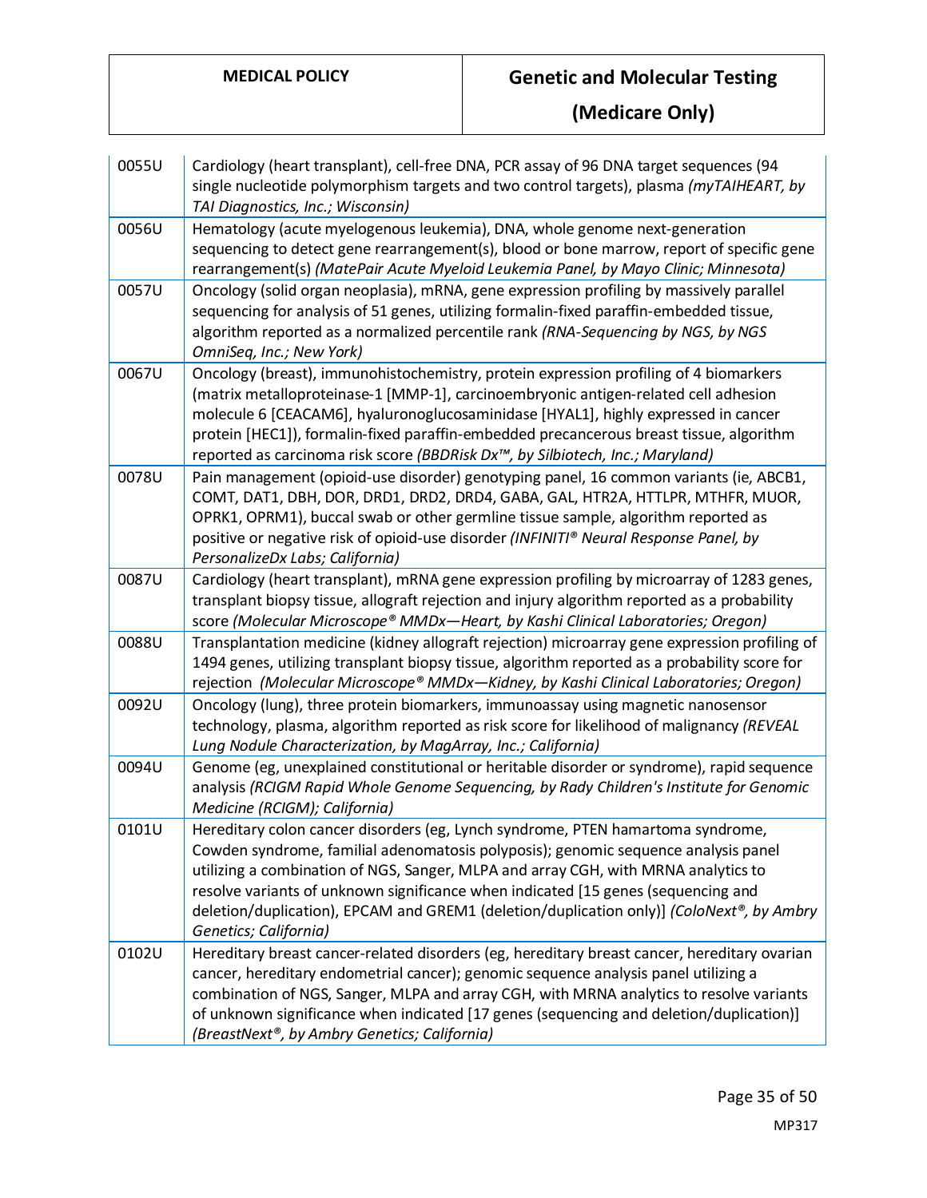| | |
|---|---|
| 0055U | Cardiology (heart transplant), cell-free DNA, PCR assay of 96 DNA target sequences (94 single nucleotide polymorphism targets and two control targets), plasma *(myTAIHEART, by TAI Diagnostics, Inc.; Wisconsin)* |
| 0056U | Hematology (acute myelogenous leukemia), DNA, whole genome next-generation sequencing to detect gene rearrangement(s), blood or bone marrow, report of specific gene rearrangement(s) *(MatePair Acute Myeloid Leukemia Panel, by Mayo Clinic; Minnesota)* |
| 0057U | Oncology (solid organ neoplasia), mRNA, gene expression profiling by massively parallel sequencing for analysis of 51 genes, utilizing formalin-fixed paraffin-embedded tissue, algorithm reported as a normalized percentile rank *(RNA-Sequencing by NGS, by NGS OmniSeq, Inc.; New York)* |
| 0067U | Oncology (breast), immunohistochemistry, protein expression profiling of 4 biomarkers (matrix metalloproteinase-1 [MMP-1], carcinoembryonic antigen-related cell adhesion molecule 6 [CEACAM6], hyaluronoglucosaminidase [HYAL1], highly expressed in cancer protein [HEC1]), formalin-fixed paraffin-embedded precancerous breast tissue, algorithm reported as carcinoma risk score *(BBDRisk Dx™, by Silbiotech, Inc.; Maryland)* |
| 0078U | Pain management (opioid-use disorder) genotyping panel, 16 common variants (ie, ABCB1, COMT, DAT1, DBH, DOR, DRD1, DRD2, DRD4, GABA, GAL, HTR2A, HTTLPR, MTHFR, MUOR, OPRK1, OPRM1), buccal swab or other germline tissue sample, algorithm reported as positive or negative risk of opioid-use disorder *(INFINITI® Neural Response Panel, by PersonalizeDx Labs; California)* |
| 0087U | Cardiology (heart transplant), mRNA gene expression profiling by microarray of 1283 genes, transplant biopsy tissue, allograft rejection and injury algorithm reported as a probability score *(Molecular Microscope® MMDx—Heart, by Kashi Clinical Laboratories; Oregon)* |
| 0088U | Transplantation medicine (kidney allograft rejection) microarray gene expression profiling of 1494 genes, utilizing transplant biopsy tissue, algorithm reported as a probability score for rejection *(Molecular Microscope® MMDx—Kidney, by Kashi Clinical Laboratories; Oregon)* |
| 0092U | Oncology (lung), three protein biomarkers, immunoassay using magnetic nanosensor technology, plasma, algorithm reported as risk score for likelihood of malignancy *(REVEAL Lung Nodule Characterization, by MagArray, Inc.; California)* |
| 0094U | Genome (eg, unexplained constitutional or heritable disorder or syndrome), rapid sequence analysis *(RCIGM Rapid Whole Genome Sequencing, by Rady Children's Institute for Genomic Medicine (RCIGM); California)* |
| 0101U | Hereditary colon cancer disorders (eg, Lynch syndrome, PTEN hamartoma syndrome, Cowden syndrome, familial adenomatosis polyposis); genomic sequence analysis panel utilizing a combination of NGS, Sanger, MLPA and array CGH, with MRNA analytics to resolve variants of unknown significance when indicated [15 genes (sequencing and deletion/duplication), EPCAM and GREM1 (deletion/duplication only)] *(ColoNext®, by Ambry Genetics; California)* |
| 0102U | Hereditary breast cancer-related disorders (eg, hereditary breast cancer, hereditary ovarian cancer, hereditary endometrial cancer); genomic sequence analysis panel utilizing a combination of NGS, Sanger, MLPA and array CGH, with MRNA analytics to resolve variants of unknown significance when indicated [17 genes (sequencing and deletion/duplication)] *(BreastNext®, by Ambry Genetics; California)* |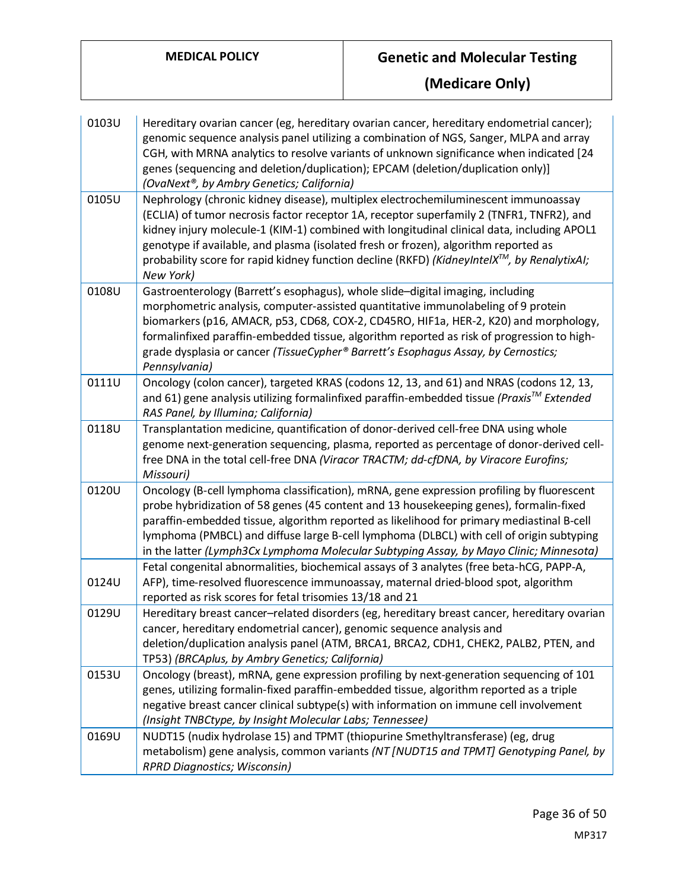| | |
|---|---|
| 0103U | Hereditary ovarian cancer (eg, hereditary ovarian cancer, hereditary endometrial cancer); genomic sequence analysis panel utilizing a combination of NGS, Sanger, MLPA and array CGH, with MRNA analytics to resolve variants of unknown significance when indicated [24 genes (sequencing and deletion/duplication); EPCAM (deletion/duplication only)] *(OvaNext®, by Ambry Genetics; California)* |
| 0105U | Nephrology (chronic kidney disease), multiplex electrochemiluminescent immunoassay (ECLIA) of tumor necrosis factor receptor 1A, receptor superfamily 2 (TNFR1, TNFR2), and kidney injury molecule-1 (KIM-1) combined with longitudinal clinical data, including APOL1 genotype if available, and plasma (isolated fresh or frozen), algorithm reported as probability score for rapid kidney function decline (RKFD) *(KidneyIntelX™, by RenalytixAI; New York)* |
| 0108U | Gastroenterology (Barrett's esophagus), whole slide–digital imaging, including morphometric analysis, computer-assisted quantitative immunolabeling of 9 protein biomarkers (p16, AMACR, p53, CD68, COX-2, CD45RO, HIF1a, HER-2, K20) and morphology, formalinfixed paraffin-embedded tissue, algorithm reported as risk of progression to high-grade dysplasia or cancer *(TissueCypher® Barrett's Esophagus Assay, by Cernostics; Pennsylvania)* |
| 0111U | Oncology (colon cancer), targeted KRAS (codons 12, 13, and 61) and NRAS (codons 12, 13, and 61) gene analysis utilizing formalinfixed paraffin-embedded tissue *(Praxis™ Extended RAS Panel, by Illumina; California)* |
| 0118U | Transplantation medicine, quantification of donor-derived cell-free DNA using whole genome next-generation sequencing, plasma, reported as percentage of donor-derived cell-free DNA in the total cell-free DNA *(Viracor TRACTM; dd-cfDNA, by Viracore Eurofins; Missouri)* |
| 0120U | Oncology (B-cell lymphoma classification), mRNA, gene expression profiling by fluorescent probe hybridization of 58 genes (45 content and 13 housekeeping genes), formalin-fixed paraffin-embedded tissue, algorithm reported as likelihood for primary mediastinal B-cell lymphoma (PMBCL) and diffuse large B-cell lymphoma (DLBCL) with cell of origin subtyping in the latter *(Lymph3Cx Lymphoma Molecular Subtyping Assay, by Mayo Clinic; Minnesota)* |
| 0124U | Fetal congenital abnormalities, biochemical assays of 3 analytes (free beta-hCG, PAPP-A, AFP), time-resolved fluorescence immunoassay, maternal dried-blood spot, algorithm reported as risk scores for fetal trisomies 13/18 and 21 |
| 0129U | Hereditary breast cancer–related disorders (eg, hereditary breast cancer, hereditary ovarian cancer, hereditary endometrial cancer), genomic sequence analysis and deletion/duplication analysis panel (ATM, BRCA1, BRCA2, CDH1, CHEK2, PALB2, PTEN, and TP53) *(BRCAplus, by Ambry Genetics; California)* |
| 0153U | Oncology (breast), mRNA, gene expression profiling by next-generation sequencing of 101 genes, utilizing formalin-fixed paraffin-embedded tissue, algorithm reported as a triple negative breast cancer clinical subtype(s) with information on immune cell involvement *(Insight TNBCtype, by Insight Molecular Labs; Tennessee)* |
| 0169U | NUDT15 (nudix hydrolase 15) and TPMT (thiopurine Smethyltransferase) (eg, drug metabolism) gene analysis, common variants *(NT [NUDT15 and TPMT] Genotyping Panel, by RPRD Diagnostics; Wisconsin)* |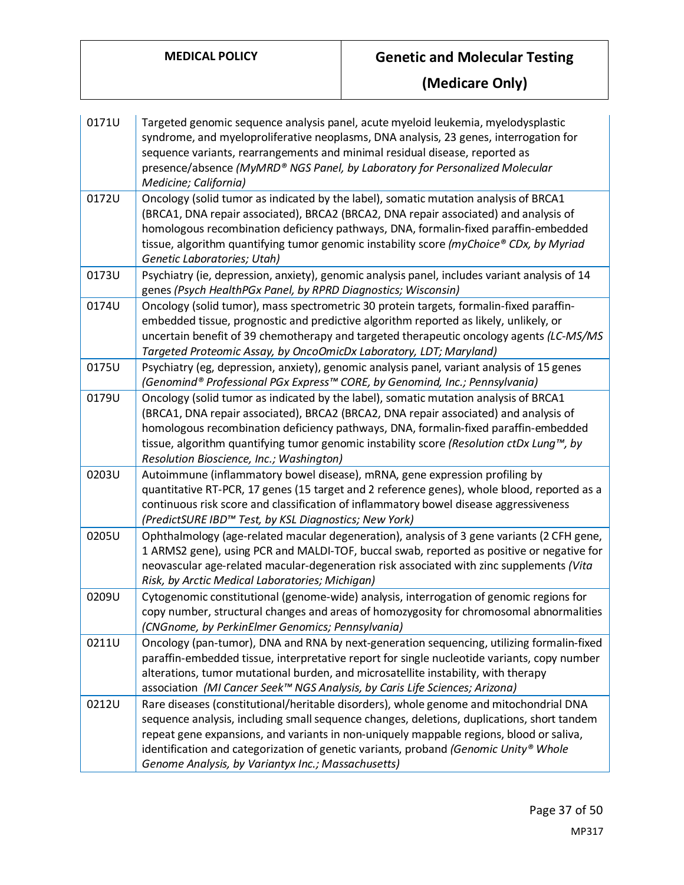| | |
|---|---|
| 0171U | Targeted genomic sequence analysis panel, acute myeloid leukemia, myelodysplastic syndrome, and myeloproliferative neoplasms, DNA analysis, 23 genes, interrogation for sequence variants, rearrangements and minimal residual disease, reported as presence/absence *(MyMRD® NGS Panel, by Laboratory for Personalized Molecular Medicine; California)* |
| 0172U | Oncology (solid tumor as indicated by the label), somatic mutation analysis of BRCA1 (BRCA1, DNA repair associated), BRCA2 (BRCA2, DNA repair associated) and analysis of homologous recombination deficiency pathways, DNA, formalin-fixed paraffin-embedded tissue, algorithm quantifying tumor genomic instability score *(myChoice® CDx, by Myriad Genetic Laboratories; Utah)* |
| 0173U | Psychiatry (ie, depression, anxiety), genomic analysis panel, includes variant analysis of 14 genes *(Psych HealthPGx Panel, by RPRD Diagnostics; Wisconsin)* |
| 0174U | Oncology (solid tumor), mass spectrometric 30 protein targets, formalin-fixed paraffin-embedded tissue, prognostic and predictive algorithm reported as likely, unlikely, or uncertain benefit of 39 chemotherapy and targeted therapeutic oncology agents *(LC-MS/MS Targeted Proteomic Assay, by OncoOmicDx Laboratory, LDT; Maryland)* |
| 0175U | Psychiatry (eg, depression, anxiety), genomic analysis panel, variant analysis of 15 genes *(Genomind® Professional PGx Express™ CORE, by Genomind, Inc.; Pennsylvania)* |
| 0179U | Oncology (solid tumor as indicated by the label), somatic mutation analysis of BRCA1 (BRCA1, DNA repair associated), BRCA2 (BRCA2, DNA repair associated) and analysis of homologous recombination deficiency pathways, DNA, formalin-fixed paraffin-embedded tissue, algorithm quantifying tumor genomic instability score *(Resolution ctDx Lung™, by Resolution Bioscience, Inc.; Washington)* |
| 0203U | Autoimmune (inflammatory bowel disease), mRNA, gene expression profiling by quantitative RT-PCR, 17 genes (15 target and 2 reference genes), whole blood, reported as a continuous risk score and classification of inflammatory bowel disease aggressiveness *(PredictSURE IBD™ Test, by KSL Diagnostics; New York)* |
| 0205U | Ophthalmology (age-related macular degeneration), analysis of 3 gene variants (2 CFH gene, 1 ARMS2 gene), using PCR and MALDI-TOF, buccal swab, reported as positive or negative for neovascular age-related macular-degeneration risk associated with zinc supplements *(Vita Risk, by Arctic Medical Laboratories; Michigan)* |
| 0209U | Cytogenomic constitutional (genome-wide) analysis, interrogation of genomic regions for copy number, structural changes and areas of homozygosity for chromosomal abnormalities *(CNGnome, by PerkinElmer Genomics; Pennsylvania)* |
| 0211U | Oncology (pan-tumor), DNA and RNA by next-generation sequencing, utilizing formalin-fixed paraffin-embedded tissue, interpretative report for single nucleotide variants, copy number alterations, tumor mutational burden, and microsatellite instability, with therapy association *(MI Cancer Seek™ NGS Analysis, by Caris Life Sciences; Arizona)* |
| 0212U | Rare diseases (constitutional/heritable disorders), whole genome and mitochondrial DNA sequence analysis, including small sequence changes, deletions, duplications, short tandem repeat gene expansions, and variants in non-uniquely mappable regions, blood or saliva, identification and categorization of genetic variants, proband *(Genomic Unity® Whole Genome Analysis, by Variantyx Inc.; Massachusetts)* |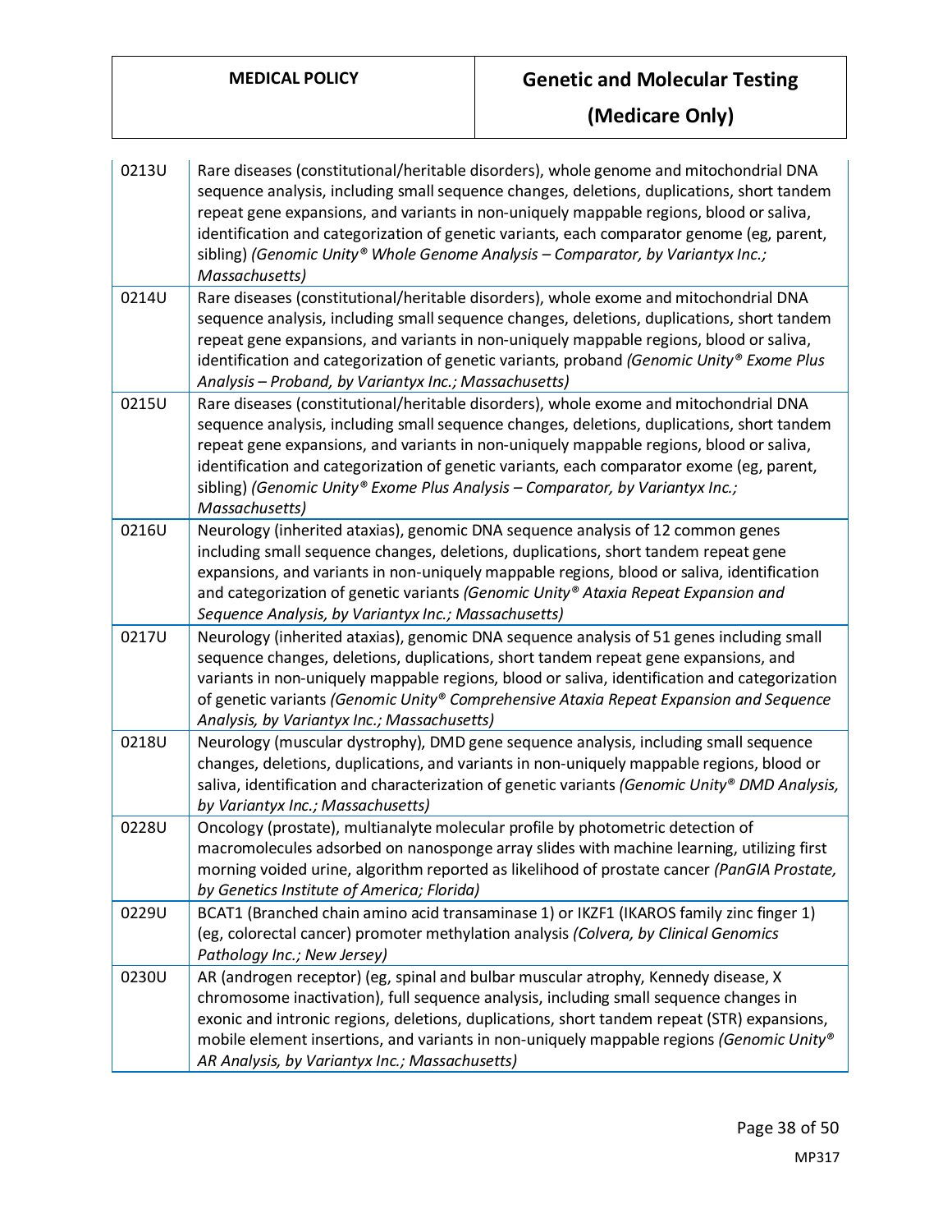| | |
|---|---|
| 0213U | Rare diseases (constitutional/heritable disorders), whole genome and mitochondrial DNA sequence analysis, including small sequence changes, deletions, duplications, short tandem repeat gene expansions, and variants in non-uniquely mappable regions, blood or saliva, identification and categorization of genetic variants, each comparator genome (eg, parent, sibling) *(Genomic Unity® Whole Genome Analysis – Comparator, by Variantyx Inc.; Massachusetts)* |
| 0214U | Rare diseases (constitutional/heritable disorders), whole exome and mitochondrial DNA sequence analysis, including small sequence changes, deletions, duplications, short tandem repeat gene expansions, and variants in non-uniquely mappable regions, blood or saliva, identification and categorization of genetic variants, proband *(Genomic Unity® Exome Plus Analysis – Proband, by Variantyx Inc.; Massachusetts)* |
| 0215U | Rare diseases (constitutional/heritable disorders), whole exome and mitochondrial DNA sequence analysis, including small sequence changes, deletions, duplications, short tandem repeat gene expansions, and variants in non-uniquely mappable regions, blood or saliva, identification and categorization of genetic variants, each comparator exome (eg, parent, sibling) *(Genomic Unity® Exome Plus Analysis – Comparator, by Variantyx Inc.; Massachusetts)* |
| 0216U | Neurology (inherited ataxias), genomic DNA sequence analysis of 12 common genes including small sequence changes, deletions, duplications, short tandem repeat gene expansions, and variants in non-uniquely mappable regions, blood or saliva, identification and categorization of genetic variants *(Genomic Unity® Ataxia Repeat Expansion and Sequence Analysis, by Variantyx Inc.; Massachusetts)* |
| 0217U | Neurology (inherited ataxias), genomic DNA sequence analysis of 51 genes including small sequence changes, deletions, duplications, short tandem repeat gene expansions, and variants in non-uniquely mappable regions, blood or saliva, identification and categorization of genetic variants *(Genomic Unity® Comprehensive Ataxia Repeat Expansion and Sequence Analysis, by Variantyx Inc.; Massachusetts)* |
| 0218U | Neurology (muscular dystrophy), DMD gene sequence analysis, including small sequence changes, deletions, duplications, and variants in non-uniquely mappable regions, blood or saliva, identification and characterization of genetic variants *(Genomic Unity® DMD Analysis, by Variantyx Inc.; Massachusetts)* |
| 0228U | Oncology (prostate), multianalyte molecular profile by photometric detection of macromolecules adsorbed on nanosponge array slides with machine learning, utilizing first morning voided urine, algorithm reported as likelihood of prostate cancer *(PanGIA Prostate, by Genetics Institute of America; Florida)* |
| 0229U | BCAT1 (Branched chain amino acid transaminase 1) or IKZF1 (IKAROS family zinc finger 1) (eg, colorectal cancer) promoter methylation analysis *(Colvera, by Clinical Genomics Pathology Inc.; New Jersey)* |
| 0230U | AR (androgen receptor) (eg, spinal and bulbar muscular atrophy, Kennedy disease, X chromosome inactivation), full sequence analysis, including small sequence changes in exonic and intronic regions, deletions, duplications, short tandem repeat (STR) expansions, mobile element insertions, and variants in non-uniquely mappable regions *(Genomic Unity® AR Analysis, by Variantyx Inc.; Massachusetts)* |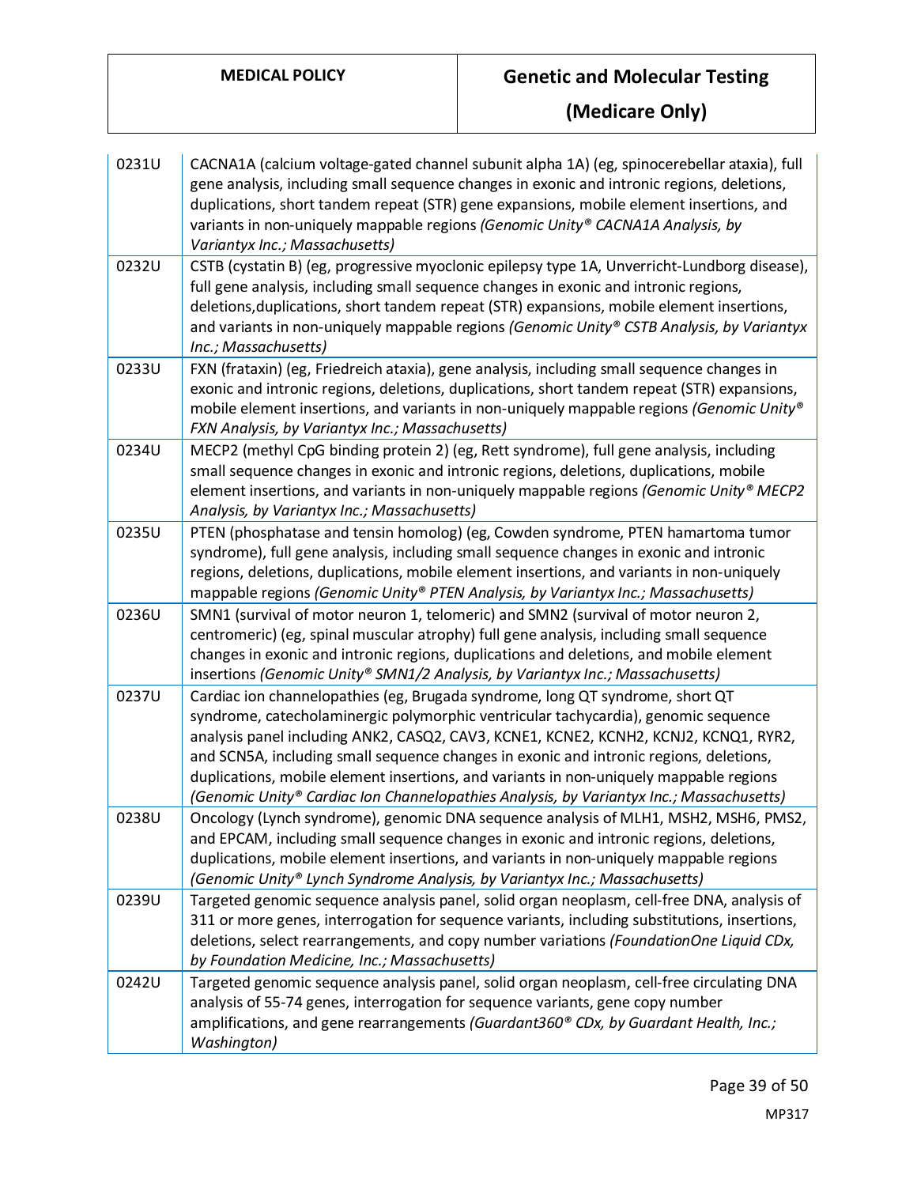| | |
|---|---|
| 0231U | CACNA1A (calcium voltage-gated channel subunit alpha 1A) (eg, spinocerebellar ataxia), full gene analysis, including small sequence changes in exonic and intronic regions, deletions, duplications, short tandem repeat (STR) gene expansions, mobile element insertions, and variants in non-uniquely mappable regions *(Genomic Unity® CACNA1A Analysis, by Variantyx Inc.; Massachusetts)* |
| 0232U | CSTB (cystatin B) (eg, progressive myoclonic epilepsy type 1A, Unverricht-Lundborg disease), full gene analysis, including small sequence changes in exonic and intronic regions, deletions,duplications, short tandem repeat (STR) expansions, mobile element insertions, and variants in non-uniquely mappable regions *(Genomic Unity® CSTB Analysis, by Variantyx Inc.; Massachusetts)* |
| 0233U | FXN (frataxin) (eg, Friedreich ataxia), gene analysis, including small sequence changes in exonic and intronic regions, deletions, duplications, short tandem repeat (STR) expansions, mobile element insertions, and variants in non-uniquely mappable regions *(Genomic Unity® FXN Analysis, by Variantyx Inc.; Massachusetts)* |
| 0234U | MECP2 (methyl CpG binding protein 2) (eg, Rett syndrome), full gene analysis, including small sequence changes in exonic and intronic regions, deletions, duplications, mobile element insertions, and variants in non-uniquely mappable regions *(Genomic Unity® MECP2 Analysis, by Variantyx Inc.; Massachusetts)* |
| 0235U | PTEN (phosphatase and tensin homolog) (eg, Cowden syndrome, PTEN hamartoma tumor syndrome), full gene analysis, including small sequence changes in exonic and intronic regions, deletions, duplications, mobile element insertions, and variants in non-uniquely mappable regions *(Genomic Unity® PTEN Analysis, by Variantyx Inc.; Massachusetts)* |
| 0236U | SMN1 (survival of motor neuron 1, telomeric) and SMN2 (survival of motor neuron 2, centromeric) (eg, spinal muscular atrophy) full gene analysis, including small sequence changes in exonic and intronic regions, duplications and deletions, and mobile element insertions *(Genomic Unity® SMN1/2 Analysis, by Variantyx Inc.; Massachusetts)* |
| 0237U | Cardiac ion channelopathies (eg, Brugada syndrome, long QT syndrome, short QT syndrome, catecholaminergic polymorphic ventricular tachycardia), genomic sequence analysis panel including ANK2, CASQ2, CAV3, KCNE1, KCNE2, KCNH2, KCNJ2, KCNQ1, RYR2, and SCN5A, including small sequence changes in exonic and intronic regions, deletions, duplications, mobile element insertions, and variants in non-uniquely mappable regions *(Genomic Unity® Cardiac Ion Channelopathies Analysis, by Variantyx Inc.; Massachusetts)* |
| 0238U | Oncology (Lynch syndrome), genomic DNA sequence analysis of MLH1, MSH2, MSH6, PMS2, and EPCAM, including small sequence changes in exonic and intronic regions, deletions, duplications, mobile element insertions, and variants in non-uniquely mappable regions *(Genomic Unity® Lynch Syndrome Analysis, by Variantyx Inc.; Massachusetts)* |
| 0239U | Targeted genomic sequence analysis panel, solid organ neoplasm, cell-free DNA, analysis of 311 or more genes, interrogation for sequence variants, including substitutions, insertions, deletions, select rearrangements, and copy number variations *(FoundationOne Liquid CDx, by Foundation Medicine, Inc.; Massachusetts)* |
| 0242U | Targeted genomic sequence analysis panel, solid organ neoplasm, cell-free circulating DNA analysis of 55-74 genes, interrogation for sequence variants, gene copy number amplifications, and gene rearrangements *(Guardant360® CDx, by Guardant Health, Inc.; Washington)* |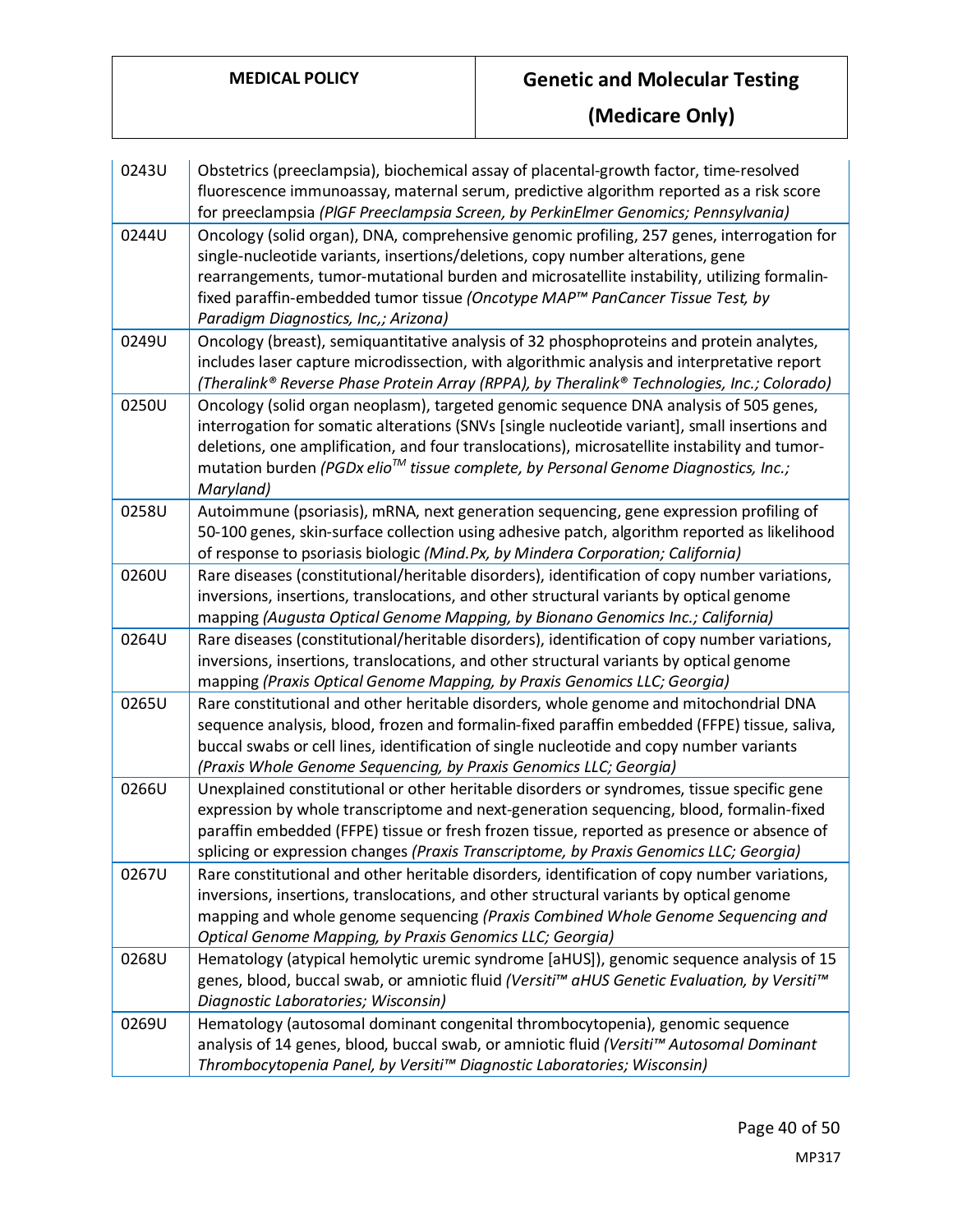| | |
|---|---|
| 0243U | Obstetrics (preeclampsia), biochemical assay of placental-growth factor, time-resolved fluorescence immunoassay, maternal serum, predictive algorithm reported as a risk score for preeclampsia *(PlGF Preeclampsia Screen, by PerkinElmer Genomics; Pennsylvania)* |
| 0244U | Oncology (solid organ), DNA, comprehensive genomic profiling, 257 genes, interrogation for single-nucleotide variants, insertions/deletions, copy number alterations, gene rearrangements, tumor-mutational burden and microsatellite instability, utilizing formalin-fixed paraffin-embedded tumor tissue *(Oncotype MAP™ PanCancer Tissue Test, by Paradigm Diagnostics, Inc,; Arizona)* |
| 0249U | Oncology (breast), semiquantitative analysis of 32 phosphoproteins and protein analytes, includes laser capture microdissection, with algorithmic analysis and interpretative report *(Theralink® Reverse Phase Protein Array (RPPA), by Theralink® Technologies, Inc.; Colorado)* |
| 0250U | Oncology (solid organ neoplasm), targeted genomic sequence DNA analysis of 505 genes, interrogation for somatic alterations (SNVs [single nucleotide variant], small insertions and deletions, one amplification, and four translocations), microsatellite instability and tumor-mutation burden *(PGDx elio™ tissue complete, by Personal Genome Diagnostics, Inc.; Maryland)* |
| 0258U | Autoimmune (psoriasis), mRNA, next generation sequencing, gene expression profiling of 50-100 genes, skin-surface collection using adhesive patch, algorithm reported as likelihood of response to psoriasis biologic *(Mind.Px, by Mindera Corporation; California)* |
| 0260U | Rare diseases (constitutional/heritable disorders), identification of copy number variations, inversions, insertions, translocations, and other structural variants by optical genome mapping *(Augusta Optical Genome Mapping, by Bionano Genomics Inc.; California)* |
| 0264U | Rare diseases (constitutional/heritable disorders), identification of copy number variations, inversions, insertions, translocations, and other structural variants by optical genome mapping *(Praxis Optical Genome Mapping, by Praxis Genomics LLC; Georgia)* |
| 0265U | Rare constitutional and other heritable disorders, whole genome and mitochondrial DNA sequence analysis, blood, frozen and formalin-fixed paraffin embedded (FFPE) tissue, saliva, buccal swabs or cell lines, identification of single nucleotide and copy number variants *(Praxis Whole Genome Sequencing, by Praxis Genomics LLC; Georgia)* |
| 0266U | Unexplained constitutional or other heritable disorders or syndromes, tissue specific gene expression by whole transcriptome and next-generation sequencing, blood, formalin-fixed paraffin embedded (FFPE) tissue or fresh frozen tissue, reported as presence or absence of splicing or expression changes *(Praxis Transcriptome, by Praxis Genomics LLC; Georgia)* |
| 0267U | Rare constitutional and other heritable disorders, identification of copy number variations, inversions, insertions, translocations, and other structural variants by optical genome mapping and whole genome sequencing *(Praxis Combined Whole Genome Sequencing and Optical Genome Mapping, by Praxis Genomics LLC; Georgia)* |
| 0268U | Hematology (atypical hemolytic uremic syndrome [aHUS]), genomic sequence analysis of 15 genes, blood, buccal swab, or amniotic fluid *(Versiti™ aHUS Genetic Evaluation, by Versiti™ Diagnostic Laboratories; Wisconsin)* |
| 0269U | Hematology (autosomal dominant congenital thrombocytopenia), genomic sequence analysis of 14 genes, blood, buccal swab, or amniotic fluid *(Versiti™ Autosomal Dominant Thrombocytopenia Panel, by Versiti™ Diagnostic Laboratories; Wisconsin)* |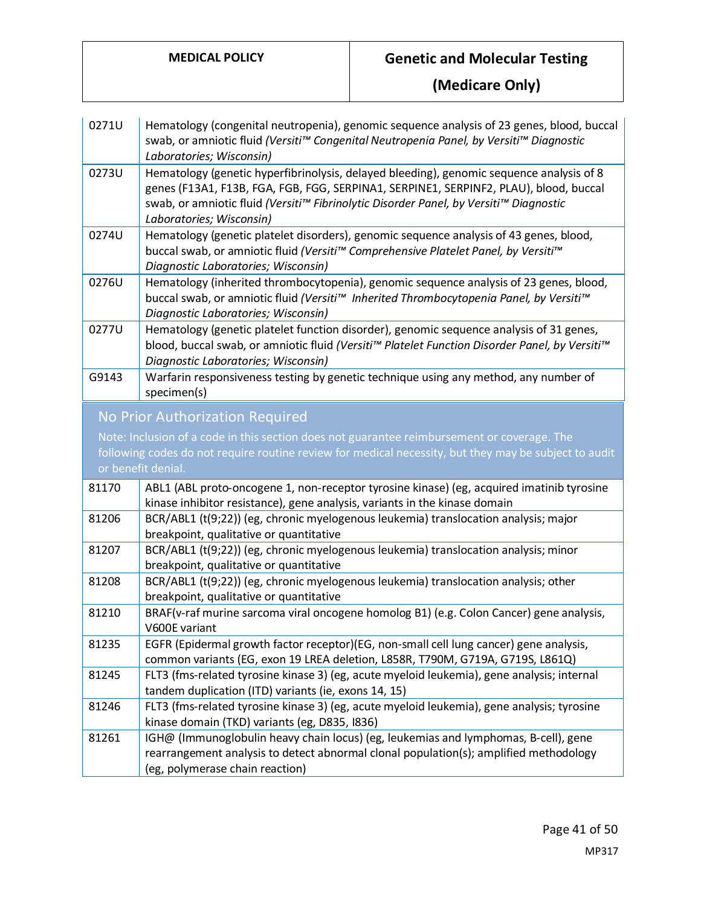| | |
|---|---|
| 0271U | Hematology (congenital neutropenia), genomic sequence analysis of 23 genes, blood, buccal swab, or amniotic fluid *(Versiti™ Congenital Neutropenia Panel, by Versiti™ Diagnostic Laboratories; Wisconsin)* |
| 0273U | Hematology (genetic hyperfibrinolysis, delayed bleeding), genomic sequence analysis of 8 genes (F13A1, F13B, FGA, FGB, FGG, SERPINA1, SERPINE1, SERPINF2, PLAU), blood, buccal swab, or amniotic fluid *(Versiti™ Fibrinolytic Disorder Panel, by Versiti™ Diagnostic Laboratories; Wisconsin)* |
| 0274U | Hematology (genetic platelet disorders), genomic sequence analysis of 43 genes, blood, buccal swab, or amniotic fluid *(Versiti™ Comprehensive Platelet Panel, by Versiti™ Diagnostic Laboratories; Wisconsin)* |
| 0276U | Hematology (inherited thrombocytopenia), genomic sequence analysis of 23 genes, blood, buccal swab, or amniotic fluid *(Versiti™ Inherited Thrombocytopenia Panel, by Versiti™ Diagnostic Laboratories; Wisconsin)* |
| 0277U | Hematology (genetic platelet function disorder), genomic sequence analysis of 31 genes, blood, buccal swab, or amniotic fluid *(Versiti™ Platelet Function Disorder Panel, by Versiti™ Diagnostic Laboratories; Wisconsin)* |
| G9143 | Warfarin responsiveness testing by genetic technique using any method, any number of specimen(s) |

## No Prior Authorization Required

Note: Inclusion of a code in this section does not guarantee reimbursement or coverage. The following codes do not require routine review for medical necessity, but they may be subject to audit or benefit denial.

| | |
|---|---|
| 81170 | ABL1 (ABL proto-oncogene 1, non-receptor tyrosine kinase) (eg, acquired imatinib tyrosine kinase inhibitor resistance), gene analysis, variants in the kinase domain |
| 81206 | BCR/ABL1 (t(9;22)) (eg, chronic myelogenous leukemia) translocation analysis; major breakpoint, qualitative or quantitative |
| 81207 | BCR/ABL1 (t(9;22)) (eg, chronic myelogenous leukemia) translocation analysis; minor breakpoint, qualitative or quantitative |
| 81208 | BCR/ABL1 (t(9;22)) (eg, chronic myelogenous leukemia) translocation analysis; other breakpoint, qualitative or quantitative |
| 81210 | BRAF(v-raf murine sarcoma viral oncogene homolog B1) (e.g. Colon Cancer) gene analysis, V600E variant |
| 81235 | EGFR (Epidermal growth factor receptor)(EG, non-small cell lung cancer) gene analysis, common variants (EG, exon 19 LREA deletion, L858R, T790M, G719A, G719S, L861Q) |
| 81245 | FLT3 (fms-related tyrosine kinase 3) (eg, acute myeloid leukemia), gene analysis; internal tandem duplication (ITD) variants (ie, exons 14, 15) |
| 81246 | FLT3 (fms-related tyrosine kinase 3) (eg, acute myeloid leukemia), gene analysis; tyrosine kinase domain (TKD) variants (eg, D835, I836) |
| 81261 | IGH@ (Immunoglobulin heavy chain locus) (eg, leukemias and lymphomas, B-cell), gene rearrangement analysis to detect abnormal clonal population(s); amplified methodology (eg, polymerase chain reaction) |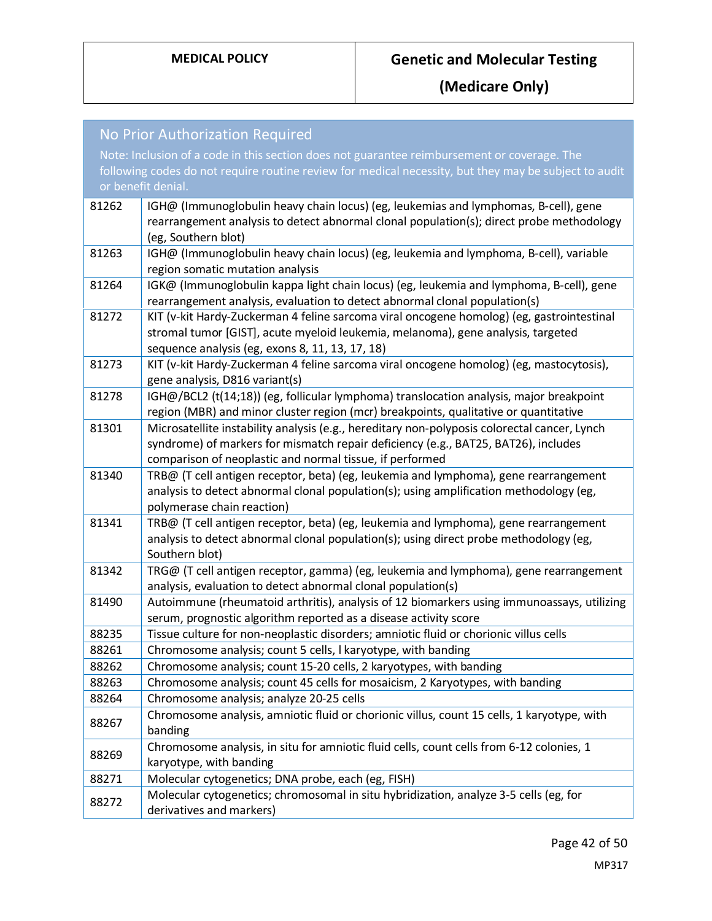| No Prior Authorization Required<br>Note: Inclusion of a code in this section does not guarantee reimbursement or coverage. The following codes do not require routine review for medical necessity, but they may be subject to audit or benefit denial. | |
|---|---|
| 81262 | IGH@ (Immunoglobulin heavy chain locus) (eg, leukemias and lymphomas, B-cell), gene rearrangement analysis to detect abnormal clonal population(s); direct probe methodology (eg, Southern blot) |
| 81263 | IGH@ (Immunoglobulin heavy chain locus) (eg, leukemia and lymphoma, B-cell), variable region somatic mutation analysis |
| 81264 | IGK@ (Immunoglobulin kappa light chain locus) (eg, leukemia and lymphoma, B-cell), gene rearrangement analysis, evaluation to detect abnormal clonal population(s) |
| 81272 | KIT (v-kit Hardy-Zuckerman 4 feline sarcoma viral oncogene homolog) (eg, gastrointestinal stromal tumor [GIST], acute myeloid leukemia, melanoma), gene analysis, targeted sequence analysis (eg, exons 8, 11, 13, 17, 18) |
| 81273 | KIT (v-kit Hardy-Zuckerman 4 feline sarcoma viral oncogene homolog) (eg, mastocytosis), gene analysis, D816 variant(s) |
| 81278 | IGH@/BCL2 (t(14;18)) (eg, follicular lymphoma) translocation analysis, major breakpoint region (MBR) and minor cluster region (mcr) breakpoints, qualitative or quantitative |
| 81301 | Microsatellite instability analysis (e.g., hereditary non-polyposis colorectal cancer, Lynch syndrome) of markers for mismatch repair deficiency (e.g., BAT25, BAT26), includes comparison of neoplastic and normal tissue, if performed |
| 81340 | TRB@ (T cell antigen receptor, beta) (eg, leukemia and lymphoma), gene rearrangement analysis to detect abnormal clonal population(s); using amplification methodology (eg, polymerase chain reaction) |
| 81341 | TRB@ (T cell antigen receptor, beta) (eg, leukemia and lymphoma), gene rearrangement analysis to detect abnormal clonal population(s); using direct probe methodology (eg, Southern blot) |
| 81342 | TRG@ (T cell antigen receptor, gamma) (eg, leukemia and lymphoma), gene rearrangement analysis, evaluation to detect abnormal clonal population(s) |
| 81490 | Autoimmune (rheumatoid arthritis), analysis of 12 biomarkers using immunoassays, utilizing serum, prognostic algorithm reported as a disease activity score |
| 88235 | Tissue culture for non-neoplastic disorders; amniotic fluid or chorionic villus cells |
| 88261 | Chromosome analysis; count 5 cells, l karyotype, with banding |
| 88262 | Chromosome analysis; count 15-20 cells, 2 karyotypes, with banding |
| 88263 | Chromosome analysis; count 45 cells for mosaicism, 2 Karyotypes, with banding |
| 88264 | Chromosome analysis; analyze 20-25 cells |
| 88267 | Chromosome analysis, amniotic fluid or chorionic villus, count 15 cells, 1 karyotype, with banding |
| 88269 | Chromosome analysis, in situ for amniotic fluid cells, count cells from 6-12 colonies, 1 karyotype, with banding |
| 88271 | Molecular cytogenetics; DNA probe, each (eg, FISH) |
| 88272 | Molecular cytogenetics; chromosomal in situ hybridization, analyze 3-5 cells (eg, for derivatives and markers) |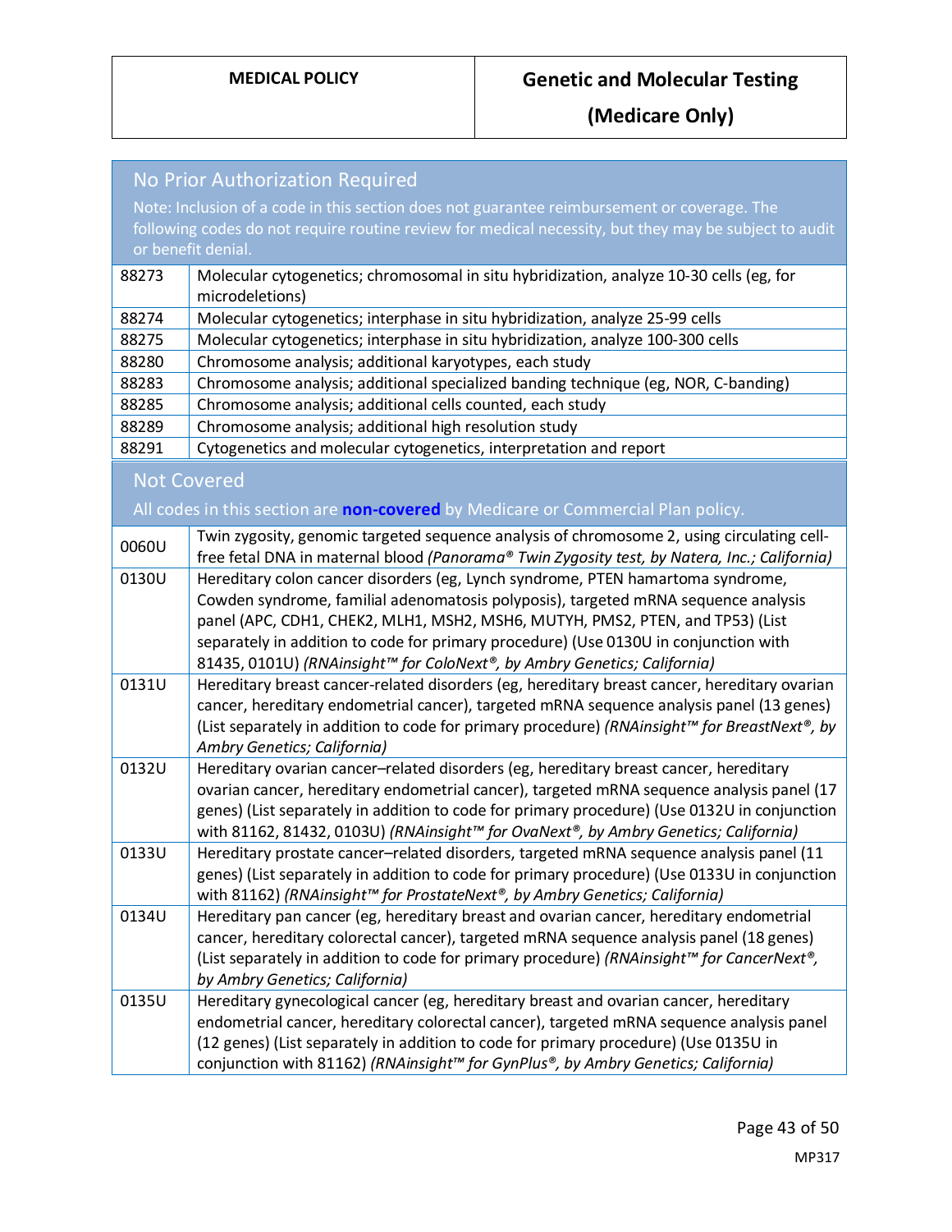| No Prior Authorization Required<br>Note: Inclusion of a code in this section does not guarantee reimbursement or coverage. The following codes do not require routine review for medical necessity, but they may be subject to audit or benefit denial. | |
|---|---|
| 88273 | Molecular cytogenetics; chromosomal in situ hybridization, analyze 10-30 cells (eg, for microdeletions) |
| 88274 | Molecular cytogenetics; interphase in situ hybridization, analyze 25-99 cells |
| 88275 | Molecular cytogenetics; interphase in situ hybridization, analyze 100-300 cells |
| 88280 | Chromosome analysis; additional karyotypes, each study |
| 88283 | Chromosome analysis; additional specialized banding technique (eg, NOR, C-banding) |
| 88285 | Chromosome analysis; additional cells counted, each study |
| 88289 | Chromosome analysis; additional high resolution study |
| 88291 | Cytogenetics and molecular cytogenetics, interpretation and report |

| Not Covered<br>All codes in this section are **non-covered** by Medicare or Commercial Plan policy. | |
|---|---|
| 0060U | Twin zygosity, genomic targeted sequence analysis of chromosome 2, using circulating cell-free fetal DNA in maternal blood *(Panorama® Twin Zygosity test, by Natera, Inc.; California)* |
| 0130U | Hereditary colon cancer disorders (eg, Lynch syndrome, PTEN hamartoma syndrome, Cowden syndrome, familial adenomatosis polyposis), targeted mRNA sequence analysis panel (APC, CDH1, CHEK2, MLH1, MSH2, MSH6, MUTYH, PMS2, PTEN, and TP53) (List separately in addition to code for primary procedure) (Use 0130U in conjunction with 81435, 0101U) *(RNAinsight™ for ColoNext®, by Ambry Genetics; California)* |
| 0131U | Hereditary breast cancer-related disorders (eg, hereditary breast cancer, hereditary ovarian cancer, hereditary endometrial cancer), targeted mRNA sequence analysis panel (13 genes) (List separately in addition to code for primary procedure) *(RNAinsight™ for BreastNext®, by Ambry Genetics; California)* |
| 0132U | Hereditary ovarian cancer–related disorders (eg, hereditary breast cancer, hereditary ovarian cancer, hereditary endometrial cancer), targeted mRNA sequence analysis panel (17 genes) (List separately in addition to code for primary procedure) (Use 0132U in conjunction with 81162, 81432, 0103U) *(RNAinsight™ for OvaNext®, by Ambry Genetics; California)* |
| 0133U | Hereditary prostate cancer–related disorders, targeted mRNA sequence analysis panel (11 genes) (List separately in addition to code for primary procedure) (Use 0133U in conjunction with 81162) *(RNAinsight™ for ProstateNext®, by Ambry Genetics; California)* |
| 0134U | Hereditary pan cancer (eg, hereditary breast and ovarian cancer, hereditary endometrial cancer, hereditary colorectal cancer), targeted mRNA sequence analysis panel (18 genes) (List separately in addition to code for primary procedure) *(RNAinsight™ for CancerNext®, by Ambry Genetics; California)* |
| 0135U | Hereditary gynecological cancer (eg, hereditary breast and ovarian cancer, hereditary endometrial cancer, hereditary colorectal cancer), targeted mRNA sequence analysis panel (12 genes) (List separately in addition to code for primary procedure) (Use 0135U in conjunction with 81162) *(RNAinsight™ for GynPlus®, by Ambry Genetics; California)* |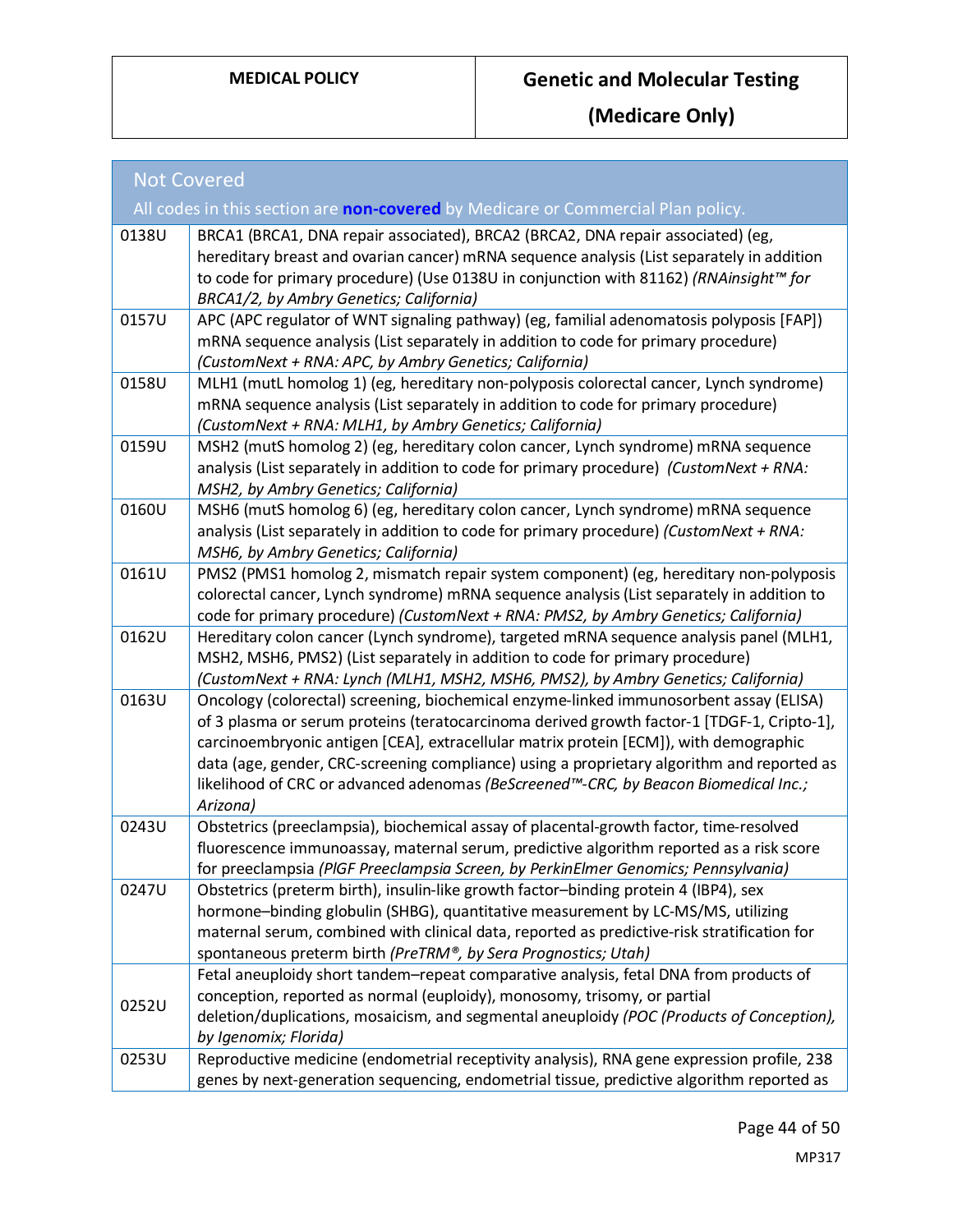| Not Covered<br>All codes in this section are **non-covered** by Medicare or Commercial Plan policy. | |
|---|---|
| 0138U | BRCA1 (BRCA1, DNA repair associated), BRCA2 (BRCA2, DNA repair associated) (eg, hereditary breast and ovarian cancer) mRNA sequence analysis (List separately in addition to code for primary procedure) (Use 0138U in conjunction with 81162) *(RNAinsight™ for BRCA1/2, by Ambry Genetics; California)* |
| 0157U | APC (APC regulator of WNT signaling pathway) (eg, familial adenomatosis polyposis [FAP]) mRNA sequence analysis (List separately in addition to code for primary procedure) *(CustomNext + RNA: APC, by Ambry Genetics; California)* |
| 0158U | MLH1 (mutL homolog 1) (eg, hereditary non-polyposis colorectal cancer, Lynch syndrome) mRNA sequence analysis (List separately in addition to code for primary procedure) *(CustomNext + RNA: MLH1, by Ambry Genetics; California)* |
| 0159U | MSH2 (mutS homolog 2) (eg, hereditary colon cancer, Lynch syndrome) mRNA sequence analysis (List separately in addition to code for primary procedure) *(CustomNext + RNA: MSH2, by Ambry Genetics; California)* |
| 0160U | MSH6 (mutS homolog 6) (eg, hereditary colon cancer, Lynch syndrome) mRNA sequence analysis (List separately in addition to code for primary procedure) *(CustomNext + RNA: MSH6, by Ambry Genetics; California)* |
| 0161U | PMS2 (PMS1 homolog 2, mismatch repair system component) (eg, hereditary non-polyposis colorectal cancer, Lynch syndrome) mRNA sequence analysis (List separately in addition to code for primary procedure) *(CustomNext + RNA: PMS2, by Ambry Genetics; California)* |
| 0162U | Hereditary colon cancer (Lynch syndrome), targeted mRNA sequence analysis panel (MLH1, MSH2, MSH6, PMS2) (List separately in addition to code for primary procedure) *(CustomNext + RNA: Lynch (MLH1, MSH2, MSH6, PMS2), by Ambry Genetics; California)* |
| 0163U | Oncology (colorectal) screening, biochemical enzyme-linked immunosorbent assay (ELISA) of 3 plasma or serum proteins (teratocarcinoma derived growth factor-1 [TDGF-1, Cripto-1], carcinoembryonic antigen [CEA], extracellular matrix protein [ECM]), with demographic data (age, gender, CRC-screening compliance) using a proprietary algorithm and reported as likelihood of CRC or advanced adenomas *(BeScreened™-CRC, by Beacon Biomedical Inc.; Arizona)* |
| 0243U | Obstetrics (preeclampsia), biochemical assay of placental-growth factor, time-resolved fluorescence immunoassay, maternal serum, predictive algorithm reported as a risk score for preeclampsia *(PlGF Preeclampsia Screen, by PerkinElmer Genomics; Pennsylvania)* |
| 0247U | Obstetrics (preterm birth), insulin-like growth factor–binding protein 4 (IBP4), sex hormone–binding globulin (SHBG), quantitative measurement by LC-MS/MS, utilizing maternal serum, combined with clinical data, reported as predictive-risk stratification for spontaneous preterm birth *(PreTRM®, by Sera Prognostics; Utah)* |
| 0252U | Fetal aneuploidy short tandem–repeat comparative analysis, fetal DNA from products of conception, reported as normal (euploidy), monosomy, trisomy, or partial deletion/duplications, mosaicism, and segmental aneuploidy *(POC (Products of Conception), by Igenomix; Florida)* |
| 0253U | Reproductive medicine (endometrial receptivity analysis), RNA gene expression profile, 238 genes by next-generation sequencing, endometrial tissue, predictive algorithm reported as |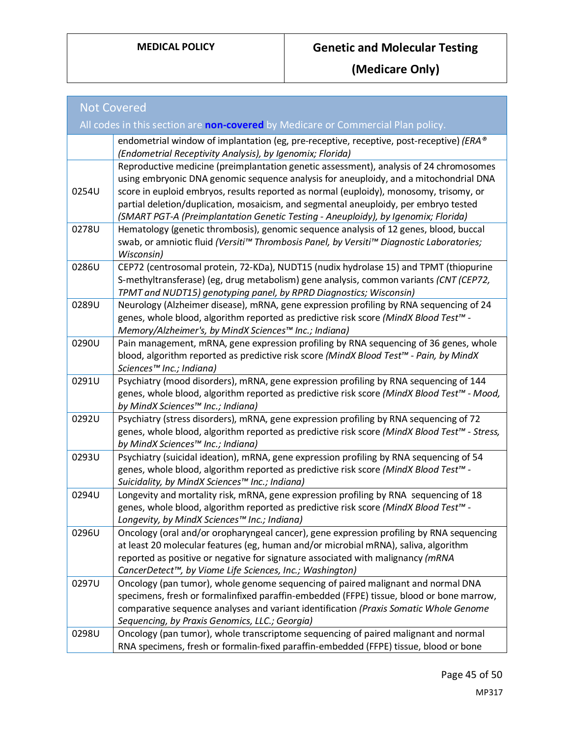| Not Covered<br>All codes in this section are **non-covered** by Medicare or Commercial Plan policy. | |
|---|---|
| | endometrial window of implantation (eg, pre-receptive, receptive, post-receptive) *(ERA® (Endometrial Receptivity Analysis), by Igenomix; Florida)* |
| 0254U | Reproductive medicine (preimplantation genetic assessment), analysis of 24 chromosomes using embryonic DNA genomic sequence analysis for aneuploidy, and a mitochondrial DNA score in euploid embryos, results reported as normal (euploidy), monosomy, trisomy, or partial deletion/duplication, mosaicism, and segmental aneuploidy, per embryo tested *(SMART PGT-A (Preimplantation Genetic Testing - Aneuploidy), by Igenomix; Florida)* |
| 0278U | Hematology (genetic thrombosis), genomic sequence analysis of 12 genes, blood, buccal swab, or amniotic fluid *(Versiti™ Thrombosis Panel, by Versiti™ Diagnostic Laboratories; Wisconsin)* |
| 0286U | CEP72 (centrosomal protein, 72-KDa), NUDT15 (nudix hydrolase 15) and TPMT (thiopurine S-methyltransferase) (eg, drug metabolism) gene analysis, common variants *(CNT (CEP72, TPMT and NUDT15) genotyping panel, by RPRD Diagnostics; Wisconsin)* |
| 0289U | Neurology (Alzheimer disease), mRNA, gene expression profiling by RNA sequencing of 24 genes, whole blood, algorithm reported as predictive risk score *(MindX Blood Test™ - Memory/Alzheimer's, by MindX Sciences™ Inc.; Indiana)* |
| 0290U | Pain management, mRNA, gene expression profiling by RNA sequencing of 36 genes, whole blood, algorithm reported as predictive risk score *(MindX Blood Test™ - Pain, by MindX Sciences™ Inc.; Indiana)* |
| 0291U | Psychiatry (mood disorders), mRNA, gene expression profiling by RNA sequencing of 144 genes, whole blood, algorithm reported as predictive risk score *(MindX Blood Test™ - Mood, by MindX Sciences™ Inc.; Indiana)* |
| 0292U | Psychiatry (stress disorders), mRNA, gene expression profiling by RNA sequencing of 72 genes, whole blood, algorithm reported as predictive risk score *(MindX Blood Test™ - Stress, by MindX Sciences™ Inc.; Indiana)* |
| 0293U | Psychiatry (suicidal ideation), mRNA, gene expression profiling by RNA sequencing of 54 genes, whole blood, algorithm reported as predictive risk score *(MindX Blood Test™ - Suicidality, by MindX Sciences™ Inc.; Indiana)* |
| 0294U | Longevity and mortality risk, mRNA, gene expression profiling by RNA sequencing of 18 genes, whole blood, algorithm reported as predictive risk score *(MindX Blood Test™ - Longevity, by MindX Sciences™ Inc.; Indiana)* |
| 0296U | Oncology (oral and/or oropharyngeal cancer), gene expression profiling by RNA sequencing at least 20 molecular features (eg, human and/or microbial mRNA), saliva, algorithm reported as positive or negative for signature associated with malignancy *(mRNA CancerDetect™, by Viome Life Sciences, Inc.; Washington)* |
| 0297U | Oncology (pan tumor), whole genome sequencing of paired malignant and normal DNA specimens, fresh or formalinfixed paraffin-embedded (FFPE) tissue, blood or bone marrow, comparative sequence analyses and variant identification *(Praxis Somatic Whole Genome Sequencing, by Praxis Genomics, LLC.; Georgia)* |
| 0298U | Oncology (pan tumor), whole transcriptome sequencing of paired malignant and normal RNA specimens, fresh or formalin-fixed paraffin-embedded (FFPE) tissue, blood or bone |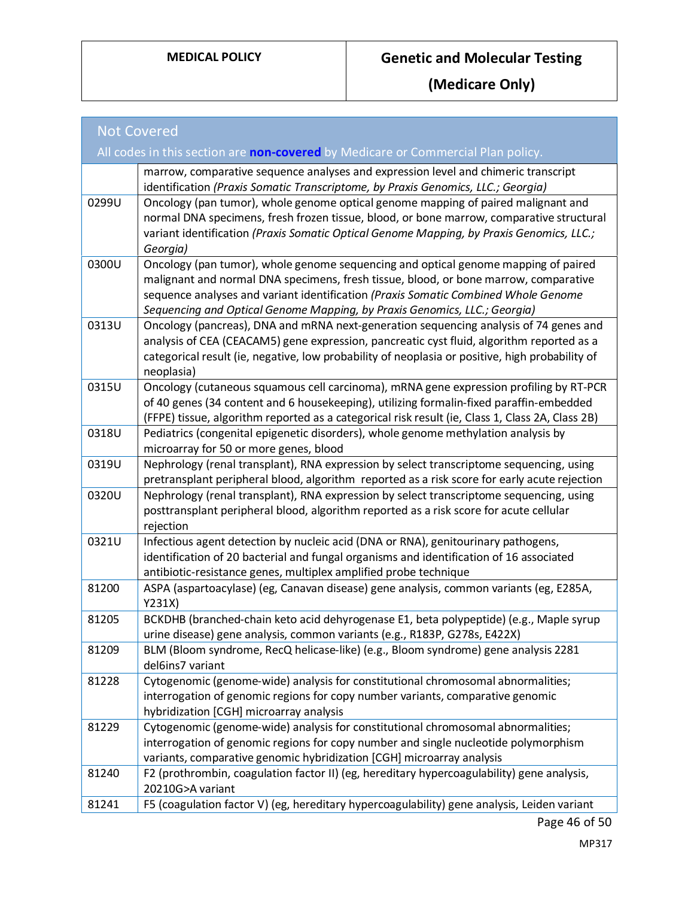| Not Covered<br>All codes in this section are **non-covered** by Medicare or Commercial Plan policy. | |
|---|---|
| | marrow, comparative sequence analyses and expression level and chimeric transcript identification *(Praxis Somatic Transcriptome, by Praxis Genomics, LLC.; Georgia)* |
| 0299U | Oncology (pan tumor), whole genome optical genome mapping of paired malignant and normal DNA specimens, fresh frozen tissue, blood, or bone marrow, comparative structural variant identification *(Praxis Somatic Optical Genome Mapping, by Praxis Genomics, LLC.; Georgia)* |
| 0300U | Oncology (pan tumor), whole genome sequencing and optical genome mapping of paired malignant and normal DNA specimens, fresh tissue, blood, or bone marrow, comparative sequence analyses and variant identification *(Praxis Somatic Combined Whole Genome Sequencing and Optical Genome Mapping, by Praxis Genomics, LLC.; Georgia)* |
| 0313U | Oncology (pancreas), DNA and mRNA next-generation sequencing analysis of 74 genes and analysis of CEA (CEACAM5) gene expression, pancreatic cyst fluid, algorithm reported as a categorical result (ie, negative, low probability of neoplasia or positive, high probability of neoplasia) |
| 0315U | Oncology (cutaneous squamous cell carcinoma), mRNA gene expression profiling by RT-PCR of 40 genes (34 content and 6 housekeeping), utilizing formalin-fixed paraffin-embedded (FFPE) tissue, algorithm reported as a categorical risk result (ie, Class 1, Class 2A, Class 2B) |
| 0318U | Pediatrics (congenital epigenetic disorders), whole genome methylation analysis by microarray for 50 or more genes, blood |
| 0319U | Nephrology (renal transplant), RNA expression by select transcriptome sequencing, using pretransplant peripheral blood, algorithm reported as a risk score for early acute rejection |
| 0320U | Nephrology (renal transplant), RNA expression by select transcriptome sequencing, using posttransplant peripheral blood, algorithm reported as a risk score for acute cellular rejection |
| 0321U | Infectious agent detection by nucleic acid (DNA or RNA), genitourinary pathogens, identification of 20 bacterial and fungal organisms and identification of 16 associated antibiotic-resistance genes, multiplex amplified probe technique |
| 81200 | ASPA (aspartoacylase) (eg, Canavan disease) gene analysis, common variants (eg, E285A, Y231X) |
| 81205 | BCKDHB (branched-chain keto acid dehyrogenase E1, beta polypeptide) (e.g., Maple syrup urine disease) gene analysis, common variants (e.g., R183P, G278s, E422X) |
| 81209 | BLM (Bloom syndrome, RecQ helicase-like) (e.g., Bloom syndrome) gene analysis 2281 del6ins7 variant |
| 81228 | Cytogenomic (genome-wide) analysis for constitutional chromosomal abnormalities; interrogation of genomic regions for copy number variants, comparative genomic hybridization [CGH] microarray analysis |
| 81229 | Cytogenomic (genome-wide) analysis for constitutional chromosomal abnormalities; interrogation of genomic regions for copy number and single nucleotide polymorphism variants, comparative genomic hybridization [CGH] microarray analysis |
| 81240 | F2 (prothrombin, coagulation factor II) (eg, hereditary hypercoagulability) gene analysis, 20210G>A variant |
| 81241 | F5 (coagulation factor V) (eg, hereditary hypercoagulability) gene analysis, Leiden variant |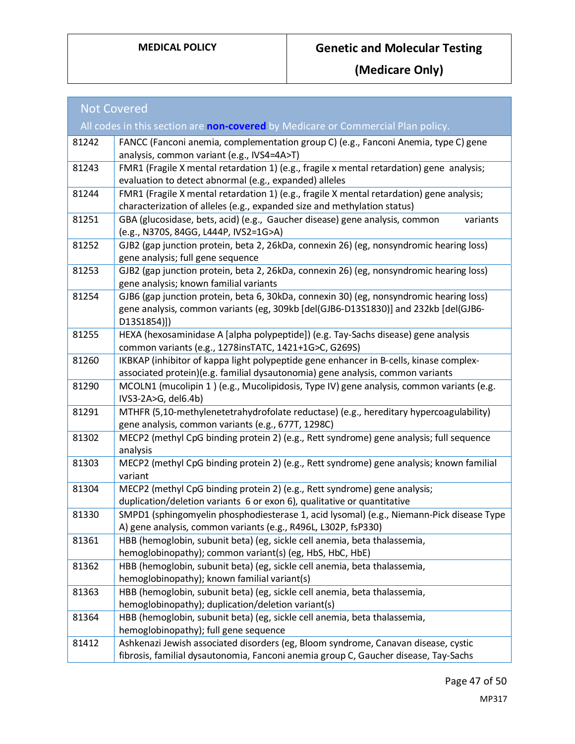## Not Covered

All codes in this section are **non-covered** by Medicare or Commercial Plan policy.

| | |
|---|---|
| 81242 | FANCC (Fanconi anemia, complementation group C) (e.g., Fanconi Anemia, type C) gene analysis, common variant (e.g., IVS4=4A>T) |
| 81243 | FMR1 (Fragile X mental retardation 1) (e.g., fragile x mental retardation) gene analysis; evaluation to detect abnormal (e.g., expanded) alleles |
| 81244 | FMR1 (Fragile X mental retardation 1) (e.g., fragile X mental retardation) gene analysis; characterization of alleles (e.g., expanded size and methylation status) |
| 81251 | GBA (glucosidase, bets, acid) (e.g., Gaucher disease) gene analysis, common variants (e.g., N370S, 84GG, L444P, IVS2=1G>A) |
| 81252 | GJB2 (gap junction protein, beta 2, 26kDa, connexin 26) (eg, nonsyndromic hearing loss) gene analysis; full gene sequence |
| 81253 | GJB2 (gap junction protein, beta 2, 26kDa, connexin 26) (eg, nonsyndromic hearing loss) gene analysis; known familial variants |
| 81254 | GJB6 (gap junction protein, beta 6, 30kDa, connexin 30) (eg, nonsyndromic hearing loss) gene analysis, common variants (eg, 309kb [del(GJB6-D13S1830)] and 232kb [del(GJB6-D13S1854)]) |
| 81255 | HEXA (hexosaminidase A [alpha polypeptide]) (e.g. Tay-Sachs disease) gene analysis common variants (e.g., 1278insTATC, 1421+1G>C, G269S) |
| 81260 | IKBKAP (inhibitor of kappa light polypeptide gene enhancer in B-cells, kinase complex-associated protein)(e.g. familial dysautonomia) gene analysis, common variants |
| 81290 | MCOLN1 (mucolipin 1 ) (e.g., Mucolipidosis, Type IV) gene analysis, common variants (e.g. IVS3-2A>G, del6.4b) |
| 81291 | MTHFR (5,10-methylenetetrahydrofolate reductase) (e.g., hereditary hypercoagulability) gene analysis, common variants (e.g., 677T, 1298C) |
| 81302 | MECP2 (methyl CpG binding protein 2) (e.g., Rett syndrome) gene analysis; full sequence analysis |
| 81303 | MECP2 (methyl CpG binding protein 2) (e.g., Rett syndrome) gene analysis; known familial variant |
| 81304 | MECP2 (methyl CpG binding protein 2) (e.g., Rett syndrome) gene analysis; duplication/deletion variants 6 or exon 6), qualitative or quantitative |
| 81330 | SMPD1 (sphingomyelin phosphodiesterase 1, acid lysomal) (e.g., Niemann-Pick disease Type A) gene analysis, common variants (e.g., R496L, L302P, fsP330) |
| 81361 | HBB (hemoglobin, subunit beta) (eg, sickle cell anemia, beta thalassemia, hemoglobinopathy); common variant(s) (eg, HbS, HbC, HbE) |
| 81362 | HBB (hemoglobin, subunit beta) (eg, sickle cell anemia, beta thalassemia, hemoglobinopathy); known familial variant(s) |
| 81363 | HBB (hemoglobin, subunit beta) (eg, sickle cell anemia, beta thalassemia, hemoglobinopathy); duplication/deletion variant(s) |
| 81364 | HBB (hemoglobin, subunit beta) (eg, sickle cell anemia, beta thalassemia, hemoglobinopathy); full gene sequence |
| 81412 | Ashkenazi Jewish associated disorders (eg, Bloom syndrome, Canavan disease, cystic fibrosis, familial dysautonomia, Fanconi anemia group C, Gaucher disease, Tay-Sachs |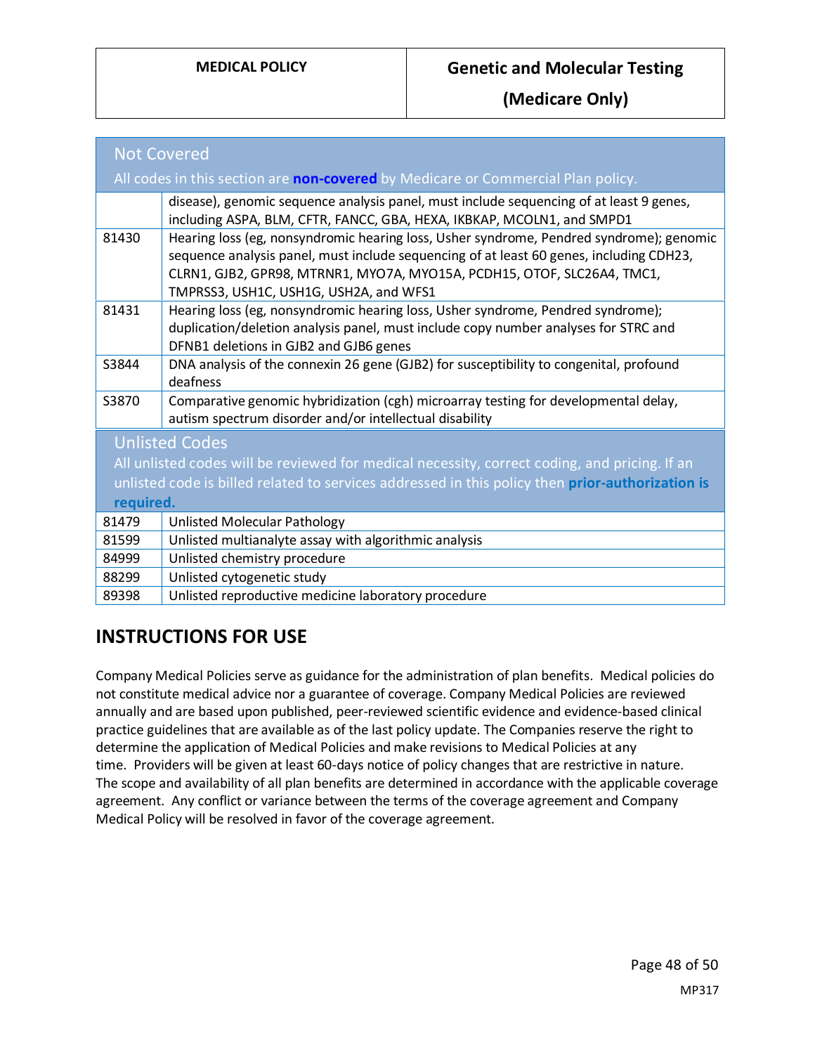| Not Covered<br>All codes in this section are **non-covered** by Medicare or Commercial Plan policy. | |
|---|---|
| | disease), genomic sequence analysis panel, must include sequencing of at least 9 genes, including ASPA, BLM, CFTR, FANCC, GBA, HEXA, IKBKAP, MCOLN1, and SMPD1 |
| 81430 | Hearing loss (eg, nonsyndromic hearing loss, Usher syndrome, Pendred syndrome); genomic sequence analysis panel, must include sequencing of at least 60 genes, including CDH23, CLRN1, GJB2, GPR98, MTRNR1, MYO7A, MYO15A, PCDH15, OTOF, SLC26A4, TMC1, TMPRSS3, USH1C, USH1G, USH2A, and WFS1 |
| 81431 | Hearing loss (eg, nonsyndromic hearing loss, Usher syndrome, Pendred syndrome); duplication/deletion analysis panel, must include copy number analyses for STRC and DFNB1 deletions in GJB2 and GJB6 genes |
| S3844 | DNA analysis of the connexin 26 gene (GJB2) for susceptibility to congenital, profound deafness |
| S3870 | Comparative genomic hybridization (cgh) microarray testing for developmental delay, autism spectrum disorder and/or intellectual disability |

| Unlisted Codes<br>All unlisted codes will be reviewed for medical necessity, correct coding, and pricing. If an unlisted code is billed related to services addressed in this policy then **prior-authorization is required.** | |
|---|---|
| 81479 | Unlisted Molecular Pathology |
| 81599 | Unlisted multianalyte assay with algorithmic analysis |
| 84999 | Unlisted chemistry procedure |
| 88299 | Unlisted cytogenetic study |
| 89398 | Unlisted reproductive medicine laboratory procedure |

## INSTRUCTIONS FOR USE

Company Medical Policies serve as guidance for the administration of plan benefits. Medical policies do not constitute medical advice nor a guarantee of coverage. Company Medical Policies are reviewed annually and are based upon published, peer-reviewed scientific evidence and evidence-based clinical practice guidelines that are available as of the last policy update. The Companies reserve the right to determine the application of Medical Policies and make revisions to Medical Policies at any time. Providers will be given at least 60-days notice of policy changes that are restrictive in nature. The scope and availability of all plan benefits are determined in accordance with the applicable coverage agreement. Any conflict or variance between the terms of the coverage agreement and Company Medical Policy will be resolved in favor of the coverage agreement.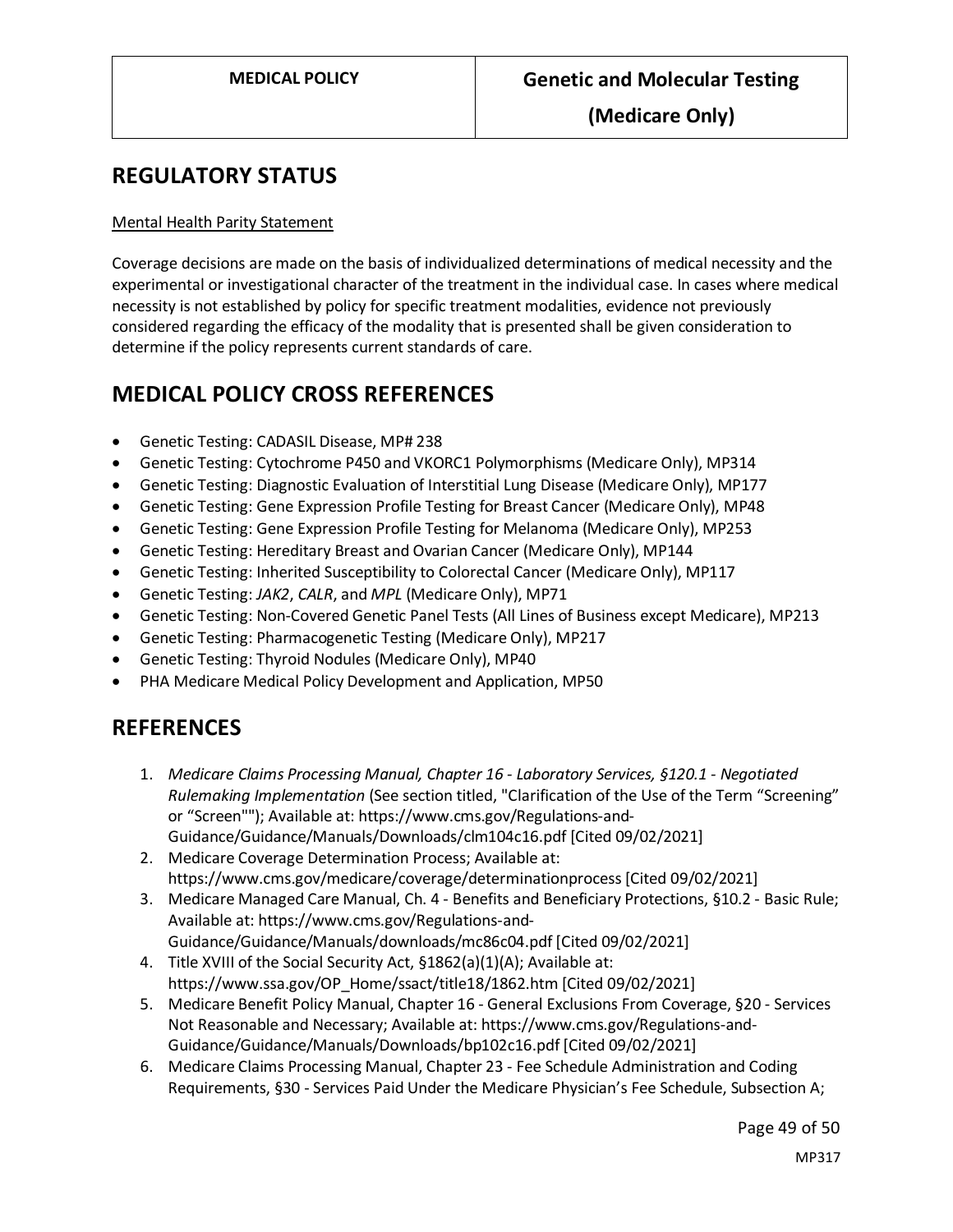## REGULATORY STATUS

Mental Health Parity Statement

Coverage decisions are made on the basis of individualized determinations of medical necessity and the experimental or investigational character of the treatment in the individual case. In cases where medical necessity is not established by policy for specific treatment modalities, evidence not previously considered regarding the efficacy of the modality that is presented shall be given consideration to determine if the policy represents current standards of care.

## MEDICAL POLICY CROSS REFERENCES

- Genetic Testing: CADASIL Disease, MP# 238
- Genetic Testing: Cytochrome P450 and VKORC1 Polymorphisms (Medicare Only), MP314
- Genetic Testing: Diagnostic Evaluation of Interstitial Lung Disease (Medicare Only), MP177
- Genetic Testing: Gene Expression Profile Testing for Breast Cancer (Medicare Only), MP48
- Genetic Testing: Gene Expression Profile Testing for Melanoma (Medicare Only), MP253
- Genetic Testing: Hereditary Breast and Ovarian Cancer (Medicare Only), MP144
- Genetic Testing: Inherited Susceptibility to Colorectal Cancer (Medicare Only), MP117
- Genetic Testing: *JAK2*, *CALR*, and *MPL* (Medicare Only), MP71
- Genetic Testing: Non-Covered Genetic Panel Tests (All Lines of Business except Medicare), MP213
- Genetic Testing: Pharmacogenetic Testing (Medicare Only), MP217
- Genetic Testing: Thyroid Nodules (Medicare Only), MP40
- PHA Medicare Medical Policy Development and Application, MP50

## REFERENCES

1. *Medicare Claims Processing Manual, Chapter 16 - Laboratory Services, §120.1 - Negotiated Rulemaking Implementation* (See section titled, "Clarification of the Use of the Term "Screening" or "Screen""); Available at: https://www.cms.gov/Regulations-and-Guidance/Guidance/Manuals/Downloads/clm104c16.pdf [Cited 09/02/2021]
2. Medicare Coverage Determination Process; Available at: https://www.cms.gov/medicare/coverage/determinationprocess [Cited 09/02/2021]
3. Medicare Managed Care Manual, Ch. 4 - Benefits and Beneficiary Protections, §10.2 - Basic Rule; Available at: https://www.cms.gov/Regulations-and-Guidance/Guidance/Manuals/downloads/mc86c04.pdf [Cited 09/02/2021]
4. Title XVIII of the Social Security Act, §1862(a)(1)(A); Available at: https://www.ssa.gov/OP_Home/ssact/title18/1862.htm [Cited 09/02/2021]
5. Medicare Benefit Policy Manual, Chapter 16 - General Exclusions From Coverage, §20 - Services Not Reasonable and Necessary; Available at: https://www.cms.gov/Regulations-and-Guidance/Guidance/Manuals/Downloads/bp102c16.pdf [Cited 09/02/2021]
6. Medicare Claims Processing Manual, Chapter 23 - Fee Schedule Administration and Coding Requirements, §30 - Services Paid Under the Medicare Physician's Fee Schedule, Subsection A;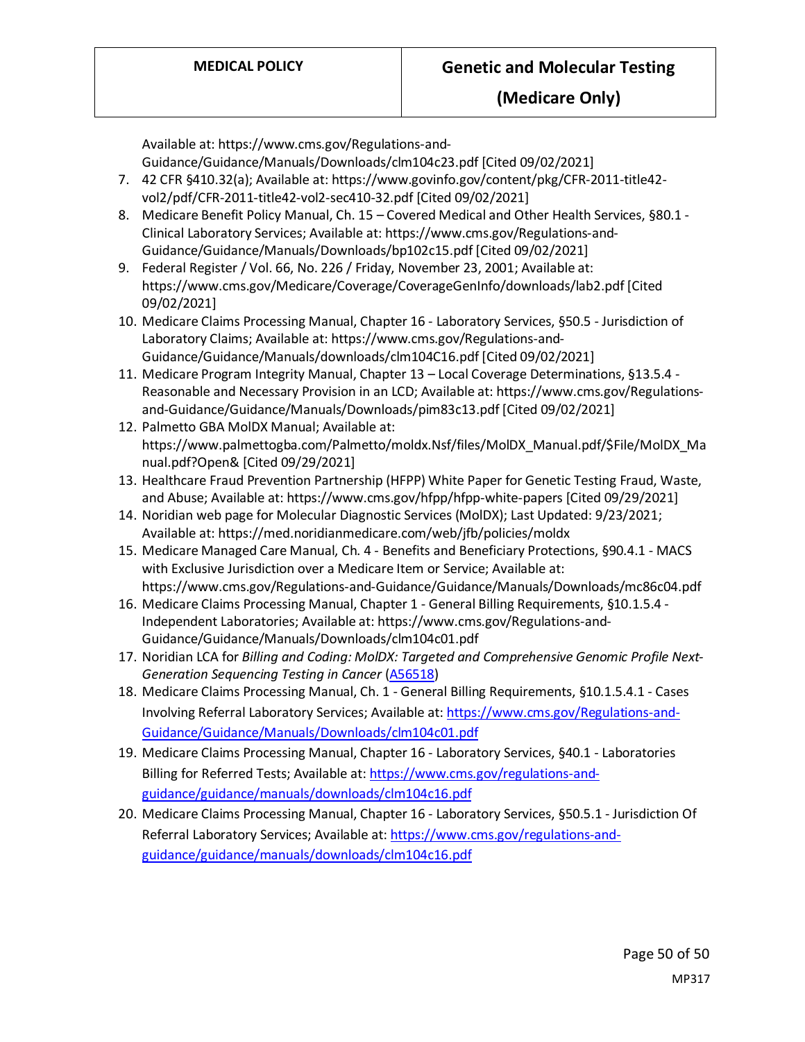Available at: https://www.cms.gov/Regulations-and-Guidance/Guidance/Manuals/Downloads/clm104c23.pdf [Cited 09/02/2021]

7. 42 CFR §410.32(a); Available at: https://www.govinfo.gov/content/pkg/CFR-2011-title42-vol2/pdf/CFR-2011-title42-vol2-sec410-32.pdf [Cited 09/02/2021]
8. Medicare Benefit Policy Manual, Ch. 15 – Covered Medical and Other Health Services, §80.1 - Clinical Laboratory Services; Available at: https://www.cms.gov/Regulations-and-Guidance/Guidance/Manuals/Downloads/bp102c15.pdf [Cited 09/02/2021]
9. Federal Register / Vol. 66, No. 226 / Friday, November 23, 2001; Available at: https://www.cms.gov/Medicare/Coverage/CoverageGenInfo/downloads/lab2.pdf [Cited 09/02/2021]
10. Medicare Claims Processing Manual, Chapter 16 - Laboratory Services, §50.5 - Jurisdiction of Laboratory Claims; Available at: https://www.cms.gov/Regulations-and-Guidance/Guidance/Manuals/downloads/clm104C16.pdf [Cited 09/02/2021]
11. Medicare Program Integrity Manual, Chapter 13 – Local Coverage Determinations, §13.5.4 - Reasonable and Necessary Provision in an LCD; Available at: https://www.cms.gov/Regulations-and-Guidance/Guidance/Manuals/Downloads/pim83c13.pdf [Cited 09/02/2021]
12. Palmetto GBA MolDX Manual; Available at: https://www.palmettogba.com/Palmetto/moldx.Nsf/files/MolDX_Manual.pdf/$File/MolDX_Manual.pdf?Open& [Cited 09/29/2021]
13. Healthcare Fraud Prevention Partnership (HFPP) White Paper for Genetic Testing Fraud, Waste, and Abuse; Available at: https://www.cms.gov/hfpp/hfpp-white-papers [Cited 09/29/2021]
14. Noridian web page for Molecular Diagnostic Services (MolDX); Last Updated: 9/23/2021; Available at: https://med.noridianmedicare.com/web/jfb/policies/moldx
15. Medicare Managed Care Manual, Ch. 4 - Benefits and Beneficiary Protections, §90.4.1 - MACS with Exclusive Jurisdiction over a Medicare Item or Service; Available at: https://www.cms.gov/Regulations-and-Guidance/Guidance/Manuals/Downloads/mc86c04.pdf
16. Medicare Claims Processing Manual, Chapter 1 - General Billing Requirements, §10.1.5.4 - Independent Laboratories; Available at: https://www.cms.gov/Regulations-and-Guidance/Guidance/Manuals/Downloads/clm104c01.pdf
17. Noridian LCA for *Billing and Coding: MolDX: Targeted and Comprehensive Genomic Profile Next-Generation Sequencing Testing in Cancer* (A56518)
18. Medicare Claims Processing Manual, Ch. 1 - General Billing Requirements, §10.1.5.4.1 - Cases Involving Referral Laboratory Services; Available at: https://www.cms.gov/Regulations-and-Guidance/Guidance/Manuals/Downloads/clm104c01.pdf
19. Medicare Claims Processing Manual, Chapter 16 - Laboratory Services, §40.1 - Laboratories Billing for Referred Tests; Available at: https://www.cms.gov/regulations-and-guidance/guidance/manuals/downloads/clm104c16.pdf
20. Medicare Claims Processing Manual, Chapter 16 - Laboratory Services, §50.5.1 - Jurisdiction Of Referral Laboratory Services; Available at: https://www.cms.gov/regulations-and-guidance/guidance/manuals/downloads/clm104c16.pdf